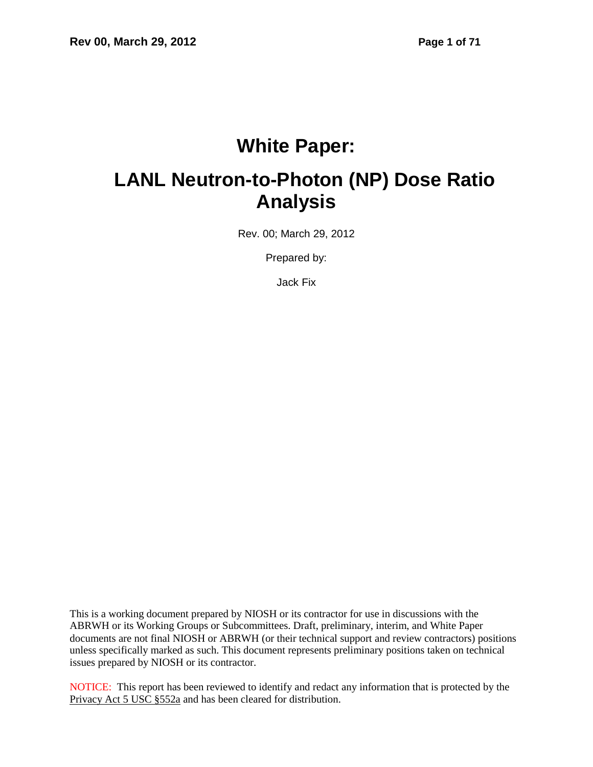# White Paper:

# LANL Neutron-to-Photon (NP) Dose Ratio Analysis

Rev. 00; March 29, 2012

Prepared by:

Jack Fix

This is a working document prepared by NIOSH or its contractor for use in discussions with the ABRWH or its Working Groups or Subcommittees. Draft, preliminary, interim, and White Paper documents are not final NIOSH or ABRWH (or their technical support and review contractors) positions unless specifically marked as such. This document represents preliminary positions taken on technical issues prepared by NIOSH or its contractor.

NOTICE: This report has been reviewed to identify and redact any information that is protected by the Privacy Act 5 USC §552a and has been cleared for distribution.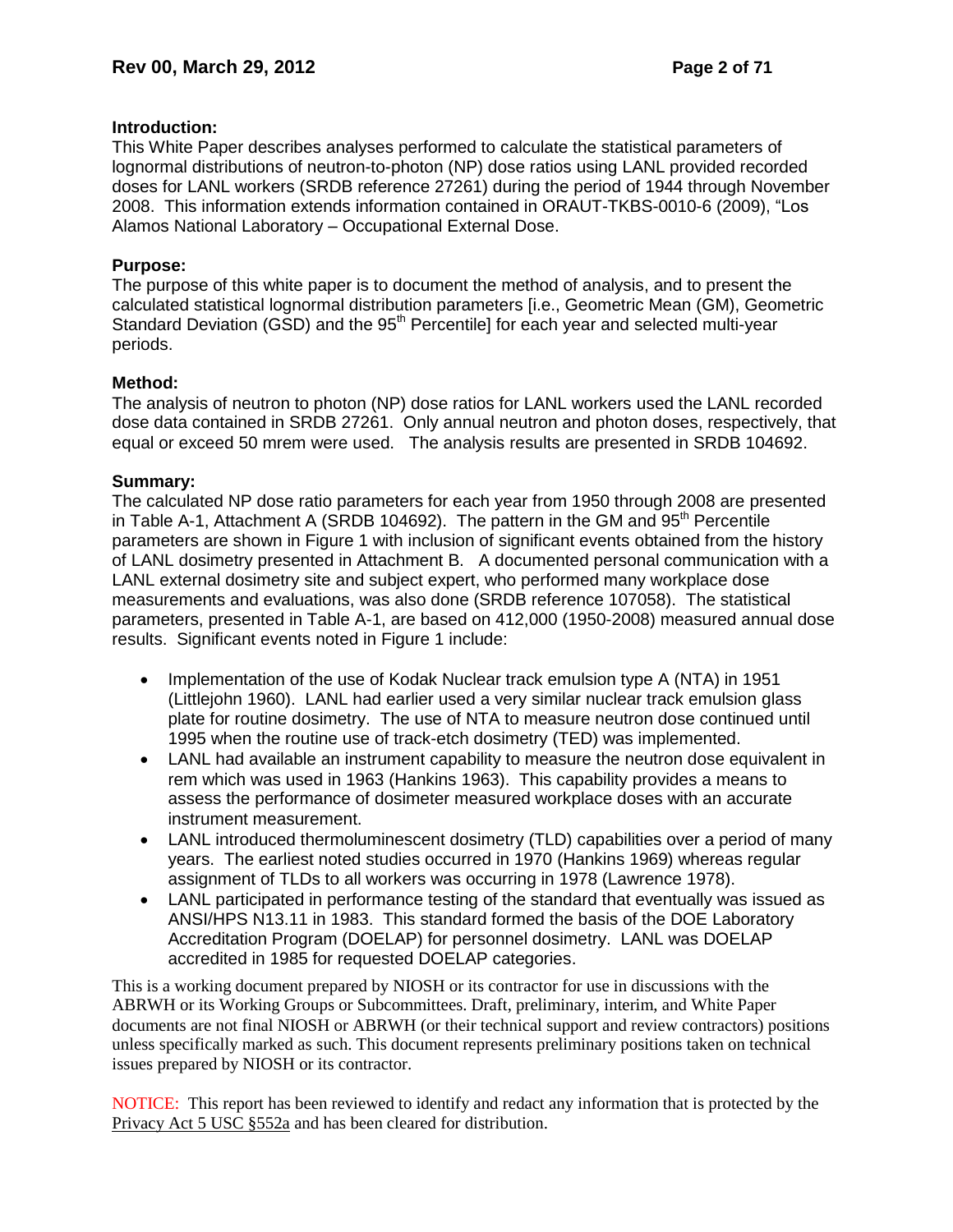**Introduction:**
This White Paper describes analyses performed to calculate the statistical parameters of lognormal distributions of neutron-to-photon (NP) dose ratios using LANL provided recorded doses for LANL workers (SRDB reference 27261) during the period of 1944 through November 2008. This information extends information contained in ORAUT-TKBS-0010-6 (2009), "Los Alamos National Laboratory – Occupational External Dose.

**Purpose:**
The purpose of this white paper is to document the method of analysis, and to present the calculated statistical lognormal distribution parameters [i.e., Geometric Mean (GM), Geometric Standard Deviation (GSD) and the 95$^{th}$ Percentile] for each year and selected multi-year periods.

**Method:**
The analysis of neutron to photon (NP) dose ratios for LANL workers used the LANL recorded dose data contained in SRDB 27261. Only annual neutron and photon doses, respectively, that equal or exceed 50 mrem were used. The analysis results are presented in SRDB 104692.

**Summary:**
The calculated NP dose ratio parameters for each year from 1950 through 2008 are presented in Table A-1, Attachment A (SRDB 104692). The pattern in the GM and 95$^{th}$ Percentile parameters are shown in Figure 1 with inclusion of significant events obtained from the history of LANL dosimetry presented in Attachment B. A documented personal communication with a LANL external dosimetry site and subject expert, who performed many workplace dose measurements and evaluations, was also done (SRDB reference 107058). The statistical parameters, presented in Table A-1, are based on 412,000 (1950-2008) measured annual dose results. Significant events noted in Figure 1 include:

- Implementation of the use of Kodak Nuclear track emulsion type A (NTA) in 1951 (Littlejohn 1960). LANL had earlier used a very similar nuclear track emulsion glass plate for routine dosimetry. The use of NTA to measure neutron dose continued until 1995 when the routine use of track-etch dosimetry (TED) was implemented.
- LANL had available an instrument capability to measure the neutron dose equivalent in rem which was used in 1963 (Hankins 1963). This capability provides a means to assess the performance of dosimeter measured workplace doses with an accurate instrument measurement.
- LANL introduced thermoluminescent dosimetry (TLD) capabilities over a period of many years. The earliest noted studies occurred in 1970 (Hankins 1969) whereas regular assignment of TLDs to all workers was occurring in 1978 (Lawrence 1978).
- LANL participated in performance testing of the standard that eventually was issued as ANSI/HPS N13.11 in 1983. This standard formed the basis of the DOE Laboratory Accreditation Program (DOELAP) for personnel dosimetry. LANL was DOELAP accredited in 1985 for requested DOELAP categories.

This is a working document prepared by NIOSH or its contractor for use in discussions with the ABRWH or its Working Groups or Subcommittees. Draft, preliminary, interim, and White Paper documents are not final NIOSH or ABRWH (or their technical support and review contractors) positions unless specifically marked as such. This document represents preliminary positions taken on technical issues prepared by NIOSH or its contractor.

NOTICE: This report has been reviewed to identify and redact any information that is protected by the Privacy Act 5 USC §552a and has been cleared for distribution.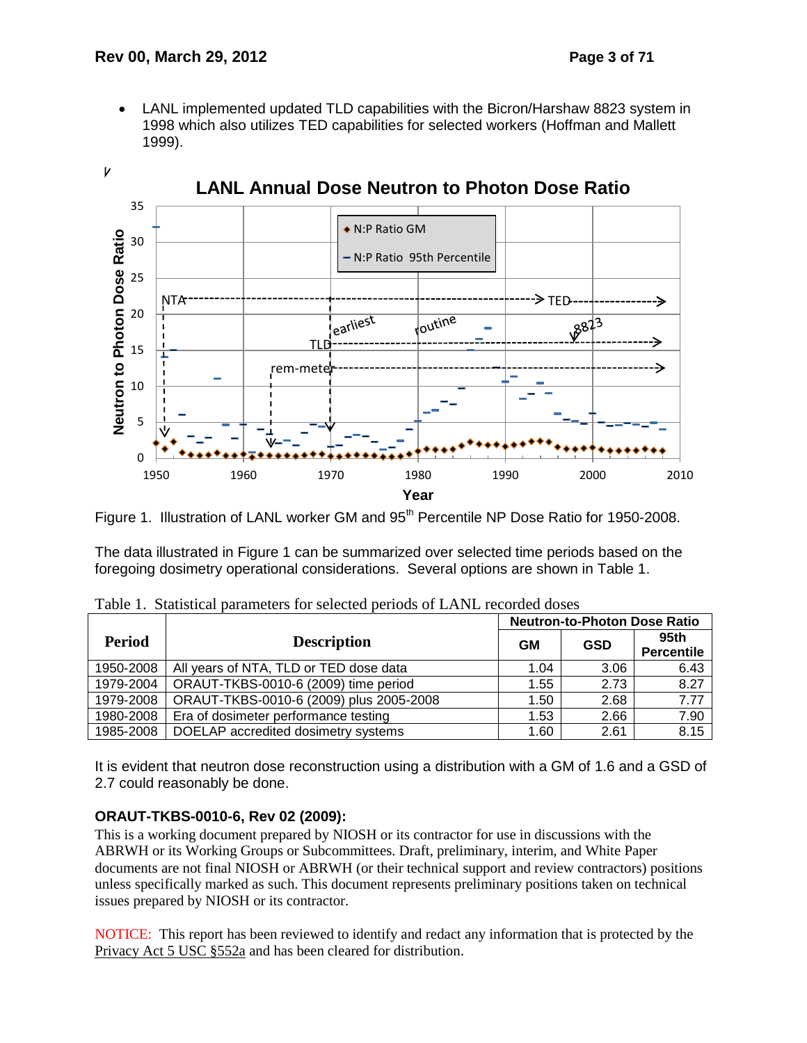- LANL implemented updated TLD capabilities with the Bicron/Harshaw 8823 system in 1998 which also utilizes TED capabilities for selected workers (Hoffman and Mallett 1999).

Figure 1. Illustration of LANL worker GM and 95th Percentile NP Dose Ratio for 1950-2008.

The data illustrated in Figure 1 can be summarized over selected time periods based on the foregoing dosimetry operational considerations. Several options are shown in Table 1.

Table 1. Statistical parameters for selected periods of LANL recorded doses

| Period | Description | Neutron-to-Photon Dose Ratio | | |
|---|---|---|---|---|
| | | GM | GSD | 95th Percentile |
| 1950-2008 | All years of NTA, TLD or TED dose data | 1.04 | 3.06 | 6.43 |
| 1979-2004 | ORAUT-TKBS-0010-6 (2009) time period | 1.55 | 2.73 | 8.27 |
| 1979-2008 | ORAUT-TKBS-0010-6 (2009) plus 2005-2008 | 1.50 | 2.68 | 7.77 |
| 1980-2008 | Era of dosimeter performance testing | 1.53 | 2.66 | 7.90 |
| 1985-2008 | DOELAP accredited dosimetry systems | 1.60 | 2.61 | 8.15 |

It is evident that neutron dose reconstruction using a distribution with a GM of 1.6 and a GSD of 2.7 could reasonably be done.

### ORAUT-TKBS-0010-6, Rev 02 (2009):

This is a working document prepared by NIOSH or its contractor for use in discussions with the ABRWH or its Working Groups or Subcommittees. Draft, preliminary, interim, and White Paper documents are not final NIOSH or ABRWH (or their technical support and review contractors) positions unless specifically marked as such. This document represents preliminary positions taken on technical issues prepared by NIOSH or its contractor.

NOTICE: This report has been reviewed to identify and redact any information that is protected by the Privacy Act 5 USC §552a and has been cleared for distribution.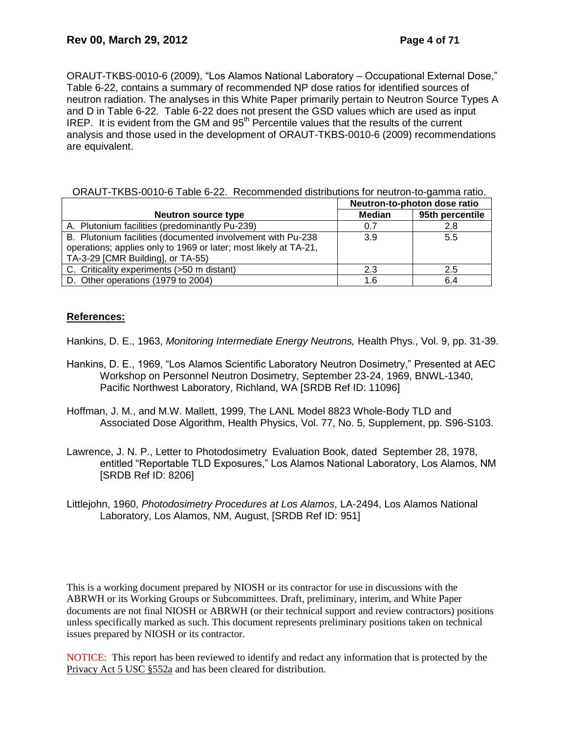ORAUT-TKBS-0010-6 (2009), "Los Alamos National Laboratory – Occupational External Dose," Table 6-22, contains a summary of recommended NP dose ratios for identified sources of neutron radiation. The analyses in this White Paper primarily pertain to Neutron Source Types A and D in Table 6-22. Table 6-22 does not present the GSD values which are used as input IREP. It is evident from the GM and 95th Percentile values that the results of the current analysis and those used in the development of ORAUT-TKBS-0010-6 (2009) recommendations are equivalent.

ORAUT-TKBS-0010-6 Table 6-22. Recommended distributions for neutron-to-gamma ratio.

| | Neutron-to-photon dose ratio | |
|---|---|---|
| **Neutron source type** | **Median** | **95th percentile** |
| A. Plutonium facilities (predominantly Pu-239) | 0.7 | 2.8 |
| B. Plutonium facilities (documented involvement with Pu-238 operations; applies only to 1969 or later; most likely at TA-21, TA-3-29 [CMR Building], or TA-55) | 3.9 | 5.5 |
| C. Criticality experiments (>50 m distant) | 2.3 | 2.5 |
| D. Other operations (1979 to 2004) | 1.6 | 6.4 |

**References:**

Hankins, D. E., 1963, *Monitoring Intermediate Energy Neutrons,* Health Phys., Vol. 9, pp. 31-39.

Hankins, D. E., 1969, "Los Alamos Scientific Laboratory Neutron Dosimetry," Presented at AEC Workshop on Personnel Neutron Dosimetry, September 23-24, 1969, BNWL-1340, Pacific Northwest Laboratory, Richland, WA [SRDB Ref ID: 11096]

Hoffman, J. M., and M.W. Mallett, 1999, The LANL Model 8823 Whole-Body TLD and Associated Dose Algorithm, Health Physics, Vol. 77, No. 5, Supplement, pp. S96-S103.

Lawrence, J. N. P., Letter to Photodosimetry Evaluation Book, dated September 28, 1978, entitled "Reportable TLD Exposures," Los Alamos National Laboratory, Los Alamos, NM [SRDB Ref ID: 8206]

Littlejohn, 1960, *Photodosimetry Procedures at Los Alamos*, LA-2494, Los Alamos National Laboratory, Los Alamos, NM, August, [SRDB Ref ID: 951]

This is a working document prepared by NIOSH or its contractor for use in discussions with the ABRWH or its Working Groups or Subcommittees. Draft, preliminary, interim, and White Paper documents are not final NIOSH or ABRWH (or their technical support and review contractors) positions unless specifically marked as such. This document represents preliminary positions taken on technical issues prepared by NIOSH or its contractor.

NOTICE: This report has been reviewed to identify and redact any information that is protected by the Privacy Act 5 USC §552a and has been cleared for distribution.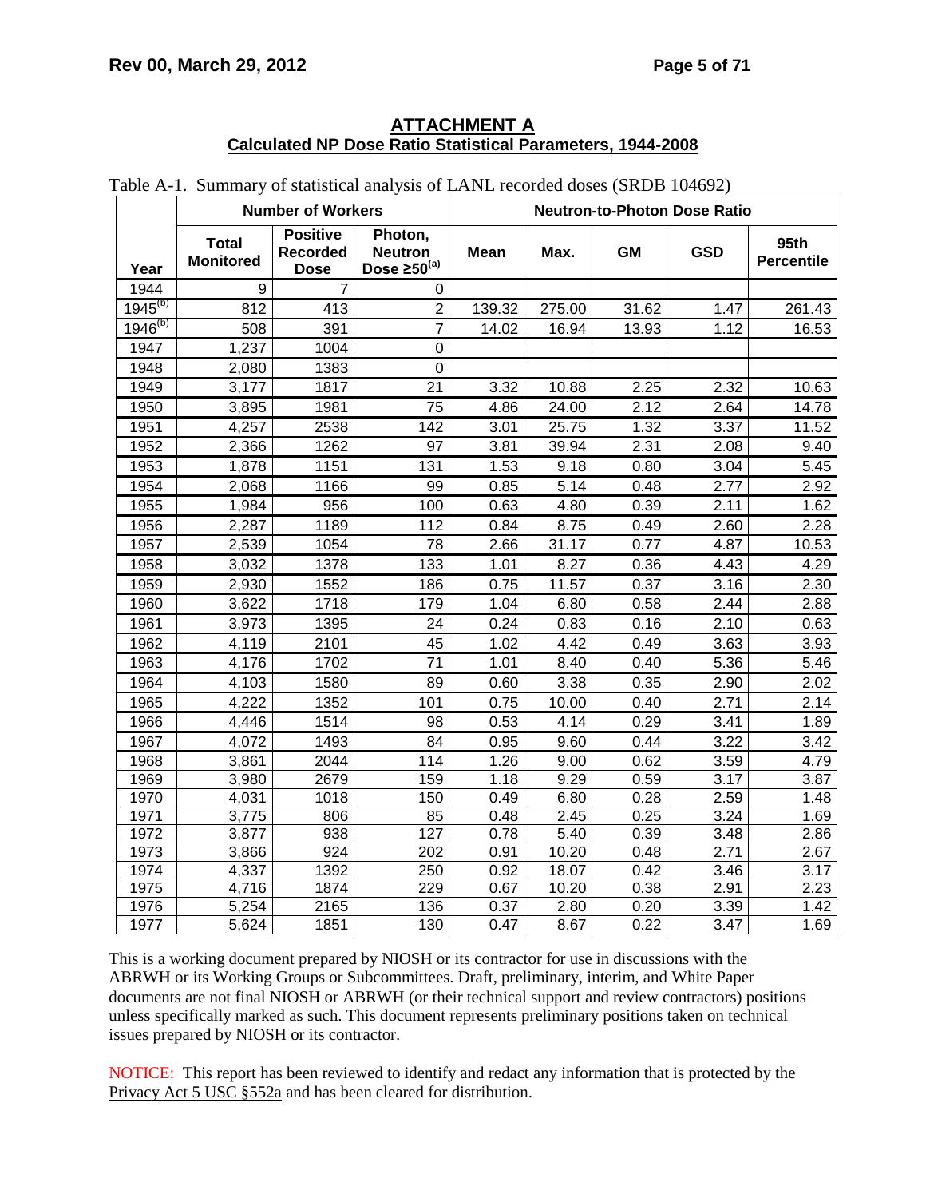## ATTACHMENT A
### Calculated NP Dose Ratio Statistical Parameters, 1944-2008

Table A-1. Summary of statistical analysis of LANL recorded doses (SRDB 104692)

| | Number of Workers | | | Neutron-to-Photon Dose Ratio | | | | |
|---|---|---|---|---|---|---|---|---|
| Year | Total Monitored | Positive Recorded Dose | Photon, Neutron Dose ≥50[(a)] | Mean | Max. | GM | GSD | 95th Percentile |
| 1944 | 9 | 7 | 0 | | | | | |
| 1945[(b)] | 812 | 413 | 2 | 139.32 | 275.00 | 31.62 | 1.47 | 261.43 |
| 1946[(b)] | 508 | 391 | 7 | 14.02 | 16.94 | 13.93 | 1.12 | 16.53 |
| 1947 | 1,237 | 1004 | 0 | | | | | |
| 1948 | 2,080 | 1383 | 0 | | | | | |
| 1949 | 3,177 | 1817 | 21 | 3.32 | 10.88 | 2.25 | 2.32 | 10.63 |
| 1950 | 3,895 | 1981 | 75 | 4.86 | 24.00 | 2.12 | 2.64 | 14.78 |
| 1951 | 4,257 | 2538 | 142 | 3.01 | 25.75 | 1.32 | 3.37 | 11.52 |
| 1952 | 2,366 | 1262 | 97 | 3.81 | 39.94 | 2.31 | 2.08 | 9.40 |
| 1953 | 1,878 | 1151 | 131 | 1.53 | 9.18 | 0.80 | 3.04 | 5.45 |
| 1954 | 2,068 | 1166 | 99 | 0.85 | 5.14 | 0.48 | 2.77 | 2.92 |
| 1955 | 1,984 | 956 | 100 | 0.63 | 4.80 | 0.39 | 2.11 | 1.62 |
| 1956 | 2,287 | 1189 | 112 | 0.84 | 8.75 | 0.49 | 2.60 | 2.28 |
| 1957 | 2,539 | 1054 | 78 | 2.66 | 31.17 | 0.77 | 4.87 | 10.53 |
| 1958 | 3,032 | 1378 | 133 | 1.01 | 8.27 | 0.36 | 4.43 | 4.29 |
| 1959 | 2,930 | 1552 | 186 | 0.75 | 11.57 | 0.37 | 3.16 | 2.30 |
| 1960 | 3,622 | 1718 | 179 | 1.04 | 6.80 | 0.58 | 2.44 | 2.88 |
| 1961 | 3,973 | 1395 | 24 | 0.24 | 0.83 | 0.16 | 2.10 | 0.63 |
| 1962 | 4,119 | 2101 | 45 | 1.02 | 4.42 | 0.49 | 3.63 | 3.93 |
| 1963 | 4,176 | 1702 | 71 | 1.01 | 8.40 | 0.40 | 5.36 | 5.46 |
| 1964 | 4,103 | 1580 | 89 | 0.60 | 3.38 | 0.35 | 2.90 | 2.02 |
| 1965 | 4,222 | 1352 | 101 | 0.75 | 10.00 | 0.40 | 2.71 | 2.14 |
| 1966 | 4,446 | 1514 | 98 | 0.53 | 4.14 | 0.29 | 3.41 | 1.89 |
| 1967 | 4,072 | 1493 | 84 | 0.95 | 9.60 | 0.44 | 3.22 | 3.42 |
| 1968 | 3,861 | 2044 | 114 | 1.26 | 9.00 | 0.62 | 3.59 | 4.79 |
| 1969 | 3,980 | 2679 | 159 | 1.18 | 9.29 | 0.59 | 3.17 | 3.87 |
| 1970 | 4,031 | 1018 | 150 | 0.49 | 6.80 | 0.28 | 2.59 | 1.48 |
| 1971 | 3,775 | 806 | 85 | 0.48 | 2.45 | 0.25 | 3.24 | 1.69 |
| 1972 | 3,877 | 938 | 127 | 0.78 | 5.40 | 0.39 | 3.48 | 2.86 |
| 1973 | 3,866 | 924 | 202 | 0.91 | 10.20 | 0.48 | 2.71 | 2.67 |
| 1974 | 4,337 | 1392 | 250 | 0.92 | 18.07 | 0.42 | 3.46 | 3.17 |
| 1975 | 4,716 | 1874 | 229 | 0.67 | 10.20 | 0.38 | 2.91 | 2.23 |
| 1976 | 5,254 | 2165 | 136 | 0.37 | 2.80 | 0.20 | 3.39 | 1.42 |
| 1977 | 5,624 | 1851 | 130 | 0.47 | 8.67 | 0.22 | 3.47 | 1.69 |

This is a working document prepared by NIOSH or its contractor for use in discussions with the ABRWH or its Working Groups or Subcommittees. Draft, preliminary, interim, and White Paper documents are not final NIOSH or ABRWH (or their technical support and review contractors) positions unless specifically marked as such. This document represents preliminary positions taken on technical issues prepared by NIOSH or its contractor.

NOTICE: This report has been reviewed to identify and redact any information that is protected by the Privacy Act 5 USC §552a and has been cleared for distribution.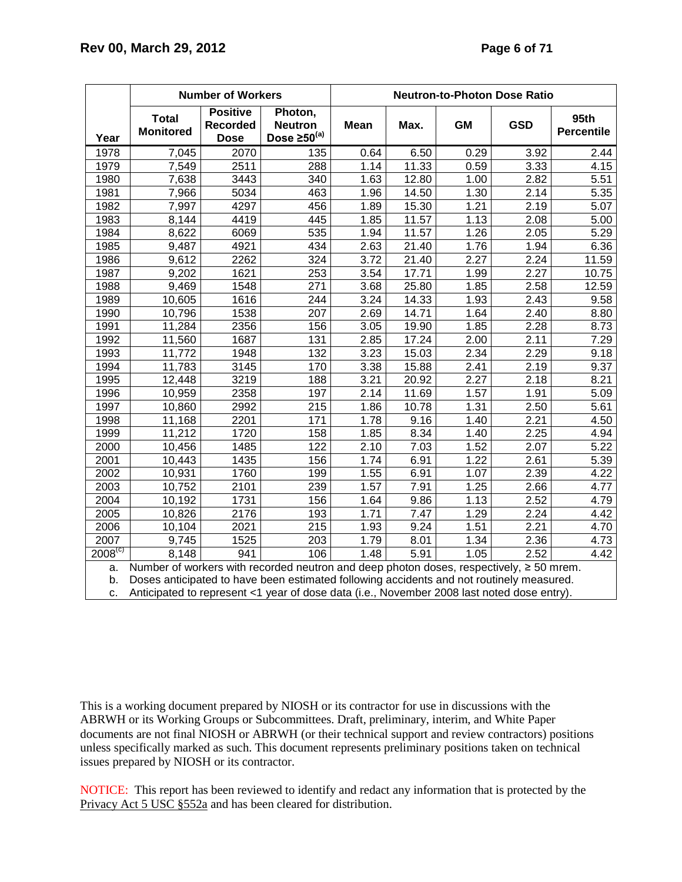| Year | Number of Workers | | | Neutron-to-Photon Dose Ratio | | | | |
|---|---|---|---|---|---|---|---|---|
| | Total Monitored | Positive Recorded Dose | Photon, Neutron Dose ≥50[a] | Mean | Max. | GM | GSD | 95th Percentile |
| 1978 | 7,045 | 2070 | 135 | 0.64 | 6.50 | 0.29 | 3.92 | 2.44 |
| 1979 | 7,549 | 2511 | 288 | 1.14 | 11.33 | 0.59 | 3.33 | 4.15 |
| 1980 | 7,638 | 3443 | 340 | 1.63 | 12.80 | 1.00 | 2.82 | 5.51 |
| 1981 | 7,966 | 5034 | 463 | 1.96 | 14.50 | 1.30 | 2.14 | 5.35 |
| 1982 | 7,997 | 4297 | 456 | 1.89 | 15.30 | 1.21 | 2.19 | 5.07 |
| 1983 | 8,144 | 4419 | 445 | 1.85 | 11.57 | 1.13 | 2.08 | 5.00 |
| 1984 | 8,622 | 6069 | 535 | 1.94 | 11.57 | 1.26 | 2.05 | 5.29 |
| 1985 | 9,487 | 4921 | 434 | 2.63 | 21.40 | 1.76 | 1.94 | 6.36 |
| 1986 | 9,612 | 2262 | 324 | 3.72 | 21.40 | 2.27 | 2.24 | 11.59 |
| 1987 | 9,202 | 1621 | 253 | 3.54 | 17.71 | 1.99 | 2.27 | 10.75 |
| 1988 | 9,469 | 1548 | 271 | 3.68 | 25.80 | 1.85 | 2.58 | 12.59 |
| 1989 | 10,605 | 1616 | 244 | 3.24 | 14.33 | 1.93 | 2.43 | 9.58 |
| 1990 | 10,796 | 1538 | 207 | 2.69 | 14.71 | 1.64 | 2.40 | 8.80 |
| 1991 | 11,284 | 2356 | 156 | 3.05 | 19.90 | 1.85 | 2.28 | 8.73 |
| 1992 | 11,560 | 1687 | 131 | 2.85 | 17.24 | 2.00 | 2.11 | 7.29 |
| 1993 | 11,772 | 1948 | 132 | 3.23 | 15.03 | 2.34 | 2.29 | 9.18 |
| 1994 | 11,783 | 3145 | 170 | 3.38 | 15.88 | 2.41 | 2.19 | 9.37 |
| 1995 | 12,448 | 3219 | 188 | 3.21 | 20.92 | 2.27 | 2.18 | 8.21 |
| 1996 | 10,959 | 2358 | 197 | 2.14 | 11.69 | 1.57 | 1.91 | 5.09 |
| 1997 | 10,860 | 2992 | 215 | 1.86 | 10.78 | 1.31 | 2.50 | 5.61 |
| 1998 | 11,168 | 2201 | 171 | 1.78 | 9.16 | 1.40 | 2.21 | 4.50 |
| 1999 | 11,212 | 1720 | 158 | 1.85 | 8.34 | 1.40 | 2.25 | 4.94 |
| 2000 | 10,456 | 1485 | 122 | 2.10 | 7.03 | 1.52 | 2.07 | 5.22 |
| 2001 | 10,443 | 1435 | 156 | 1.74 | 6.91 | 1.22 | 2.61 | 5.39 |
| 2002 | 10,931 | 1760 | 199 | 1.55 | 6.91 | 1.07 | 2.39 | 4.22 |
| 2003 | 10,752 | 2101 | 239 | 1.57 | 7.91 | 1.25 | 2.66 | 4.77 |
| 2004 | 10,192 | 1731 | 156 | 1.64 | 9.86 | 1.13 | 2.52 | 4.79 |
| 2005 | 10,826 | 2176 | 193 | 1.71 | 7.47 | 1.29 | 2.24 | 4.42 |
| 2006 | 10,104 | 2021 | 215 | 1.93 | 9.24 | 1.51 | 2.21 | 4.70 |
| 2007 | 9,745 | 1525 | 203 | 1.79 | 8.01 | 1.34 | 2.36 | 4.73 |
| 2008[c] | 8,148 | 941 | 106 | 1.48 | 5.91 | 1.05 | 2.52 | 4.42 |

a. Number of workers with recorded neutron and deep photon doses, respectively, ≥ 50 mrem.
b. Doses anticipated to have been estimated following accidents and not routinely measured.
c. Anticipated to represent <1 year of dose data (i.e., November 2008 last noted dose entry).

This is a working document prepared by NIOSH or its contractor for use in discussions with the ABRWH or its Working Groups or Subcommittees. Draft, preliminary, interim, and White Paper documents are not final NIOSH or ABRWH (or their technical support and review contractors) positions unless specifically marked as such. This document represents preliminary positions taken on technical issues prepared by NIOSH or its contractor.

NOTICE: This report has been reviewed to identify and redact any information that is protected by the Privacy Act 5 USC §552a and has been cleared for distribution.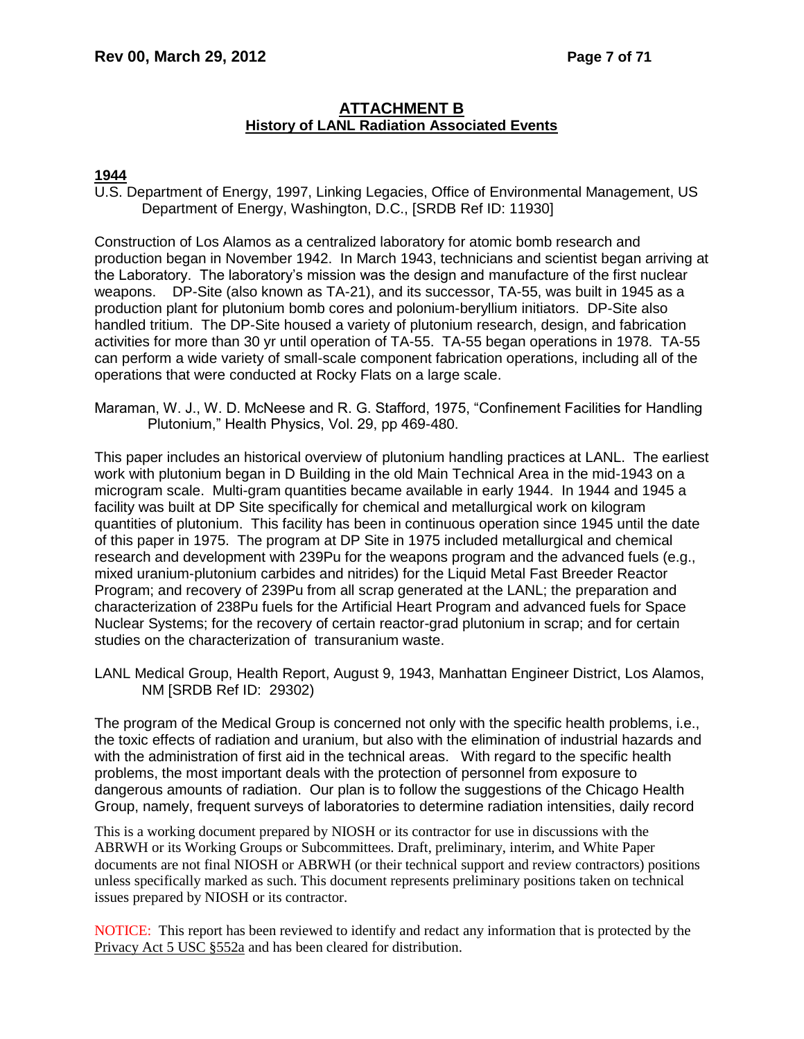## ATTACHMENT B
### History of LANL Radiation Associated Events

**1944**

U.S. Department of Energy, 1997, Linking Legacies, Office of Environmental Management, US Department of Energy, Washington, D.C., [SRDB Ref ID: 11930]

Construction of Los Alamos as a centralized laboratory for atomic bomb research and production began in November 1942. In March 1943, technicians and scientist began arriving at the Laboratory. The laboratory's mission was the design and manufacture of the first nuclear weapons. DP-Site (also known as TA-21), and its successor, TA-55, was built in 1945 as a production plant for plutonium bomb cores and polonium-beryllium initiators. DP-Site also handled tritium. The DP-Site housed a variety of plutonium research, design, and fabrication activities for more than 30 yr until operation of TA-55. TA-55 began operations in 1978. TA-55 can perform a wide variety of small-scale component fabrication operations, including all of the operations that were conducted at Rocky Flats on a large scale.

Maraman, W. J., W. D. McNeese and R. G. Stafford, 1975, "Confinement Facilities for Handling Plutonium," Health Physics, Vol. 29, pp 469-480.

This paper includes an historical overview of plutonium handling practices at LANL. The earliest work with plutonium began in D Building in the old Main Technical Area in the mid-1943 on a microgram scale. Multi-gram quantities became available in early 1944. In 1944 and 1945 a facility was built at DP Site specifically for chemical and metallurgical work on kilogram quantities of plutonium. This facility has been in continuous operation since 1945 until the date of this paper in 1975. The program at DP Site in 1975 included metallurgical and chemical research and development with 239Pu for the weapons program and the advanced fuels (e.g., mixed uranium-plutonium carbides and nitrides) for the Liquid Metal Fast Breeder Reactor Program; and recovery of 239Pu from all scrap generated at the LANL; the preparation and characterization of 238Pu fuels for the Artificial Heart Program and advanced fuels for Space Nuclear Systems; for the recovery of certain reactor-grad plutonium in scrap; and for certain studies on the characterization of transuranium waste.

LANL Medical Group, Health Report, August 9, 1943, Manhattan Engineer District, Los Alamos, NM [SRDB Ref ID: 29302)

The program of the Medical Group is concerned not only with the specific health problems, i.e., the toxic effects of radiation and uranium, but also with the elimination of industrial hazards and with the administration of first aid in the technical areas. With regard to the specific health problems, the most important deals with the protection of personnel from exposure to dangerous amounts of radiation. Our plan is to follow the suggestions of the Chicago Health Group, namely, frequent surveys of laboratories to determine radiation intensities, daily record

This is a working document prepared by NIOSH or its contractor for use in discussions with the ABRWH or its Working Groups or Subcommittees. Draft, preliminary, interim, and White Paper documents are not final NIOSH or ABRWH (or their technical support and review contractors) positions unless specifically marked as such. This document represents preliminary positions taken on technical issues prepared by NIOSH or its contractor.

NOTICE: This report has been reviewed to identify and redact any information that is protected by the Privacy Act 5 USC §552a and has been cleared for distribution.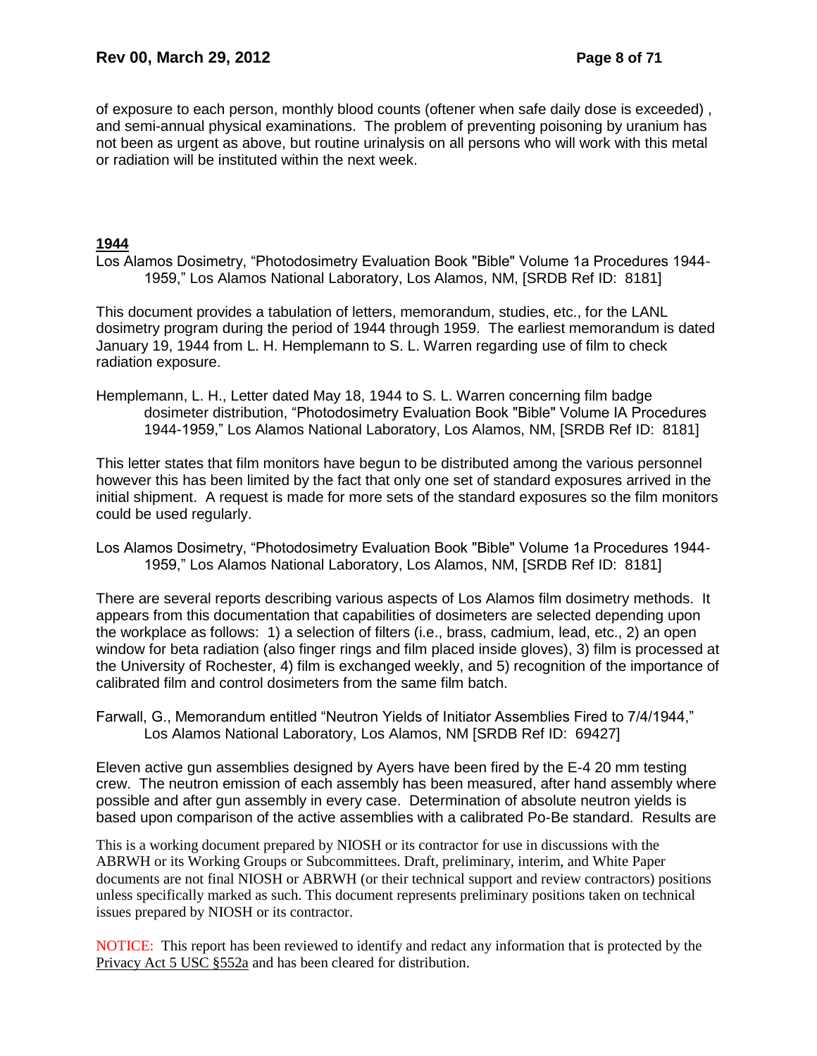of exposure to each person, monthly blood counts (oftener when safe daily dose is exceeded) , and semi-annual physical examinations. The problem of preventing poisoning by uranium has not been as urgent as above, but routine urinalysis on all persons who will work with this metal or radiation will be instituted within the next week.

**1944**

Los Alamos Dosimetry, "Photodosimetry Evaluation Book "Bible" Volume 1a Procedures 1944-1959," Los Alamos National Laboratory, Los Alamos, NM, [SRDB Ref ID: 8181]

This document provides a tabulation of letters, memorandum, studies, etc., for the LANL dosimetry program during the period of 1944 through 1959. The earliest memorandum is dated January 19, 1944 from L. H. Hemplemann to S. L. Warren regarding use of film to check radiation exposure.

Hemplemann, L. H., Letter dated May 18, 1944 to S. L. Warren concerning film badge dosimeter distribution, "Photodosimetry Evaluation Book "Bible" Volume IA Procedures 1944-1959," Los Alamos National Laboratory, Los Alamos, NM, [SRDB Ref ID: 8181]

This letter states that film monitors have begun to be distributed among the various personnel however this has been limited by the fact that only one set of standard exposures arrived in the initial shipment. A request is made for more sets of the standard exposures so the film monitors could be used regularly.

Los Alamos Dosimetry, "Photodosimetry Evaluation Book "Bible" Volume 1a Procedures 1944-1959," Los Alamos National Laboratory, Los Alamos, NM, [SRDB Ref ID: 8181]

There are several reports describing various aspects of Los Alamos film dosimetry methods. It appears from this documentation that capabilities of dosimeters are selected depending upon the workplace as follows: 1) a selection of filters (i.e., brass, cadmium, lead, etc., 2) an open window for beta radiation (also finger rings and film placed inside gloves), 3) film is processed at the University of Rochester, 4) film is exchanged weekly, and 5) recognition of the importance of calibrated film and control dosimeters from the same film batch.

Farwall, G., Memorandum entitled "Neutron Yields of Initiator Assemblies Fired to 7/4/1944," Los Alamos National Laboratory, Los Alamos, NM [SRDB Ref ID: 69427]

Eleven active gun assemblies designed by Ayers have been fired by the E-4 20 mm testing crew. The neutron emission of each assembly has been measured, after hand assembly where possible and after gun assembly in every case. Determination of absolute neutron yields is based upon comparison of the active assemblies with a calibrated Po-Be standard. Results are

This is a working document prepared by NIOSH or its contractor for use in discussions with the ABRWH or its Working Groups or Subcommittees. Draft, preliminary, interim, and White Paper documents are not final NIOSH or ABRWH (or their technical support and review contractors) positions unless specifically marked as such. This document represents preliminary positions taken on technical issues prepared by NIOSH or its contractor.

NOTICE: This report has been reviewed to identify and redact any information that is protected by the Privacy Act 5 USC §552a and has been cleared for distribution.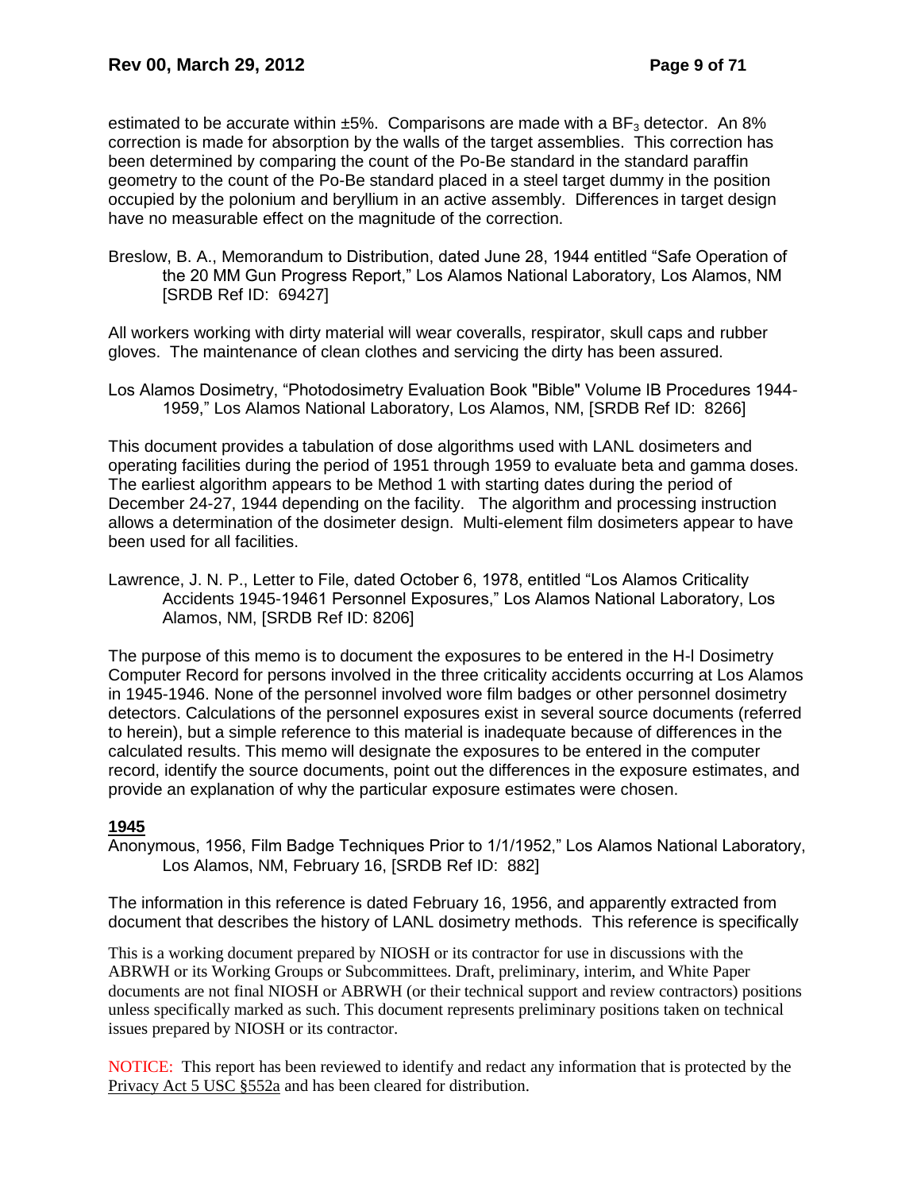estimated to be accurate within ±5%. Comparisons are made with a $BF_3$ detector. An 8% correction is made for absorption by the walls of the target assemblies. This correction has been determined by comparing the count of the Po-Be standard in the standard paraffin geometry to the count of the Po-Be standard placed in a steel target dummy in the position occupied by the polonium and beryllium in an active assembly. Differences in target design have no measurable effect on the magnitude of the correction.

Breslow, B. A., Memorandum to Distribution, dated June 28, 1944 entitled "Safe Operation of the 20 MM Gun Progress Report," Los Alamos National Laboratory, Los Alamos, NM [SRDB Ref ID: 69427]

All workers working with dirty material will wear coveralls, respirator, skull caps and rubber gloves. The maintenance of clean clothes and servicing the dirty has been assured.

Los Alamos Dosimetry, "Photodosimetry Evaluation Book "Bible" Volume IB Procedures 1944-1959," Los Alamos National Laboratory, Los Alamos, NM, [SRDB Ref ID: 8266]

This document provides a tabulation of dose algorithms used with LANL dosimeters and operating facilities during the period of 1951 through 1959 to evaluate beta and gamma doses. The earliest algorithm appears to be Method 1 with starting dates during the period of December 24-27, 1944 depending on the facility. The algorithm and processing instruction allows a determination of the dosimeter design. Multi-element film dosimeters appear to have been used for all facilities.

Lawrence, J. N. P., Letter to File, dated October 6, 1978, entitled "Los Alamos Criticality Accidents 1945-19461 Personnel Exposures," Los Alamos National Laboratory, Los Alamos, NM, [SRDB Ref ID: 8206]

The purpose of this memo is to document the exposures to be entered in the H-l Dosimetry Computer Record for persons involved in the three criticality accidents occurring at Los Alamos in 1945-1946. None of the personnel involved wore film badges or other personnel dosimetry detectors. Calculations of the personnel exposures exist in several source documents (referred to herein), but a simple reference to this material is inadequate because of differences in the calculated results. This memo will designate the exposures to be entered in the computer record, identify the source documents, point out the differences in the exposure estimates, and provide an explanation of why the particular exposure estimates were chosen.

**1945**

Anonymous, 1956, Film Badge Techniques Prior to 1/1/1952," Los Alamos National Laboratory, Los Alamos, NM, February 16, [SRDB Ref ID: 882]

The information in this reference is dated February 16, 1956, and apparently extracted from document that describes the history of LANL dosimetry methods. This reference is specifically

This is a working document prepared by NIOSH or its contractor for use in discussions with the ABRWH or its Working Groups or Subcommittees. Draft, preliminary, interim, and White Paper documents are not final NIOSH or ABRWH (or their technical support and review contractors) positions unless specifically marked as such. This document represents preliminary positions taken on technical issues prepared by NIOSH or its contractor.

NOTICE: This report has been reviewed to identify and redact any information that is protected by the Privacy Act 5 USC §552a and has been cleared for distribution.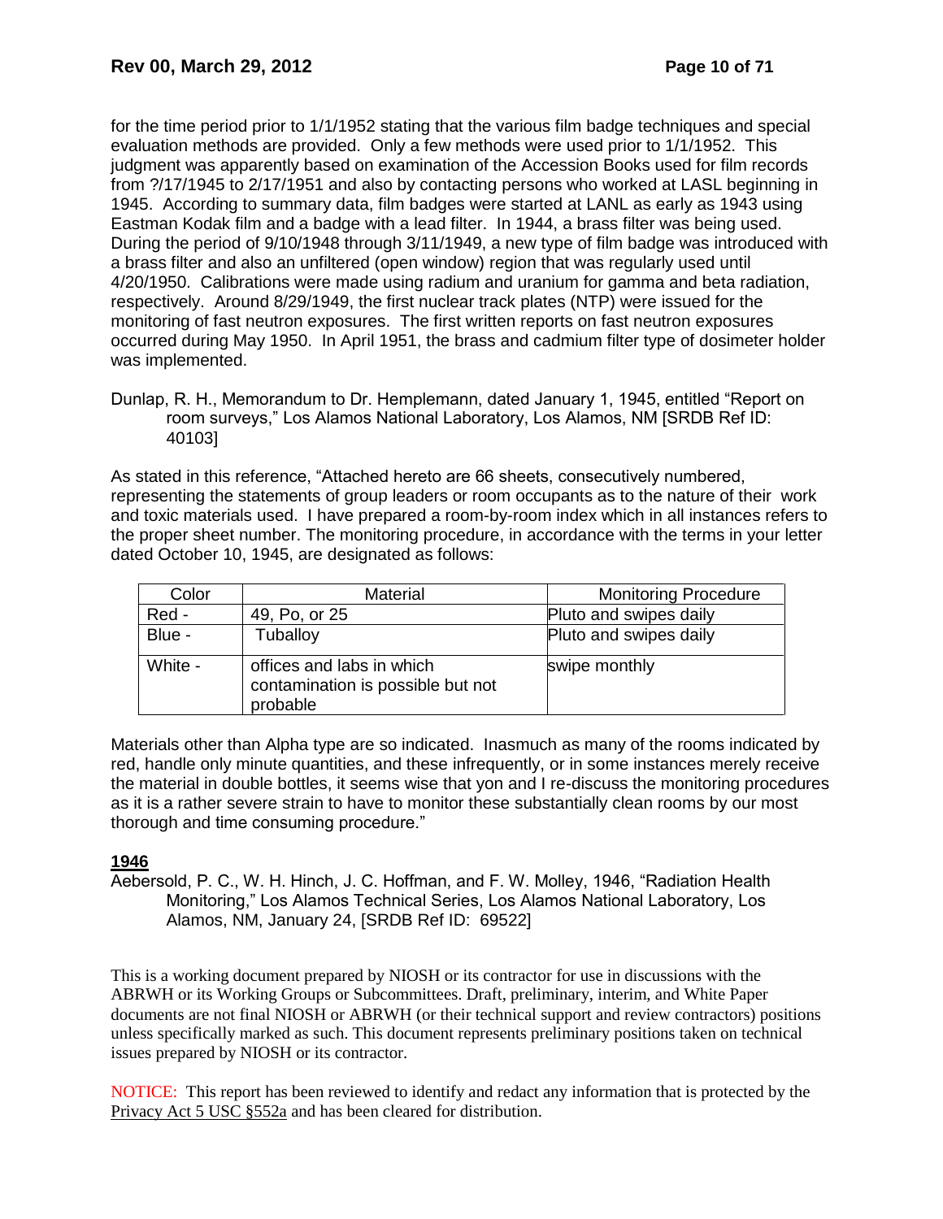for the time period prior to 1/1/1952 stating that the various film badge techniques and special evaluation methods are provided. Only a few methods were used prior to 1/1/1952. This judgment was apparently based on examination of the Accession Books used for film records from ?/17/1945 to 2/17/1951 and also by contacting persons who worked at LASL beginning in 1945. According to summary data, film badges were started at LANL as early as 1943 using Eastman Kodak film and a badge with a lead filter. In 1944, a brass filter was being used. During the period of 9/10/1948 through 3/11/1949, a new type of film badge was introduced with a brass filter and also an unfiltered (open window) region that was regularly used until 4/20/1950. Calibrations were made using radium and uranium for gamma and beta radiation, respectively. Around 8/29/1949, the first nuclear track plates (NTP) were issued for the monitoring of fast neutron exposures. The first written reports on fast neutron exposures occurred during May 1950. In April 1951, the brass and cadmium filter type of dosimeter holder was implemented.

Dunlap, R. H., Memorandum to Dr. Hemplemann, dated January 1, 1945, entitled "Report on room surveys," Los Alamos National Laboratory, Los Alamos, NM [SRDB Ref ID: 40103]

As stated in this reference, "Attached hereto are 66 sheets, consecutively numbered, representing the statements of group leaders or room occupants as to the nature of their work and toxic materials used. I have prepared a room-by-room index which in all instances refers to the proper sheet number. The monitoring procedure, in accordance with the terms in your letter dated October 10, 1945, are designated as follows:

| Color | Material | Monitoring Procedure |
|---|---|---|
| Red - | 49, Po, or 25 | Pluto and swipes daily |
| Blue - | Tuballoy | Pluto and swipes daily |
| White - | offices and labs in which contamination is possible but not probable | swipe monthly |

Materials other than Alpha type are so indicated. Inasmuch as many of the rooms indicated by red, handle only minute quantities, and these infrequently, or in some instances merely receive the material in double bottles, it seems wise that yon and I re-discuss the monitoring procedures as it is a rather severe strain to have to monitor these substantially clean rooms by our most thorough and time consuming procedure."

## 1946

Aebersold, P. C., W. H. Hinch, J. C. Hoffman, and F. W. Molley, 1946, "Radiation Health Monitoring," Los Alamos Technical Series, Los Alamos National Laboratory, Los Alamos, NM, January 24, [SRDB Ref ID: 69522]

This is a working document prepared by NIOSH or its contractor for use in discussions with the ABRWH or its Working Groups or Subcommittees. Draft, preliminary, interim, and White Paper documents are not final NIOSH or ABRWH (or their technical support and review contractors) positions unless specifically marked as such. This document represents preliminary positions taken on technical issues prepared by NIOSH or its contractor.

NOTICE: This report has been reviewed to identify and redact any information that is protected by the Privacy Act 5 USC §552a and has been cleared for distribution.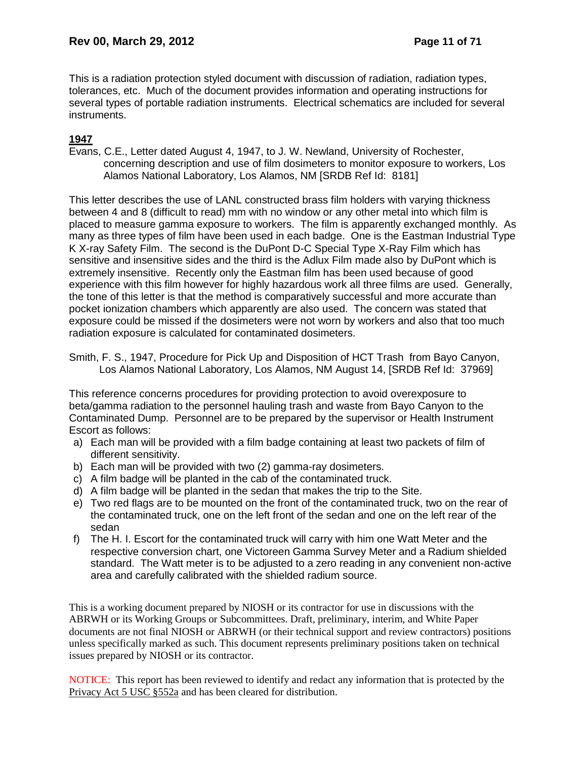This is a radiation protection styled document with discussion of radiation, radiation types, tolerances, etc. Much of the document provides information and operating instructions for several types of portable radiation instruments. Electrical schematics are included for several instruments.

**1947**

Evans, C.E., Letter dated August 4, 1947, to J. W. Newland, University of Rochester, concerning description and use of film dosimeters to monitor exposure to workers, Los Alamos National Laboratory, Los Alamos, NM [SRDB Ref Id: 8181]

This letter describes the use of LANL constructed brass film holders with varying thickness between 4 and 8 (difficult to read) mm with no window or any other metal into which film is placed to measure gamma exposure to workers. The film is apparently exchanged monthly. As many as three types of film have been used in each badge. One is the Eastman Industrial Type K X-ray Safety Film. The second is the DuPont D-C Special Type X-Ray Film which has sensitive and insensitive sides and the third is the Adlux Film made also by DuPont which is extremely insensitive. Recently only the Eastman film has been used because of good experience with this film however for highly hazardous work all three films are used. Generally, the tone of this letter is that the method is comparatively successful and more accurate than pocket ionization chambers which apparently are also used. The concern was stated that exposure could be missed if the dosimeters were not worn by workers and also that too much radiation exposure is calculated for contaminated dosimeters.

Smith, F. S., 1947, Procedure for Pick Up and Disposition of HCT Trash from Bayo Canyon, Los Alamos National Laboratory, Los Alamos, NM August 14, [SRDB Ref Id: 37969]

This reference concerns procedures for providing protection to avoid overexposure to beta/gamma radiation to the personnel hauling trash and waste from Bayo Canyon to the Contaminated Dump. Personnel are to be prepared by the supervisor or Health Instrument Escort as follows:

a) Each man will be provided with a film badge containing at least two packets of film of different sensitivity.
b) Each man will be provided with two (2) gamma-ray dosimeters.
c) A film badge will be planted in the cab of the contaminated truck.
d) A film badge will be planted in the sedan that makes the trip to the Site.
e) Two red flags are to be mounted on the front of the contaminated truck, two on the rear of the contaminated truck, one on the left front of the sedan and one on the left rear of the sedan
f) The H. I. Escort for the contaminated truck will carry with him one Watt Meter and the respective conversion chart, one Victoreen Gamma Survey Meter and a Radium shielded standard. The Watt meter is to be adjusted to a zero reading in any convenient non-active area and carefully calibrated with the shielded radium source.

This is a working document prepared by NIOSH or its contractor for use in discussions with the ABRWH or its Working Groups or Subcommittees. Draft, preliminary, interim, and White Paper documents are not final NIOSH or ABRWH (or their technical support and review contractors) positions unless specifically marked as such. This document represents preliminary positions taken on technical issues prepared by NIOSH or its contractor.

NOTICE: This report has been reviewed to identify and redact any information that is protected by the Privacy Act 5 USC §552a and has been cleared for distribution.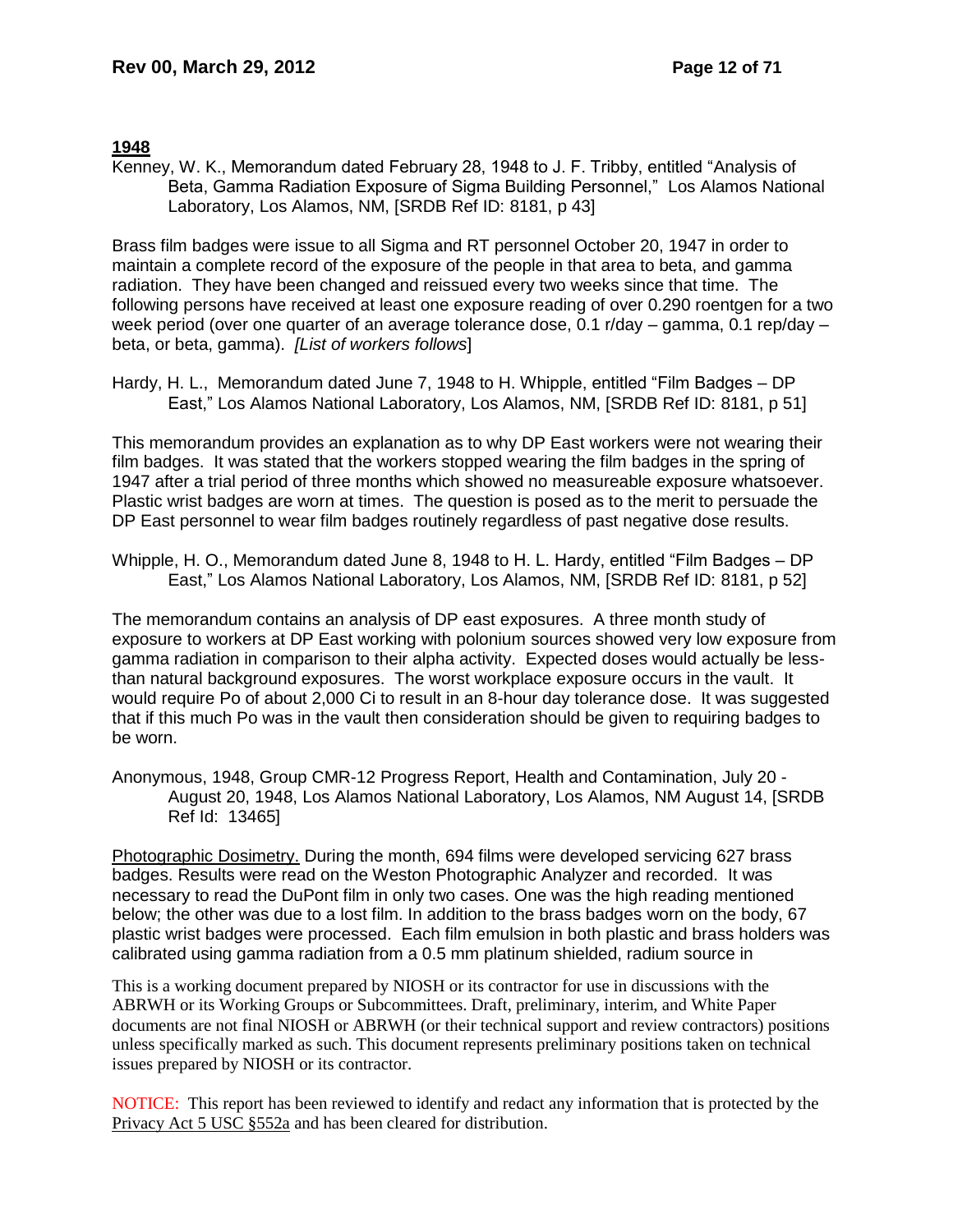**1948**

Kenney, W. K., Memorandum dated February 28, 1948 to J. F. Tribby, entitled "Analysis of Beta, Gamma Radiation Exposure of Sigma Building Personnel," Los Alamos National Laboratory, Los Alamos, NM, [SRDB Ref ID: 8181, p 43]

Brass film badges were issue to all Sigma and RT personnel October 20, 1947 in order to maintain a complete record of the exposure of the people in that area to beta, and gamma radiation. They have been changed and reissued every two weeks since that time. The following persons have received at least one exposure reading of over 0.290 roentgen for a two week period (over one quarter of an average tolerance dose, 0.1 r/day – gamma, 0.1 rep/day – beta, or beta, gamma). *[List of workers follows*]

Hardy, H. L., Memorandum dated June 7, 1948 to H. Whipple, entitled "Film Badges – DP East," Los Alamos National Laboratory, Los Alamos, NM, [SRDB Ref ID: 8181, p 51]

This memorandum provides an explanation as to why DP East workers were not wearing their film badges. It was stated that the workers stopped wearing the film badges in the spring of 1947 after a trial period of three months which showed no measureable exposure whatsoever. Plastic wrist badges are worn at times. The question is posed as to the merit to persuade the DP East personnel to wear film badges routinely regardless of past negative dose results.

Whipple, H. O., Memorandum dated June 8, 1948 to H. L. Hardy, entitled "Film Badges – DP East," Los Alamos National Laboratory, Los Alamos, NM, [SRDB Ref ID: 8181, p 52]

The memorandum contains an analysis of DP east exposures. A three month study of exposure to workers at DP East working with polonium sources showed very low exposure from gamma radiation in comparison to their alpha activity. Expected doses would actually be less-than natural background exposures. The worst workplace exposure occurs in the vault. It would require Po of about 2,000 Ci to result in an 8-hour day tolerance dose. It was suggested that if this much Po was in the vault then consideration should be given to requiring badges to be worn.

Anonymous, 1948, Group CMR-12 Progress Report, Health and Contamination, July 20 - August 20, 1948, Los Alamos National Laboratory, Los Alamos, NM August 14, [SRDB Ref Id: 13465]

Photographic Dosimetry. During the month, 694 films were developed servicing 627 brass badges. Results were read on the Weston Photographic Analyzer and recorded. It was necessary to read the DuPont film in only two cases. One was the high reading mentioned below; the other was due to a lost film. In addition to the brass badges worn on the body, 67 plastic wrist badges were processed. Each film emulsion in both plastic and brass holders was calibrated using gamma radiation from a 0.5 mm platinum shielded, radium source in

This is a working document prepared by NIOSH or its contractor for use in discussions with the ABRWH or its Working Groups or Subcommittees. Draft, preliminary, interim, and White Paper documents are not final NIOSH or ABRWH (or their technical support and review contractors) positions unless specifically marked as such. This document represents preliminary positions taken on technical issues prepared by NIOSH or its contractor.

NOTICE: This report has been reviewed to identify and redact any information that is protected by the Privacy Act 5 USC §552a and has been cleared for distribution.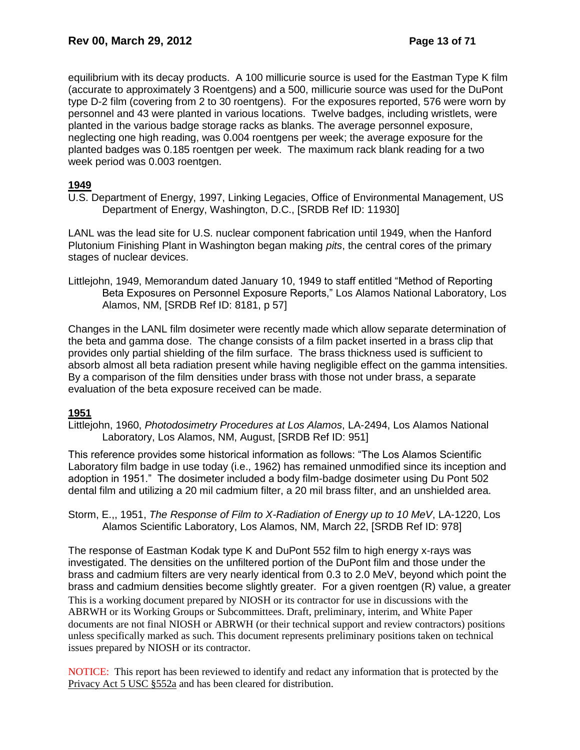equilibrium with its decay products. A 100 millicurie source is used for the Eastman Type K film (accurate to approximately 3 Roentgens) and a 500, millicurie source was used for the DuPont type D-2 film (covering from 2 to 30 roentgens). For the exposures reported, 576 were worn by personnel and 43 were planted in various locations. Twelve badges, including wristlets, were planted in the various badge storage racks as blanks. The average personnel exposure, neglecting one high reading, was 0.004 roentgens per week; the average exposure for the planted badges was 0.185 roentgen per week. The maximum rack blank reading for a two week period was 0.003 roentgen.

## **1949**

U.S. Department of Energy, 1997, Linking Legacies, Office of Environmental Management, US Department of Energy, Washington, D.C., [SRDB Ref ID: 11930]

LANL was the lead site for U.S. nuclear component fabrication until 1949, when the Hanford Plutonium Finishing Plant in Washington began making *pits*, the central cores of the primary stages of nuclear devices.

Littlejohn, 1949, Memorandum dated January 10, 1949 to staff entitled "Method of Reporting Beta Exposures on Personnel Exposure Reports," Los Alamos National Laboratory, Los Alamos, NM, [SRDB Ref ID: 8181, p 57]

Changes in the LANL film dosimeter were recently made which allow separate determination of the beta and gamma dose. The change consists of a film packet inserted in a brass clip that provides only partial shielding of the film surface. The brass thickness used is sufficient to absorb almost all beta radiation present while having negligible effect on the gamma intensities. By a comparison of the film densities under brass with those not under brass, a separate evaluation of the beta exposure received can be made.

## **1951**

Littlejohn, 1960, *Photodosimetry Procedures at Los Alamos*, LA-2494, Los Alamos National Laboratory, Los Alamos, NM, August, [SRDB Ref ID: 951]

This reference provides some historical information as follows: "The Los Alamos Scientific Laboratory film badge in use today (i.e., 1962) has remained unmodified since its inception and adoption in 1951." The dosimeter included a body film-badge dosimeter using Du Pont 502 dental film and utilizing a 20 mil cadmium filter, a 20 mil brass filter, and an unshielded area.

Storm, E.,, 1951, *The Response of Film to X-Radiation of Energy up to 10 MeV*, LA-1220, Los Alamos Scientific Laboratory, Los Alamos, NM, March 22, [SRDB Ref ID: 978]

The response of Eastman Kodak type K and DuPont 552 film to high energy x-rays was investigated. The densities on the unfiltered portion of the DuPont film and those under the brass and cadmium filters are very nearly identical from 0.3 to 2.0 MeV, beyond which point the brass and cadmium densities become slightly greater. For a given roentgen (R) value, a greater

This is a working document prepared by NIOSH or its contractor for use in discussions with the ABRWH or its Working Groups or Subcommittees. Draft, preliminary, interim, and White Paper documents are not final NIOSH or ABRWH (or their technical support and review contractors) positions unless specifically marked as such. This document represents preliminary positions taken on technical issues prepared by NIOSH or its contractor.

NOTICE: This report has been reviewed to identify and redact any information that is protected by the Privacy Act 5 USC §552a and has been cleared for distribution.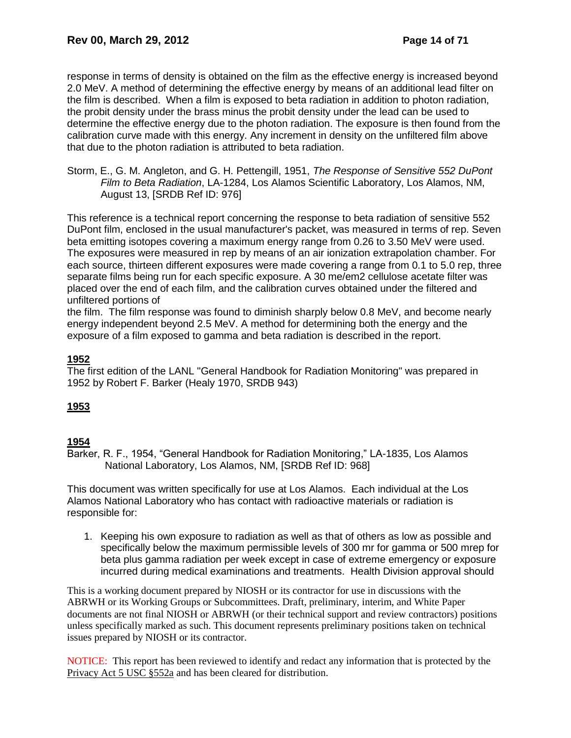response in terms of density is obtained on the film as the effective energy is increased beyond 2.0 MeV. A method of determining the effective energy by means of an additional lead filter on the film is described. When a film is exposed to beta radiation in addition to photon radiation, the probit density under the brass minus the probit density under the lead can be used to determine the effective energy due to the photon radiation. The exposure is then found from the calibration curve made with this energy. Any increment in density on the unfiltered film above that due to the photon radiation is attributed to beta radiation.

Storm, E., G. M. Angleton, and G. H. Pettengill, 1951, *The Response of Sensitive 552 DuPont Film to Beta Radiation*, LA-1284, Los Alamos Scientific Laboratory, Los Alamos, NM, August 13, [SRDB Ref ID: 976]

This reference is a technical report concerning the response to beta radiation of sensitive 552 DuPont film, enclosed in the usual manufacturer's packet, was measured in terms of rep. Seven beta emitting isotopes covering a maximum energy range from 0.26 to 3.50 MeV were used. The exposures were measured in rep by means of an air ionization extrapolation chamber. For each source, thirteen different exposures were made covering a range from 0.1 to 5.0 rep, three separate films being run for each specific exposure. A 30 me/em2 cellulose acetate filter was placed over the end of each film, and the calibration curves obtained under the filtered and unfiltered portions of the film. The film response was found to diminish sharply below 0.8 MeV, and become nearly energy independent beyond 2.5 MeV. A method for determining both the energy and the exposure of a film exposed to gamma and beta radiation is described in the report.

**1952**

The first edition of the LANL "General Handbook for Radiation Monitoring" was prepared in 1952 by Robert F. Barker (Healy 1970, SRDB 943)

**1953**

**1954**

Barker, R. F., 1954, "General Handbook for Radiation Monitoring," LA-1835, Los Alamos National Laboratory, Los Alamos, NM, [SRDB Ref ID: 968]

This document was written specifically for use at Los Alamos. Each individual at the Los Alamos National Laboratory who has contact with radioactive materials or radiation is responsible for:

1. Keeping his own exposure to radiation as well as that of others as low as possible and specifically below the maximum permissible levels of 300 mr for gamma or 500 mrep for beta plus gamma radiation per week except in case of extreme emergency or exposure incurred during medical examinations and treatments. Health Division approval should

This is a working document prepared by NIOSH or its contractor for use in discussions with the ABRWH or its Working Groups or Subcommittees. Draft, preliminary, interim, and White Paper documents are not final NIOSH or ABRWH (or their technical support and review contractors) positions unless specifically marked as such. This document represents preliminary positions taken on technical issues prepared by NIOSH or its contractor.

NOTICE: This report has been reviewed to identify and redact any information that is protected by the Privacy Act 5 USC §552a and has been cleared for distribution.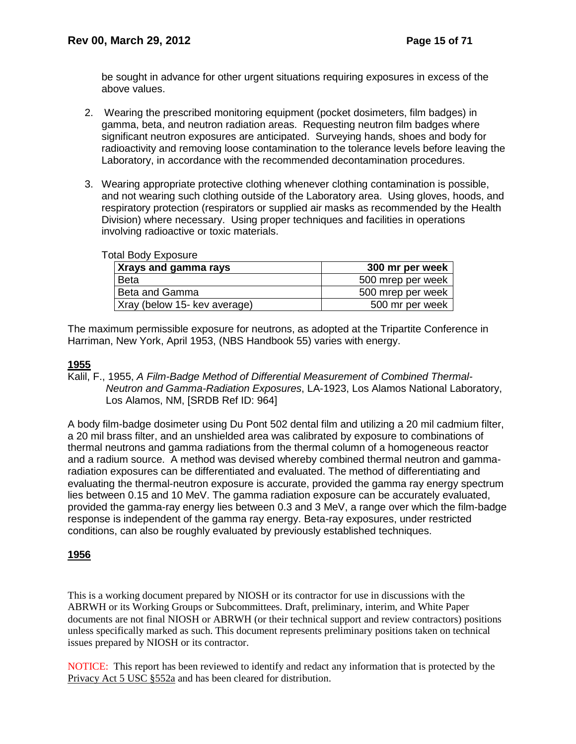be sought in advance for other urgent situations requiring exposures in excess of the above values.

2. Wearing the prescribed monitoring equipment (pocket dosimeters, film badges) in gamma, beta, and neutron radiation areas. Requesting neutron film badges where significant neutron exposures are anticipated. Surveying hands, shoes and body for radioactivity and removing loose contamination to the tolerance levels before leaving the Laboratory, in accordance with the recommended decontamination procedures.

3. Wearing appropriate protective clothing whenever clothing contamination is possible, and not wearing such clothing outside of the Laboratory area. Using gloves, hoods, and respiratory protection (respirators or supplied air masks as recommended by the Health Division) where necessary. Using proper techniques and facilities in operations involving radioactive or toxic materials.

Total Body Exposure

| **Xrays and gamma rays** | **300 mr per week** |
|---|---|
| Beta | 500 mrep per week |
| Beta and Gamma | 500 mrep per week |
| Xray (below 15- kev average) | 500 mr per week |

The maximum permissible exposure for neutrons, as adopted at the Tripartite Conference in Harriman, New York, April 1953, (NBS Handbook 55) varies with energy.

## 1955

Kalil, F., 1955, *A Film-Badge Method of Differential Measurement of Combined Thermal-Neutron and Gamma-Radiation Exposures*, LA-1923, Los Alamos National Laboratory, Los Alamos, NM, [SRDB Ref ID: 964]

A body film-badge dosimeter using Du Pont 502 dental film and utilizing a 20 mil cadmium filter, a 20 mil brass filter, and an unshielded area was calibrated by exposure to combinations of thermal neutrons and gamma radiations from the thermal column of a homogeneous reactor and a radium source. A method was devised whereby combined thermal neutron and gamma-radiation exposures can be differentiated and evaluated. The method of differentiating and evaluating the thermal-neutron exposure is accurate, provided the gamma ray energy spectrum lies between 0.15 and 10 MeV. The gamma radiation exposure can be accurately evaluated, provided the gamma-ray energy lies between 0.3 and 3 MeV, a range over which the film-badge response is independent of the gamma ray energy. Beta-ray exposures, under restricted conditions, can also be roughly evaluated by previously established techniques.

## 1956

This is a working document prepared by NIOSH or its contractor for use in discussions with the ABRWH or its Working Groups or Subcommittees. Draft, preliminary, interim, and White Paper documents are not final NIOSH or ABRWH (or their technical support and review contractors) positions unless specifically marked as such. This document represents preliminary positions taken on technical issues prepared by NIOSH or its contractor.

NOTICE: This report has been reviewed to identify and redact any information that is protected by the Privacy Act 5 USC §552a and has been cleared for distribution.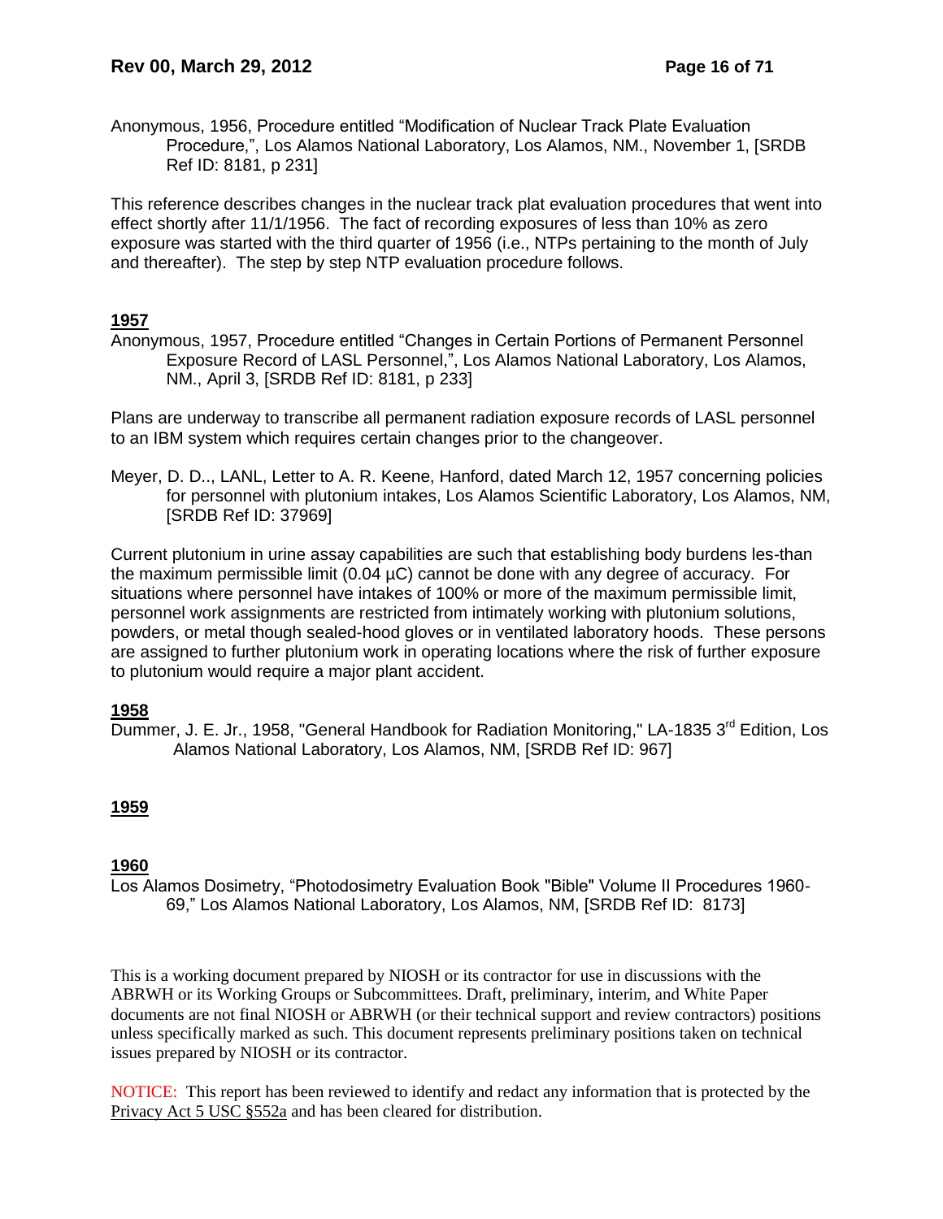Anonymous, 1956, Procedure entitled "Modification of Nuclear Track Plate Evaluation Procedure,", Los Alamos National Laboratory, Los Alamos, NM., November 1, [SRDB Ref ID: 8181, p 231]

This reference describes changes in the nuclear track plat evaluation procedures that went into effect shortly after 11/1/1956. The fact of recording exposures of less than 10% as zero exposure was started with the third quarter of 1956 (i.e., NTPs pertaining to the month of July and thereafter). The step by step NTP evaluation procedure follows.

**1957**

Anonymous, 1957, Procedure entitled "Changes in Certain Portions of Permanent Personnel Exposure Record of LASL Personnel,", Los Alamos National Laboratory, Los Alamos, NM., April 3, [SRDB Ref ID: 8181, p 233]

Plans are underway to transcribe all permanent radiation exposure records of LASL personnel to an IBM system which requires certain changes prior to the changeover.

Meyer, D. D.., LANL, Letter to A. R. Keene, Hanford, dated March 12, 1957 concerning policies for personnel with plutonium intakes, Los Alamos Scientific Laboratory, Los Alamos, NM, [SRDB Ref ID: 37969]

Current plutonium in urine assay capabilities are such that establishing body burdens les-than the maximum permissible limit (0.04 µC) cannot be done with any degree of accuracy. For situations where personnel have intakes of 100% or more of the maximum permissible limit, personnel work assignments are restricted from intimately working with plutonium solutions, powders, or metal though sealed-hood gloves or in ventilated laboratory hoods. These persons are assigned to further plutonium work in operating locations where the risk of further exposure to plutonium would require a major plant accident.

**1958**

Dummer, J. E. Jr., 1958, "General Handbook for Radiation Monitoring," LA-1835 3rd Edition, Los Alamos National Laboratory, Los Alamos, NM, [SRDB Ref ID: 967]

**1959**

**1960**

Los Alamos Dosimetry, "Photodosimetry Evaluation Book "Bible" Volume II Procedures 1960-69," Los Alamos National Laboratory, Los Alamos, NM, [SRDB Ref ID: 8173]

This is a working document prepared by NIOSH or its contractor for use in discussions with the ABRWH or its Working Groups or Subcommittees. Draft, preliminary, interim, and White Paper documents are not final NIOSH or ABRWH (or their technical support and review contractors) positions unless specifically marked as such. This document represents preliminary positions taken on technical issues prepared by NIOSH or its contractor.

NOTICE: This report has been reviewed to identify and redact any information that is protected by the Privacy Act 5 USC §552a and has been cleared for distribution.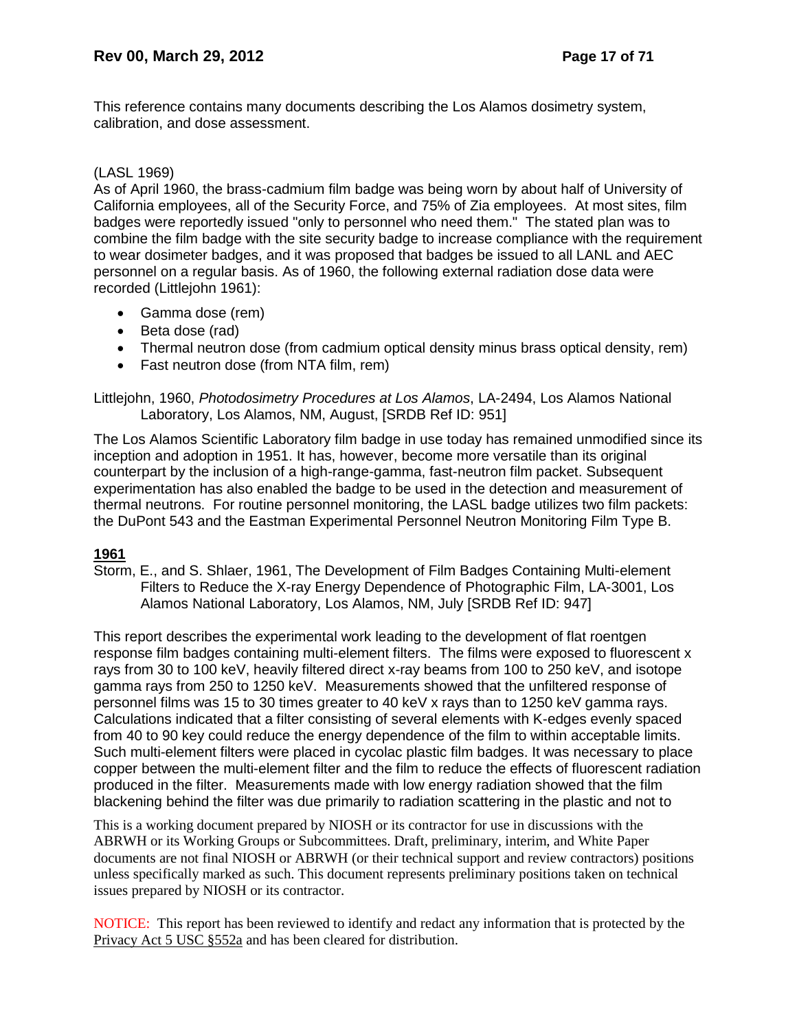This reference contains many documents describing the Los Alamos dosimetry system, calibration, and dose assessment.

(LASL 1969)
As of April 1960, the brass-cadmium film badge was being worn by about half of University of California employees, all of the Security Force, and 75% of Zia employees. At most sites, film badges were reportedly issued "only to personnel who need them." The stated plan was to combine the film badge with the site security badge to increase compliance with the requirement to wear dosimeter badges, and it was proposed that badges be issued to all LANL and AEC personnel on a regular basis. As of 1960, the following external radiation dose data were recorded (Littlejohn 1961):

- Gamma dose (rem)
- Beta dose (rad)
- Thermal neutron dose (from cadmium optical density minus brass optical density, rem)
- Fast neutron dose (from NTA film, rem)

Littlejohn, 1960, *Photodosimetry Procedures at Los Alamos*, LA-2494, Los Alamos National Laboratory, Los Alamos, NM, August, [SRDB Ref ID: 951]

The Los Alamos Scientific Laboratory film badge in use today has remained unmodified since its inception and adoption in 1951. It has, however, become more versatile than its original counterpart by the inclusion of a high-range-gamma, fast-neutron film packet. Subsequent experimentation has also enabled the badge to be used in the detection and measurement of thermal neutrons. For routine personnel monitoring, the LASL badge utilizes two film packets: the DuPont 543 and the Eastman Experimental Personnel Neutron Monitoring Film Type B.

**1961**

Storm, E., and S. Shlaer, 1961, The Development of Film Badges Containing Multi-element Filters to Reduce the X-ray Energy Dependence of Photographic Film, LA-3001, Los Alamos National Laboratory, Los Alamos, NM, July [SRDB Ref ID: 947]

This report describes the experimental work leading to the development of flat roentgen response film badges containing multi-element filters. The films were exposed to fluorescent x rays from 30 to 100 keV, heavily filtered direct x-ray beams from 100 to 250 keV, and isotope gamma rays from 250 to 1250 keV. Measurements showed that the unfiltered response of personnel films was 15 to 30 times greater to 40 keV x rays than to 1250 keV gamma rays. Calculations indicated that a filter consisting of several elements with K-edges evenly spaced from 40 to 90 key could reduce the energy dependence of the film to within acceptable limits. Such multi-element filters were placed in cycolac plastic film badges. It was necessary to place copper between the multi-element filter and the film to reduce the effects of fluorescent radiation produced in the filter. Measurements made with low energy radiation showed that the film blackening behind the filter was due primarily to radiation scattering in the plastic and not to

This is a working document prepared by NIOSH or its contractor for use in discussions with the ABRWH or its Working Groups or Subcommittees. Draft, preliminary, interim, and White Paper documents are not final NIOSH or ABRWH (or their technical support and review contractors) positions unless specifically marked as such. This document represents preliminary positions taken on technical issues prepared by NIOSH or its contractor.

NOTICE: This report has been reviewed to identify and redact any information that is protected by the Privacy Act 5 USC §552a and has been cleared for distribution.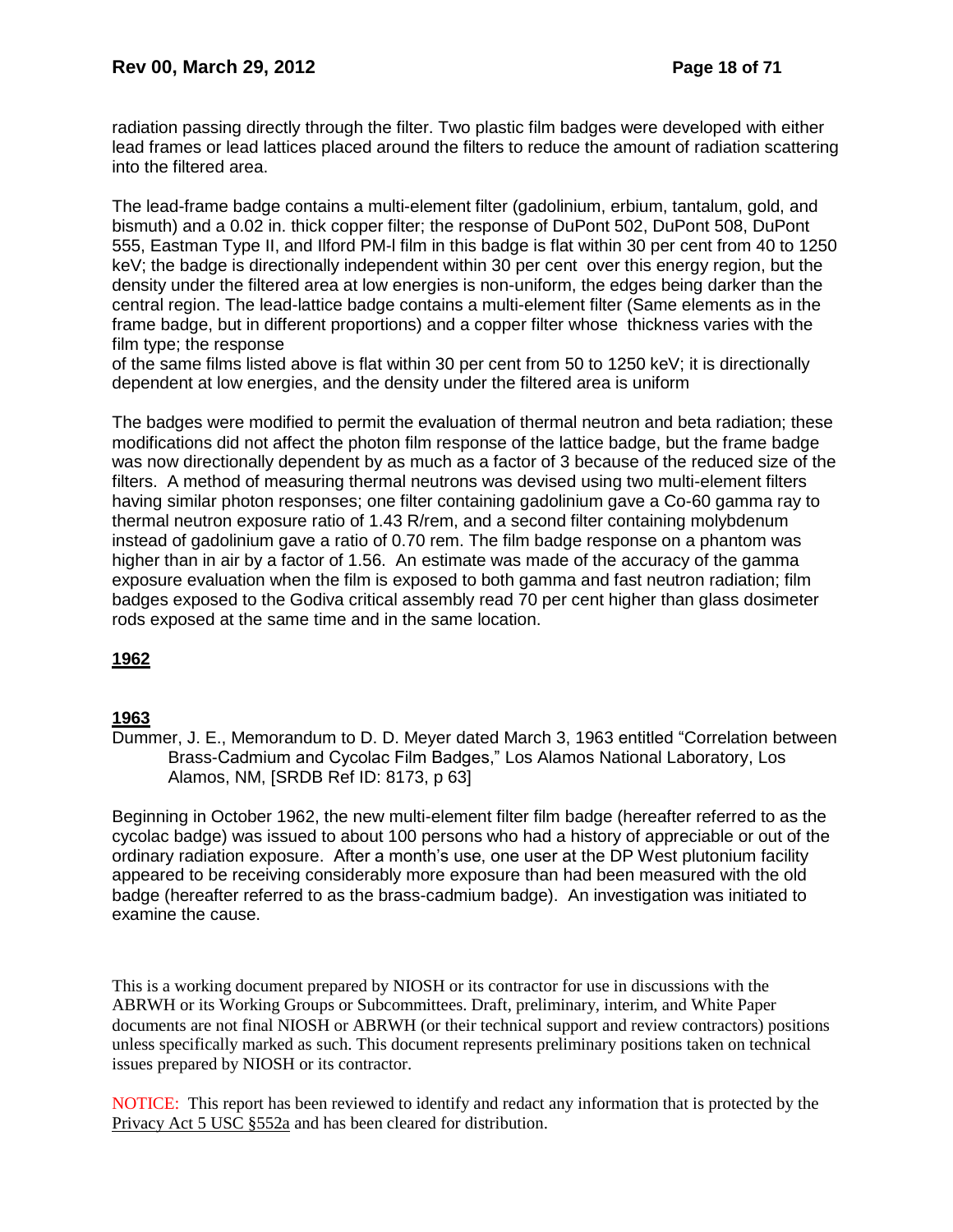radiation passing directly through the filter. Two plastic film badges were developed with either lead frames or lead lattices placed around the filters to reduce the amount of radiation scattering into the filtered area.

The lead-frame badge contains a multi-element filter (gadolinium, erbium, tantalum, gold, and bismuth) and a 0.02 in. thick copper filter; the response of DuPont 502, DuPont 508, DuPont 555, Eastman Type II, and Ilford PM-l film in this badge is flat within 30 per cent from 40 to 1250 keV; the badge is directionally independent within 30 per cent over this energy region, but the density under the filtered area at low energies is non-uniform, the edges being darker than the central region. The lead-lattice badge contains a multi-element filter (Same elements as in the frame badge, but in different proportions) and a copper filter whose thickness varies with the film type; the response of the same films listed above is flat within 30 per cent from 50 to 1250 keV; it is directionally dependent at low energies, and the density under the filtered area is uniform

The badges were modified to permit the evaluation of thermal neutron and beta radiation; these modifications did not affect the photon film response of the lattice badge, but the frame badge was now directionally dependent by as much as a factor of 3 because of the reduced size of the filters. A method of measuring thermal neutrons was devised using two multi-element filters having similar photon responses; one filter containing gadolinium gave a Co-60 gamma ray to thermal neutron exposure ratio of 1.43 R/rem, and a second filter containing molybdenum instead of gadolinium gave a ratio of 0.70 rem. The film badge response on a phantom was higher than in air by a factor of 1.56. An estimate was made of the accuracy of the gamma exposure evaluation when the film is exposed to both gamma and fast neutron radiation; film badges exposed to the Godiva critical assembly read 70 per cent higher than glass dosimeter rods exposed at the same time and in the same location.

**1962**

**1963**

Dummer, J. E., Memorandum to D. D. Meyer dated March 3, 1963 entitled "Correlation between Brass-Cadmium and Cycolac Film Badges," Los Alamos National Laboratory, Los Alamos, NM, [SRDB Ref ID: 8173, p 63]

Beginning in October 1962, the new multi-element filter film badge (hereafter referred to as the cycolac badge) was issued to about 100 persons who had a history of appreciable or out of the ordinary radiation exposure. After a month's use, one user at the DP West plutonium facility appeared to be receiving considerably more exposure than had been measured with the old badge (hereafter referred to as the brass-cadmium badge). An investigation was initiated to examine the cause.

This is a working document prepared by NIOSH or its contractor for use in discussions with the ABRWH or its Working Groups or Subcommittees. Draft, preliminary, interim, and White Paper documents are not final NIOSH or ABRWH (or their technical support and review contractors) positions unless specifically marked as such. This document represents preliminary positions taken on technical issues prepared by NIOSH or its contractor.

NOTICE: This report has been reviewed to identify and redact any information that is protected by the Privacy Act 5 USC §552a and has been cleared for distribution.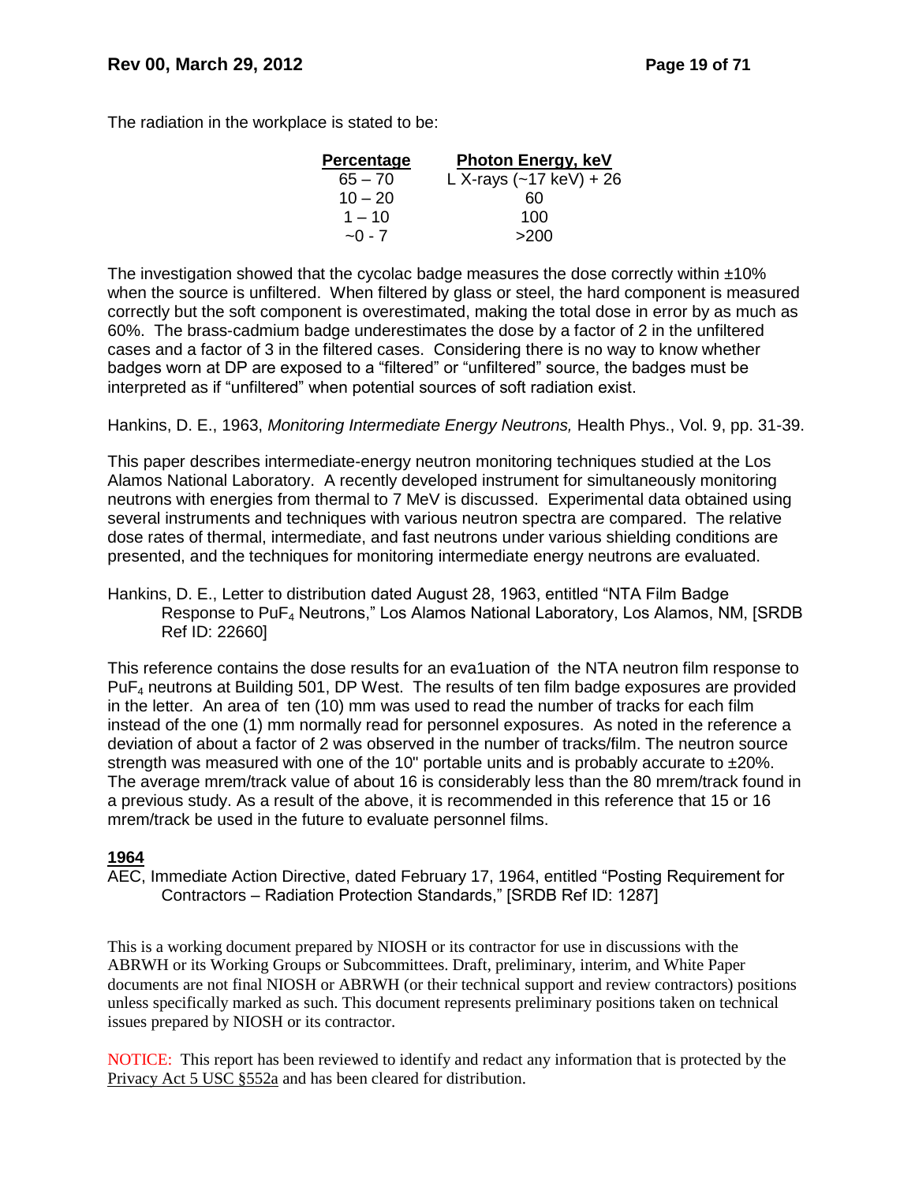The radiation in the workplace is stated to be:

| Percentage | Photon Energy, keV |
|---|---|
| 65 – 70 | L X-rays (~17 keV) + 26 |
| 10 – 20 | 60 |
| 1 – 10 | 100 |
| ~0 - 7 | >200 |

The investigation showed that the cycolac badge measures the dose correctly within ±10% when the source is unfiltered. When filtered by glass or steel, the hard component is measured correctly but the soft component is overestimated, making the total dose in error by as much as 60%. The brass-cadmium badge underestimates the dose by a factor of 2 in the unfiltered cases and a factor of 3 in the filtered cases. Considering there is no way to know whether badges worn at DP are exposed to a "filtered" or "unfiltered" source, the badges must be interpreted as if "unfiltered" when potential sources of soft radiation exist.

Hankins, D. E., 1963, *Monitoring Intermediate Energy Neutrons,* Health Phys., Vol. 9, pp. 31-39.

This paper describes intermediate-energy neutron monitoring techniques studied at the Los Alamos National Laboratory. A recently developed instrument for simultaneously monitoring neutrons with energies from thermal to 7 MeV is discussed. Experimental data obtained using several instruments and techniques with various neutron spectra are compared. The relative dose rates of thermal, intermediate, and fast neutrons under various shielding conditions are presented, and the techniques for monitoring intermediate energy neutrons are evaluated.

Hankins, D. E., Letter to distribution dated August 28, 1963, entitled "NTA Film Badge Response to $PuF_4$ Neutrons," Los Alamos National Laboratory, Los Alamos, NM, [SRDB Ref ID: 22660]

This reference contains the dose results for an eva1uation of the NTA neutron film response to $PuF_4$ neutrons at Building 501, DP West. The results of ten film badge exposures are provided in the letter. An area of ten (10) mm was used to read the number of tracks for each film instead of the one (1) mm normally read for personnel exposures. As noted in the reference a deviation of about a factor of 2 was observed in the number of tracks/film. The neutron source strength was measured with one of the 10" portable units and is probably accurate to ±20%. The average mrem/track value of about 16 is considerably less than the 80 mrem/track found in a previous study. As a result of the above, it is recommended in this reference that 15 or 16 mrem/track be used in the future to evaluate personnel films.

**1964**

AEC, Immediate Action Directive, dated February 17, 1964, entitled "Posting Requirement for Contractors – Radiation Protection Standards," [SRDB Ref ID: 1287]

This is a working document prepared by NIOSH or its contractor for use in discussions with the ABRWH or its Working Groups or Subcommittees. Draft, preliminary, interim, and White Paper documents are not final NIOSH or ABRWH (or their technical support and review contractors) positions unless specifically marked as such. This document represents preliminary positions taken on technical issues prepared by NIOSH or its contractor.

NOTICE: This report has been reviewed to identify and redact any information that is protected by the Privacy Act 5 USC §552a and has been cleared for distribution.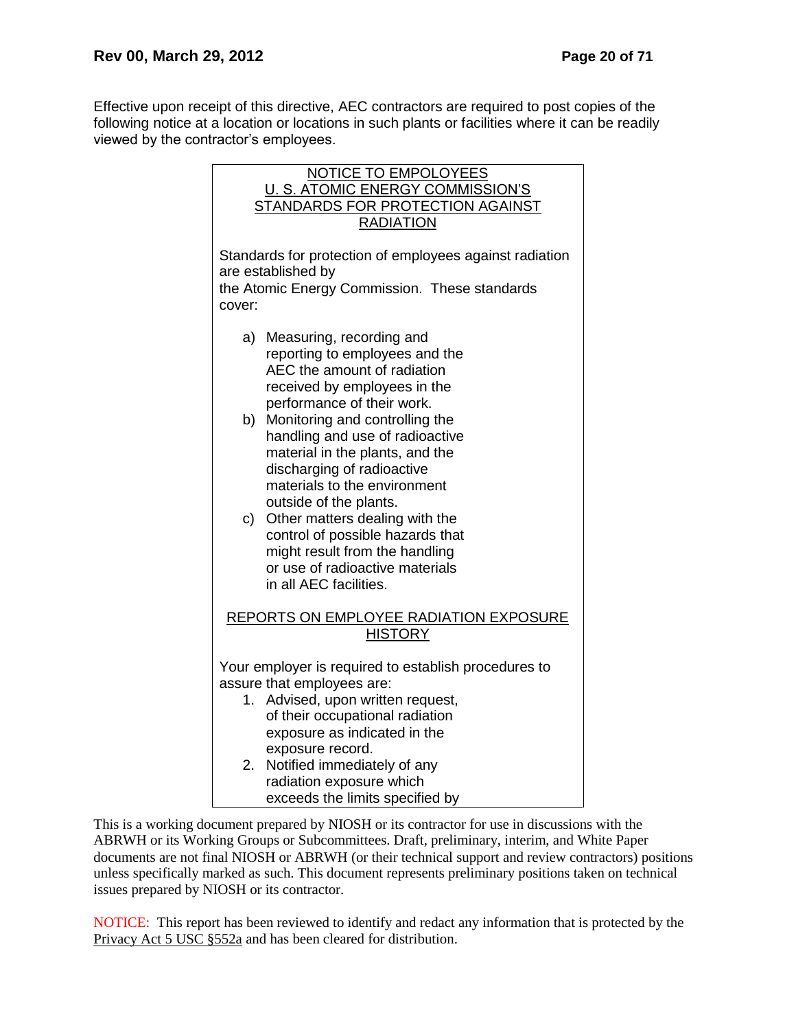Effective upon receipt of this directive, AEC contractors are required to post copies of the following notice at a location or locations in such plants or facilities where it can be readily viewed by the contractor's employees.

> <u>NOTICE TO EMPOLOYEES</u>
> <u>U. S. ATOMIC ENERGY COMMISSION'S</u>
> <u>STANDARDS FOR PROTECTION AGAINST</u>
> <u>RADIATION</u>
>
> Standards for protection of employees against radiation are established by
> the Atomic Energy Commission. These standards cover:
>
> a) Measuring, recording and reporting to employees and the AEC the amount of radiation received by employees in the performance of their work.
> b) Monitoring and controlling the handling and use of radioactive material in the plants, and the discharging of radioactive materials to the environment outside of the plants.
> c) Other matters dealing with the control of possible hazards that might result from the handling or use of radioactive materials in all AEC facilities.
>
> <u>REPORTS ON EMPLOYEE RADIATION EXPOSURE</u>
> <u>HISTORY</u>
>
> Your employer is required to establish procedures to assure that employees are:
>
> 1. Advised, upon written request, of their occupational radiation exposure as indicated in the exposure record.
> 2. Notified immediately of any radiation exposure which exceeds the limits specified by

This is a working document prepared by NIOSH or its contractor for use in discussions with the ABRWH or its Working Groups or Subcommittees. Draft, preliminary, interim, and White Paper documents are not final NIOSH or ABRWH (or their technical support and review contractors) positions unless specifically marked as such. This document represents preliminary positions taken on technical issues prepared by NIOSH or its contractor.

NOTICE: This report has been reviewed to identify and redact any information that is protected by the Privacy Act 5 USC §552a and has been cleared for distribution.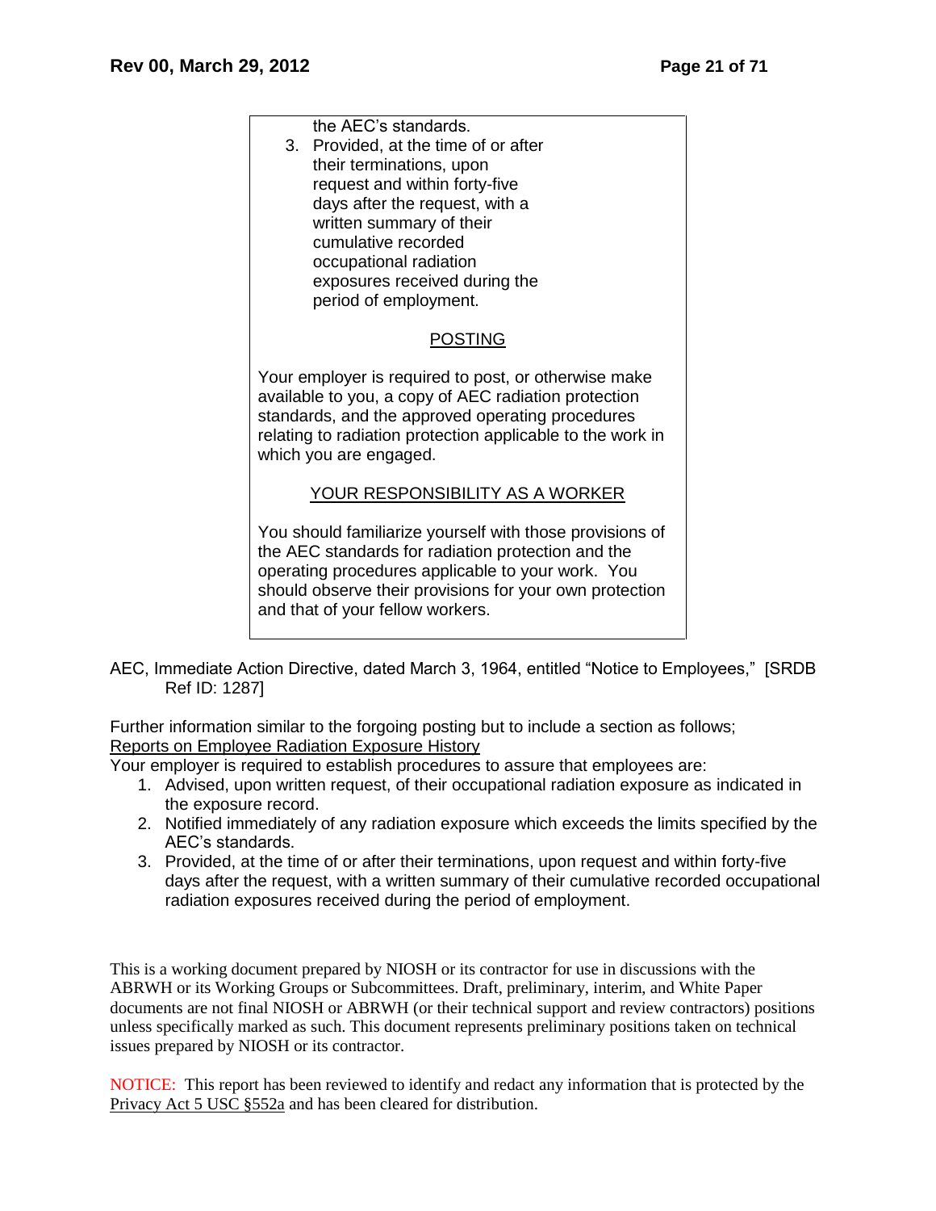> the AEC's standards.
>
> 3. Provided, at the time of or after their terminations, upon request and within forty-five days after the request, with a written summary of their cumulative recorded occupational radiation exposures received during the period of employment.
>
> POSTING
>
> Your employer is required to post, or otherwise make available to you, a copy of AEC radiation protection standards, and the approved operating procedures relating to radiation protection applicable to the work in which you are engaged.
>
> YOUR RESPONSIBILITY AS A WORKER
>
> You should familiarize yourself with those provisions of the AEC standards for radiation protection and the operating procedures applicable to your work. You should observe their provisions for your own protection and that of your fellow workers.

AEC, Immediate Action Directive, dated March 3, 1964, entitled "Notice to Employees," [SRDB Ref ID: 1287]

Further information similar to the forgoing posting but to include a section as follows;

Reports on Employee Radiation Exposure History

Your employer is required to establish procedures to assure that employees are:

1. Advised, upon written request, of their occupational radiation exposure as indicated in the exposure record.
2. Notified immediately of any radiation exposure which exceeds the limits specified by the AEC's standards.
3. Provided, at the time of or after their terminations, upon request and within forty-five days after the request, with a written summary of their cumulative recorded occupational radiation exposures received during the period of employment.

This is a working document prepared by NIOSH or its contractor for use in discussions with the ABRWH or its Working Groups or Subcommittees. Draft, preliminary, interim, and White Paper documents are not final NIOSH or ABRWH (or their technical support and review contractors) positions unless specifically marked as such. This document represents preliminary positions taken on technical issues prepared by NIOSH or its contractor.

NOTICE: This report has been reviewed to identify and redact any information that is protected by the Privacy Act 5 USC §552a and has been cleared for distribution.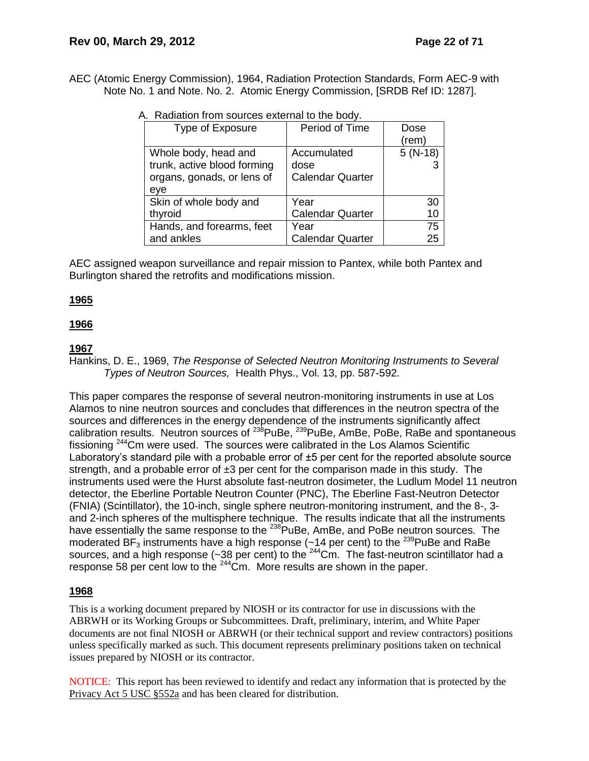AEC (Atomic Energy Commission), 1964, Radiation Protection Standards, Form AEC-9 with Note No. 1 and Note. No. 2. Atomic Energy Commission, [SRDB Ref ID: 1287].

A. Radiation from sources external to the body.

| Type of Exposure | Period of Time | Dose (rem) |
|---|---|---|
| Whole body, head and trunk, active blood forming organs, gonads, or lens of eye | Accumulated dose<br>Calendar Quarter | 5 (N-18)<br>3 |
| Skin of whole body and thyroid | Year<br>Calendar Quarter | 30<br>10 |
| Hands, and forearms, feet and ankles | Year<br>Calendar Quarter | 75<br>25 |

AEC assigned weapon surveillance and repair mission to Pantex, while both Pantex and Burlington shared the retrofits and modifications mission.

**1965**

**1966**

**1967**

Hankins, D. E., 1969, *The Response of Selected Neutron Monitoring Instruments to Several Types of Neutron Sources,* Health Phys., Vol. 13, pp. 587-592.

This paper compares the response of several neutron-monitoring instruments in use at Los Alamos to nine neutron sources and concludes that differences in the neutron spectra of the sources and differences in the energy dependence of the instruments significantly affect calibration results. Neutron sources of $^{238}$PuBe, $^{239}$PuBe, AmBe, PoBe, RaBe and spontaneous fissioning $^{244}$Cm were used. The sources were calibrated in the Los Alamos Scientific Laboratory's standard pile with a probable error of ±5 per cent for the reported absolute source strength, and a probable error of ±3 per cent for the comparison made in this study. The instruments used were the Hurst absolute fast-neutron dosimeter, the Ludlum Model 11 neutron detector, the Eberline Portable Neutron Counter (PNC), The Eberline Fast-Neutron Detector (FNIA) (Scintillator), the 10-inch, single sphere neutron-monitoring instrument, and the 8-, 3- and 2-inch spheres of the multisphere technique. The results indicate that all the instruments have essentially the same response to the $^{238}$PuBe, AmBe, and PoBe neutron sources. The moderated $BF_3$ instruments have a high response (~14 per cent) to the $^{239}$PuBe and RaBe sources, and a high response (~38 per cent) to the $^{244}$Cm. The fast-neutron scintillator had a response 58 per cent low to the $^{244}$Cm. More results are shown in the paper.

**1968**

This is a working document prepared by NIOSH or its contractor for use in discussions with the ABRWH or its Working Groups or Subcommittees. Draft, preliminary, interim, and White Paper documents are not final NIOSH or ABRWH (or their technical support and review contractors) positions unless specifically marked as such. This document represents preliminary positions taken on technical issues prepared by NIOSH or its contractor.

NOTICE: This report has been reviewed to identify and redact any information that is protected by the Privacy Act 5 USC §552a and has been cleared for distribution.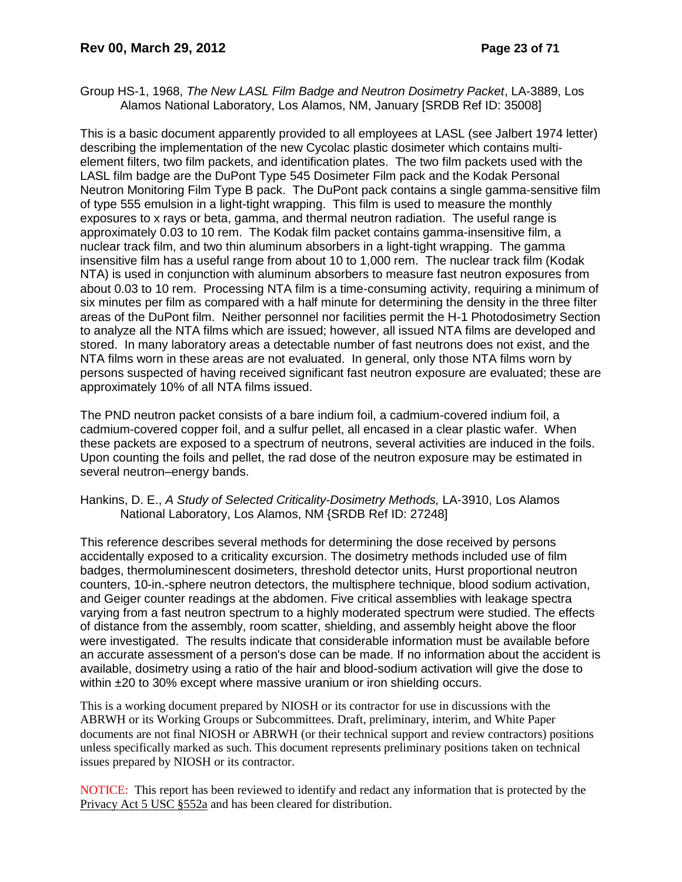Group HS-1, 1968, *The New LASL Film Badge and Neutron Dosimetry Packet*, LA-3889, Los Alamos National Laboratory, Los Alamos, NM, January [SRDB Ref ID: 35008]

This is a basic document apparently provided to all employees at LASL (see Jalbert 1974 letter) describing the implementation of the new Cycolac plastic dosimeter which contains multi-element filters, two film packets, and identification plates. The two film packets used with the LASL film badge are the DuPont Type 545 Dosimeter Film pack and the Kodak Personal Neutron Monitoring Film Type B pack. The DuPont pack contains a single gamma-sensitive film of type 555 emulsion in a light-tight wrapping. This film is used to measure the monthly exposures to x rays or beta, gamma, and thermal neutron radiation. The useful range is approximately 0.03 to 10 rem. The Kodak film packet contains gamma-insensitive film, a nuclear track film, and two thin aluminum absorbers in a light-tight wrapping. The gamma insensitive film has a useful range from about 10 to 1,000 rem. The nuclear track film (Kodak NTA) is used in conjunction with aluminum absorbers to measure fast neutron exposures from about 0.03 to 10 rem. Processing NTA film is a time-consuming activity, requiring a minimum of six minutes per film as compared with a half minute for determining the density in the three filter areas of the DuPont film. Neither personnel nor facilities permit the H-1 Photodosimetry Section to analyze all the NTA films which are issued; however, all issued NTA films are developed and stored. In many laboratory areas a detectable number of fast neutrons does not exist, and the NTA films worn in these areas are not evaluated. In general, only those NTA films worn by persons suspected of having received significant fast neutron exposure are evaluated; these are approximately 10% of all NTA films issued.

The PND neutron packet consists of a bare indium foil, a cadmium-covered indium foil, a cadmium-covered copper foil, and a sulfur pellet, all encased in a clear plastic wafer. When these packets are exposed to a spectrum of neutrons, several activities are induced in the foils. Upon counting the foils and pellet, the rad dose of the neutron exposure may be estimated in several neutron–energy bands.

Hankins, D. E., *A Study of Selected Criticality-Dosimetry Methods,* LA-3910, Los Alamos National Laboratory, Los Alamos, NM {SRDB Ref ID: 27248]

This reference describes several methods for determining the dose received by persons accidentally exposed to a criticality excursion. The dosimetry methods included use of film badges, thermoluminescent dosimeters, threshold detector units, Hurst proportional neutron counters, 10-in.-sphere neutron detectors, the multisphere technique, blood sodium activation, and Geiger counter readings at the abdomen. Five critical assemblies with leakage spectra varying from a fast neutron spectrum to a highly moderated spectrum were studied. The effects of distance from the assembly, room scatter, shielding, and assembly height above the floor were investigated. The results indicate that considerable information must be available before an accurate assessment of a person's dose can be made. If no information about the accident is available, dosimetry using a ratio of the hair and blood-sodium activation will give the dose to within ±20 to 30% except where massive uranium or iron shielding occurs.

This is a working document prepared by NIOSH or its contractor for use in discussions with the ABRWH or its Working Groups or Subcommittees. Draft, preliminary, interim, and White Paper documents are not final NIOSH or ABRWH (or their technical support and review contractors) positions unless specifically marked as such. This document represents preliminary positions taken on technical issues prepared by NIOSH or its contractor.

NOTICE: This report has been reviewed to identify and redact any information that is protected by the Privacy Act 5 USC §552a and has been cleared for distribution.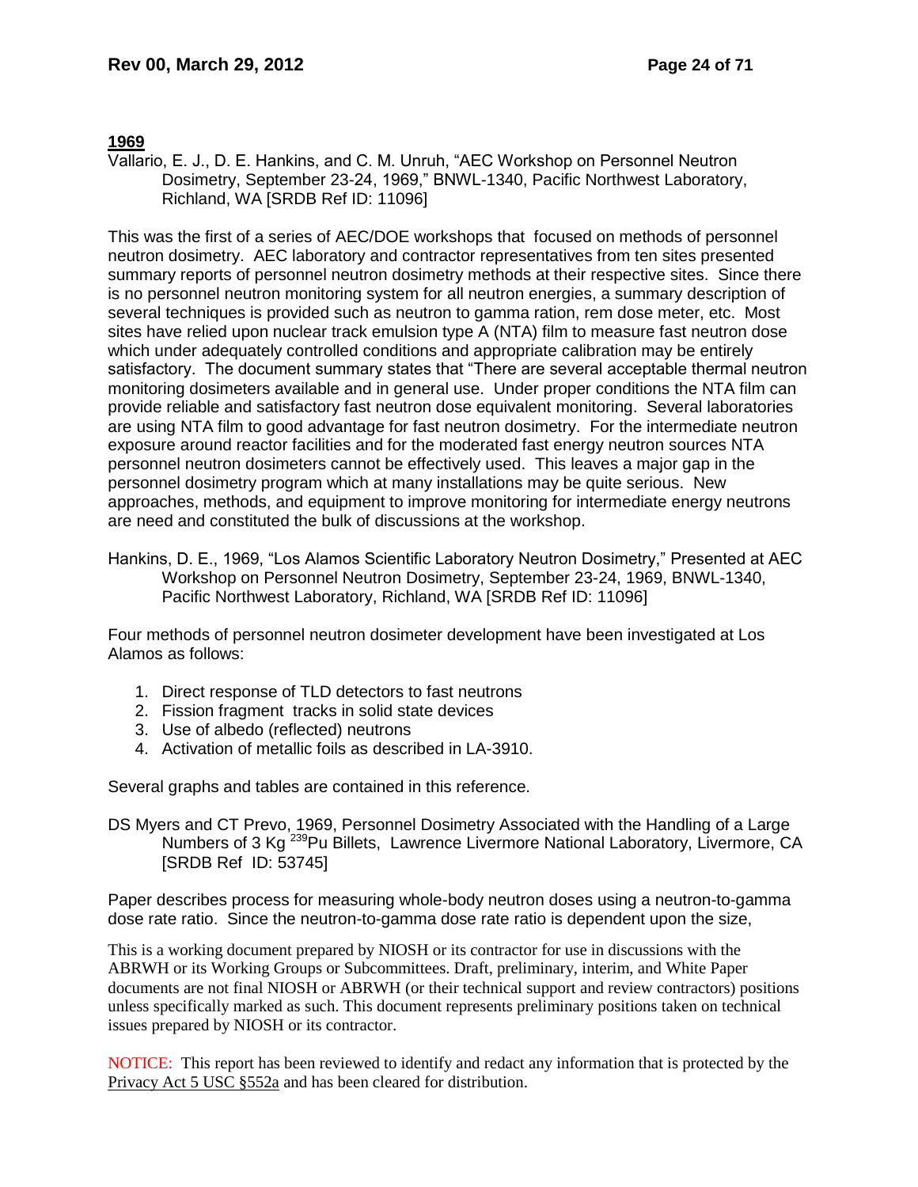**1969**

Vallario, E. J., D. E. Hankins, and C. M. Unruh, "AEC Workshop on Personnel Neutron Dosimetry, September 23-24, 1969," BNWL-1340, Pacific Northwest Laboratory, Richland, WA [SRDB Ref ID: 11096]

This was the first of a series of AEC/DOE workshops that focused on methods of personnel neutron dosimetry. AEC laboratory and contractor representatives from ten sites presented summary reports of personnel neutron dosimetry methods at their respective sites. Since there is no personnel neutron monitoring system for all neutron energies, a summary description of several techniques is provided such as neutron to gamma ration, rem dose meter, etc. Most sites have relied upon nuclear track emulsion type A (NTA) film to measure fast neutron dose which under adequately controlled conditions and appropriate calibration may be entirely satisfactory. The document summary states that "There are several acceptable thermal neutron monitoring dosimeters available and in general use. Under proper conditions the NTA film can provide reliable and satisfactory fast neutron dose equivalent monitoring. Several laboratories are using NTA film to good advantage for fast neutron dosimetry. For the intermediate neutron exposure around reactor facilities and for the moderated fast energy neutron sources NTA personnel neutron dosimeters cannot be effectively used. This leaves a major gap in the personnel dosimetry program which at many installations may be quite serious. New approaches, methods, and equipment to improve monitoring for intermediate energy neutrons are need and constituted the bulk of discussions at the workshop.

Hankins, D. E., 1969, "Los Alamos Scientific Laboratory Neutron Dosimetry," Presented at AEC Workshop on Personnel Neutron Dosimetry, September 23-24, 1969, BNWL-1340, Pacific Northwest Laboratory, Richland, WA [SRDB Ref ID: 11096]

Four methods of personnel neutron dosimeter development have been investigated at Los Alamos as follows:

1. Direct response of TLD detectors to fast neutrons
2. Fission fragment tracks in solid state devices
3. Use of albedo (reflected) neutrons
4. Activation of metallic foils as described in LA-3910.

Several graphs and tables are contained in this reference.

DS Myers and CT Prevo, 1969, Personnel Dosimetry Associated with the Handling of a Large Numbers of 3 Kg $^{239}$Pu Billets, Lawrence Livermore National Laboratory, Livermore, CA [SRDB Ref ID: 53745]

Paper describes process for measuring whole-body neutron doses using a neutron-to-gamma dose rate ratio. Since the neutron-to-gamma dose rate ratio is dependent upon the size,

This is a working document prepared by NIOSH or its contractor for use in discussions with the ABRWH or its Working Groups or Subcommittees. Draft, preliminary, interim, and White Paper documents are not final NIOSH or ABRWH (or their technical support and review contractors) positions unless specifically marked as such. This document represents preliminary positions taken on technical issues prepared by NIOSH or its contractor.

NOTICE: This report has been reviewed to identify and redact any information that is protected by the Privacy Act 5 USC §552a and has been cleared for distribution.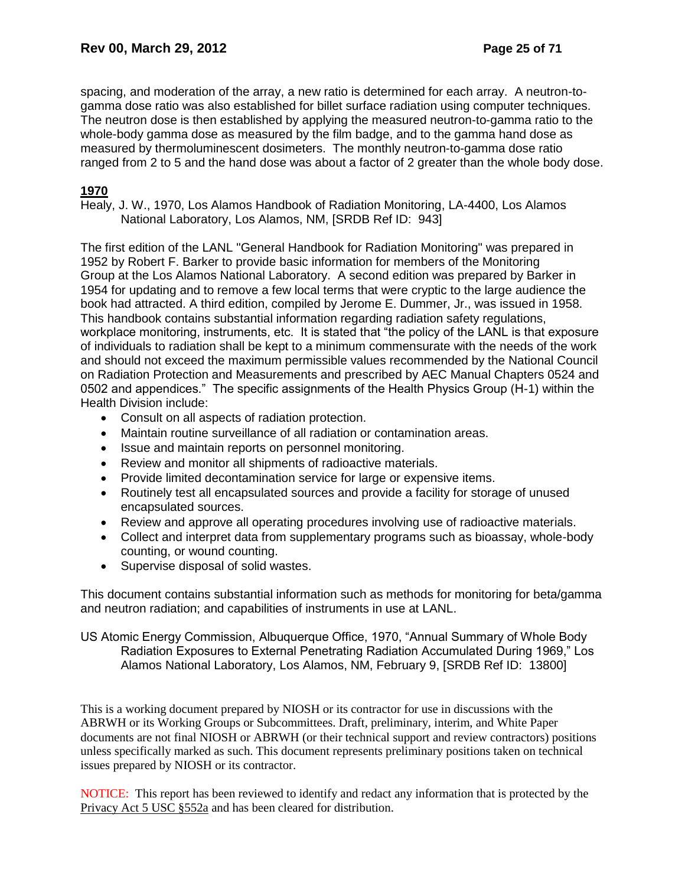spacing, and moderation of the array, a new ratio is determined for each array. A neutron-to-gamma dose ratio was also established for billet surface radiation using computer techniques. The neutron dose is then established by applying the measured neutron-to-gamma ratio to the whole-body gamma dose as measured by the film badge, and to the gamma hand dose as measured by thermoluminescent dosimeters. The monthly neutron-to-gamma dose ratio ranged from 2 to 5 and the hand dose was about a factor of 2 greater than the whole body dose.

**1970**

Healy, J. W., 1970, Los Alamos Handbook of Radiation Monitoring, LA-4400, Los Alamos National Laboratory, Los Alamos, NM, [SRDB Ref ID: 943]

The first edition of the LANL "General Handbook for Radiation Monitoring" was prepared in 1952 by Robert F. Barker to provide basic information for members of the Monitoring Group at the Los Alamos National Laboratory. A second edition was prepared by Barker in 1954 for updating and to remove a few local terms that were cryptic to the large audience the book had attracted. A third edition, compiled by Jerome E. Dummer, Jr., was issued in 1958. This handbook contains substantial information regarding radiation safety regulations, workplace monitoring, instruments, etc. It is stated that "the policy of the LANL is that exposure of individuals to radiation shall be kept to a minimum commensurate with the needs of the work and should not exceed the maximum permissible values recommended by the National Council on Radiation Protection and Measurements and prescribed by AEC Manual Chapters 0524 and 0502 and appendices." The specific assignments of the Health Physics Group (H-1) within the Health Division include:

- Consult on all aspects of radiation protection.
- Maintain routine surveillance of all radiation or contamination areas.
- Issue and maintain reports on personnel monitoring.
- Review and monitor all shipments of radioactive materials.
- Provide limited decontamination service for large or expensive items.
- Routinely test all encapsulated sources and provide a facility for storage of unused encapsulated sources.
- Review and approve all operating procedures involving use of radioactive materials.
- Collect and interpret data from supplementary programs such as bioassay, whole-body counting, or wound counting.
- Supervise disposal of solid wastes.

This document contains substantial information such as methods for monitoring for beta/gamma and neutron radiation; and capabilities of instruments in use at LANL.

US Atomic Energy Commission, Albuquerque Office, 1970, "Annual Summary of Whole Body Radiation Exposures to External Penetrating Radiation Accumulated During 1969," Los Alamos National Laboratory, Los Alamos, NM, February 9, [SRDB Ref ID: 13800]

This is a working document prepared by NIOSH or its contractor for use in discussions with the ABRWH or its Working Groups or Subcommittees. Draft, preliminary, interim, and White Paper documents are not final NIOSH or ABRWH (or their technical support and review contractors) positions unless specifically marked as such. This document represents preliminary positions taken on technical issues prepared by NIOSH or its contractor.

NOTICE: This report has been reviewed to identify and redact any information that is protected by the Privacy Act 5 USC §552a and has been cleared for distribution.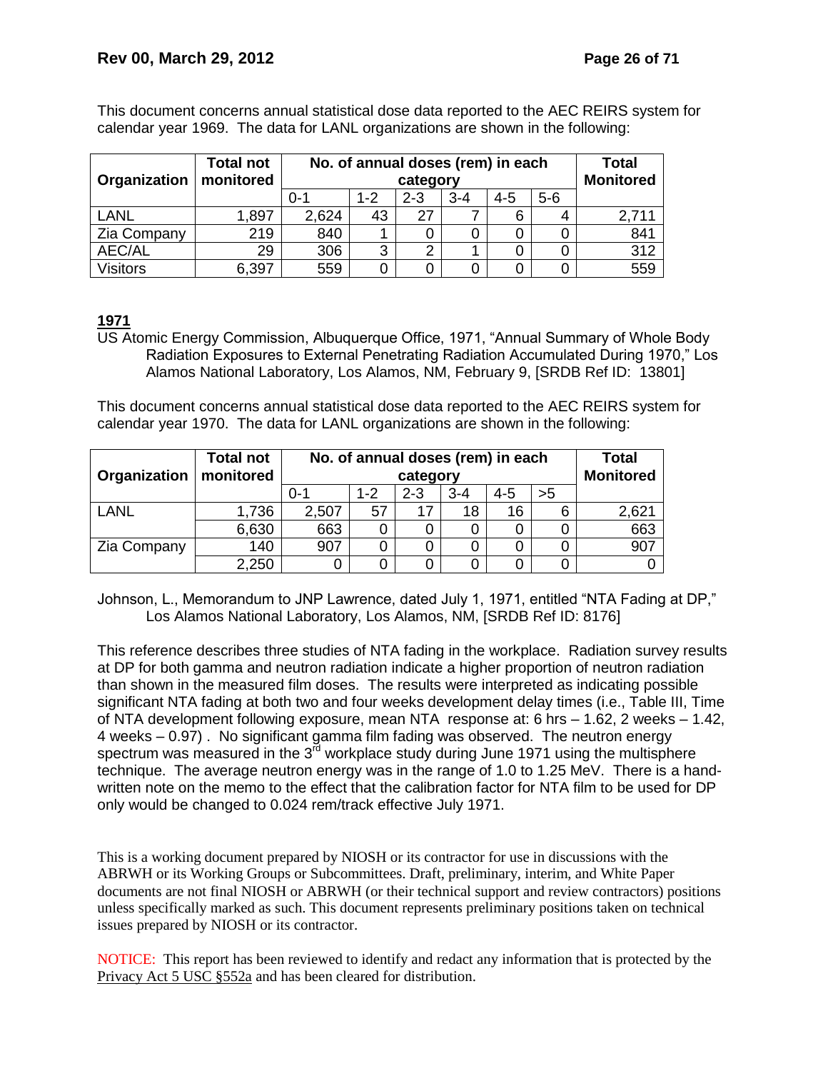This document concerns annual statistical dose data reported to the AEC REIRS system for calendar year 1969. The data for LANL organizations are shown in the following:

| Organization | Total not monitored | No. of annual doses (rem) in each category | | | | | | Total Monitored |
|---|---|---|---|---|---|---|---|---|
| | | 0-1 | 1-2 | 2-3 | 3-4 | 4-5 | 5-6 | |
| LANL | 1,897 | 2,624 | 43 | 27 | 7 | 6 | 4 | 2,711 |
| Zia Company | 219 | 840 | 1 | 0 | 0 | 0 | 0 | 841 |
| AEC/AL | 29 | 306 | 3 | 2 | 1 | 0 | 0 | 312 |
| Visitors | 6,397 | 559 | 0 | 0 | 0 | 0 | 0 | 559 |

**1971**

US Atomic Energy Commission, Albuquerque Office, 1971, "Annual Summary of Whole Body Radiation Exposures to External Penetrating Radiation Accumulated During 1970," Los Alamos National Laboratory, Los Alamos, NM, February 9, [SRDB Ref ID: 13801]

This document concerns annual statistical dose data reported to the AEC REIRS system for calendar year 1970. The data for LANL organizations are shown in the following:

| Organization | Total not monitored | No. of annual doses (rem) in each category | | | | | | Total Monitored |
|---|---|---|---|---|---|---|---|---|
| | | 0-1 | 1-2 | 2-3 | 3-4 | 4-5 | >5 | |
| LANL | 1,736 | 2,507 | 57 | 17 | 18 | 16 | 6 | 2,621 |
| | 6,630 | 663 | 0 | 0 | 0 | 0 | 0 | 663 |
| Zia Company | 140 | 907 | 0 | 0 | 0 | 0 | 0 | 907 |
| | 2,250 | 0 | 0 | 0 | 0 | 0 | 0 | 0 |

Johnson, L., Memorandum to JNP Lawrence, dated July 1, 1971, entitled "NTA Fading at DP," Los Alamos National Laboratory, Los Alamos, NM, [SRDB Ref ID: 8176]

This reference describes three studies of NTA fading in the workplace. Radiation survey results at DP for both gamma and neutron radiation indicate a higher proportion of neutron radiation than shown in the measured film doses. The results were interpreted as indicating possible significant NTA fading at both two and four weeks development delay times (i.e., Table III, Time of NTA development following exposure, mean NTA response at: 6 hrs – 1.62, 2 weeks – 1.42, 4 weeks – 0.97) . No significant gamma film fading was observed. The neutron energy spectrum was measured in the 3rd workplace study during June 1971 using the multisphere technique. The average neutron energy was in the range of 1.0 to 1.25 MeV. There is a hand-written note on the memo to the effect that the calibration factor for NTA film to be used for DP only would be changed to 0.024 rem/track effective July 1971.

This is a working document prepared by NIOSH or its contractor for use in discussions with the ABRWH or its Working Groups or Subcommittees. Draft, preliminary, interim, and White Paper documents are not final NIOSH or ABRWH (or their technical support and review contractors) positions unless specifically marked as such. This document represents preliminary positions taken on technical issues prepared by NIOSH or its contractor.

NOTICE: This report has been reviewed to identify and redact any information that is protected by the Privacy Act 5 USC §552a and has been cleared for distribution.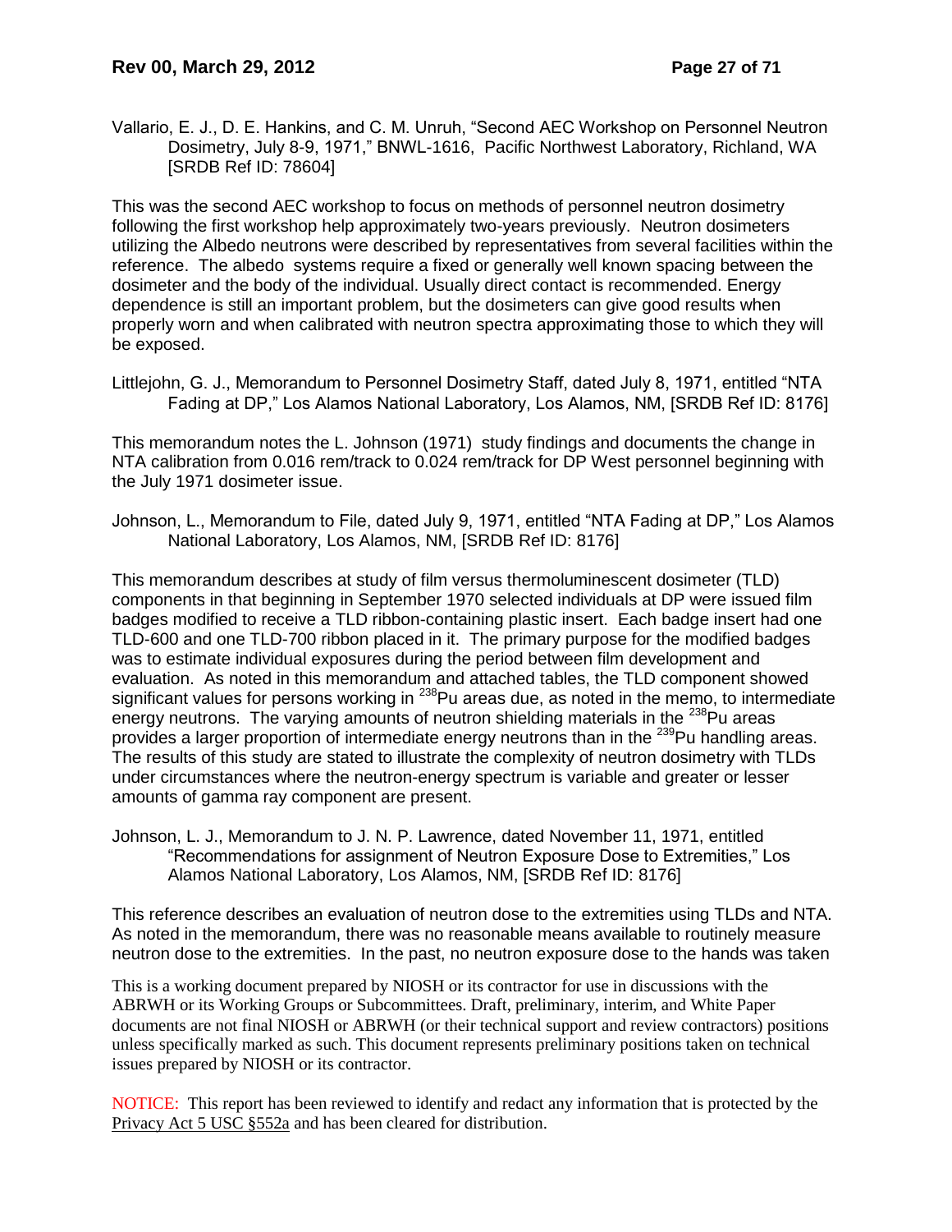Vallario, E. J., D. E. Hankins, and C. M. Unruh, "Second AEC Workshop on Personnel Neutron Dosimetry, July 8-9, 1971," BNWL-1616, Pacific Northwest Laboratory, Richland, WA [SRDB Ref ID: 78604]

This was the second AEC workshop to focus on methods of personnel neutron dosimetry following the first workshop help approximately two-years previously. Neutron dosimeters utilizing the Albedo neutrons were described by representatives from several facilities within the reference. The albedo systems require a fixed or generally well known spacing between the dosimeter and the body of the individual. Usually direct contact is recommended. Energy dependence is still an important problem, but the dosimeters can give good results when properly worn and when calibrated with neutron spectra approximating those to which they will be exposed.

Littlejohn, G. J., Memorandum to Personnel Dosimetry Staff, dated July 8, 1971, entitled "NTA Fading at DP," Los Alamos National Laboratory, Los Alamos, NM, [SRDB Ref ID: 8176]

This memorandum notes the L. Johnson (1971) study findings and documents the change in NTA calibration from 0.016 rem/track to 0.024 rem/track for DP West personnel beginning with the July 1971 dosimeter issue.

Johnson, L., Memorandum to File, dated July 9, 1971, entitled "NTA Fading at DP," Los Alamos National Laboratory, Los Alamos, NM, [SRDB Ref ID: 8176]

This memorandum describes at study of film versus thermoluminescent dosimeter (TLD) components in that beginning in September 1970 selected individuals at DP were issued film badges modified to receive a TLD ribbon-containing plastic insert. Each badge insert had one TLD-600 and one TLD-700 ribbon placed in it. The primary purpose for the modified badges was to estimate individual exposures during the period between film development and evaluation. As noted in this memorandum and attached tables, the TLD component showed significant values for persons working in $^{238}$Pu areas due, as noted in the memo, to intermediate energy neutrons. The varying amounts of neutron shielding materials in the $^{238}$Pu areas provides a larger proportion of intermediate energy neutrons than in the $^{239}$Pu handling areas. The results of this study are stated to illustrate the complexity of neutron dosimetry with TLDs under circumstances where the neutron-energy spectrum is variable and greater or lesser amounts of gamma ray component are present.

Johnson, L. J., Memorandum to J. N. P. Lawrence, dated November 11, 1971, entitled "Recommendations for assignment of Neutron Exposure Dose to Extremities," Los Alamos National Laboratory, Los Alamos, NM, [SRDB Ref ID: 8176]

This reference describes an evaluation of neutron dose to the extremities using TLDs and NTA. As noted in the memorandum, there was no reasonable means available to routinely measure neutron dose to the extremities. In the past, no neutron exposure dose to the hands was taken

This is a working document prepared by NIOSH or its contractor for use in discussions with the ABRWH or its Working Groups or Subcommittees. Draft, preliminary, interim, and White Paper documents are not final NIOSH or ABRWH (or their technical support and review contractors) positions unless specifically marked as such. This document represents preliminary positions taken on technical issues prepared by NIOSH or its contractor.

NOTICE: This report has been reviewed to identify and redact any information that is protected by the Privacy Act 5 USC §552a and has been cleared for distribution.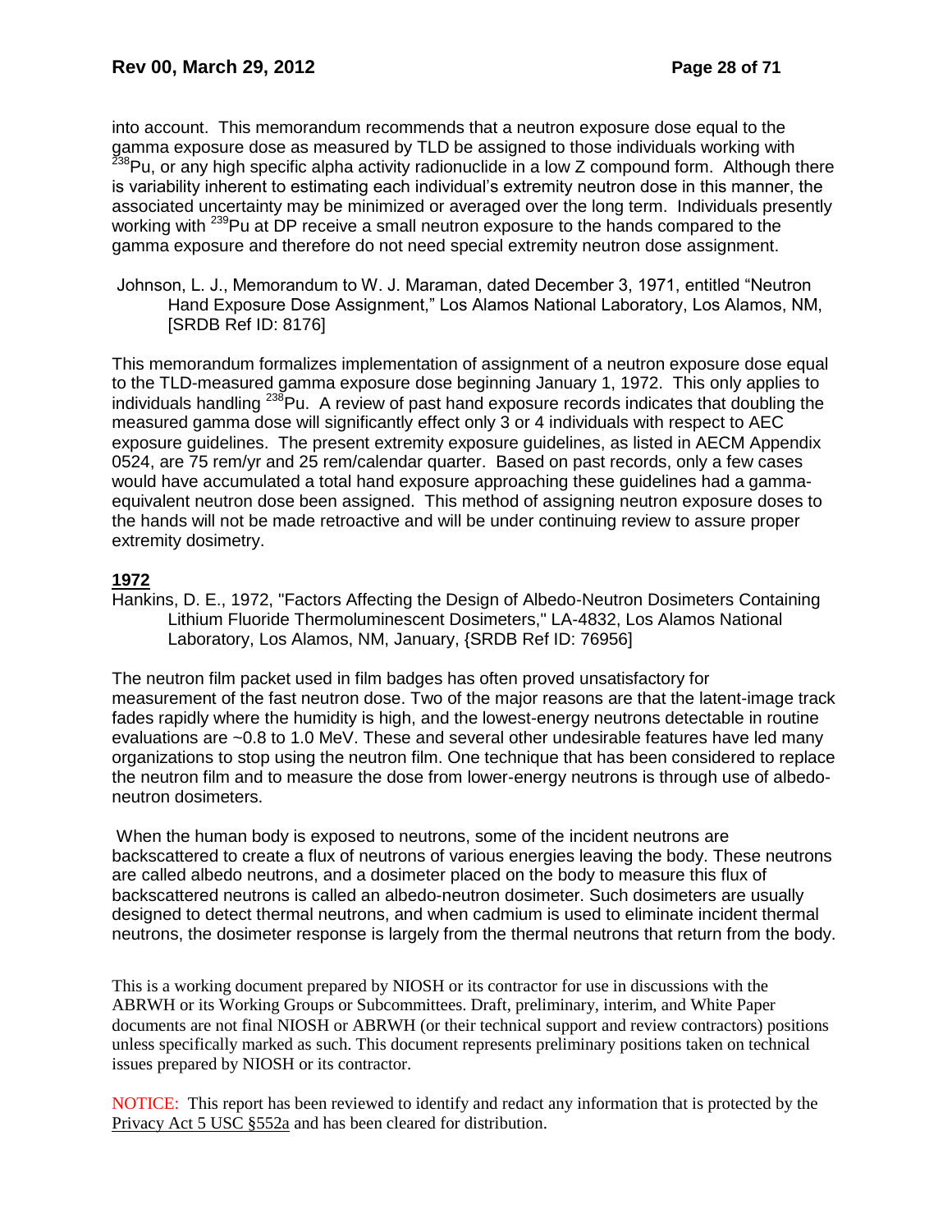into account. This memorandum recommends that a neutron exposure dose equal to the gamma exposure dose as measured by TLD be assigned to those individuals working with $^{238}$Pu, or any high specific alpha activity radionuclide in a low Z compound form. Although there is variability inherent to estimating each individual's extremity neutron dose in this manner, the associated uncertainty may be minimized or averaged over the long term. Individuals presently working with $^{239}$Pu at DP receive a small neutron exposure to the hands compared to the gamma exposure and therefore do not need special extremity neutron dose assignment.

Johnson, L. J., Memorandum to W. J. Maraman, dated December 3, 1971, entitled "Neutron Hand Exposure Dose Assignment," Los Alamos National Laboratory, Los Alamos, NM, [SRDB Ref ID: 8176]

This memorandum formalizes implementation of assignment of a neutron exposure dose equal to the TLD-measured gamma exposure dose beginning January 1, 1972. This only applies to individuals handling $^{238}$Pu. A review of past hand exposure records indicates that doubling the measured gamma dose will significantly effect only 3 or 4 individuals with respect to AEC exposure guidelines. The present extremity exposure guidelines, as listed in AECM Appendix 0524, are 75 rem/yr and 25 rem/calendar quarter. Based on past records, only a few cases would have accumulated a total hand exposure approaching these guidelines had a gamma-equivalent neutron dose been assigned. This method of assigning neutron exposure doses to the hands will not be made retroactive and will be under continuing review to assure proper extremity dosimetry.

**1972**

Hankins, D. E., 1972, "Factors Affecting the Design of Albedo-Neutron Dosimeters Containing Lithium Fluoride Thermoluminescent Dosimeters," LA-4832, Los Alamos National Laboratory, Los Alamos, NM, January, {SRDB Ref ID: 76956]

The neutron film packet used in film badges has often proved unsatisfactory for measurement of the fast neutron dose. Two of the major reasons are that the latent-image track fades rapidly where the humidity is high, and the lowest-energy neutrons detectable in routine evaluations are ~0.8 to 1.0 MeV. These and several other undesirable features have led many organizations to stop using the neutron film. One technique that has been considered to replace the neutron film and to measure the dose from lower-energy neutrons is through use of albedo-neutron dosimeters.

When the human body is exposed to neutrons, some of the incident neutrons are backscattered to create a flux of neutrons of various energies leaving the body. These neutrons are called albedo neutrons, and a dosimeter placed on the body to measure this flux of backscattered neutrons is called an albedo-neutron dosimeter. Such dosimeters are usually designed to detect thermal neutrons, and when cadmium is used to eliminate incident thermal neutrons, the dosimeter response is largely from the thermal neutrons that return from the body.

This is a working document prepared by NIOSH or its contractor for use in discussions with the ABRWH or its Working Groups or Subcommittees. Draft, preliminary, interim, and White Paper documents are not final NIOSH or ABRWH (or their technical support and review contractors) positions unless specifically marked as such. This document represents preliminary positions taken on technical issues prepared by NIOSH or its contractor.

NOTICE: This report has been reviewed to identify and redact any information that is protected by the Privacy Act 5 USC §552a and has been cleared for distribution.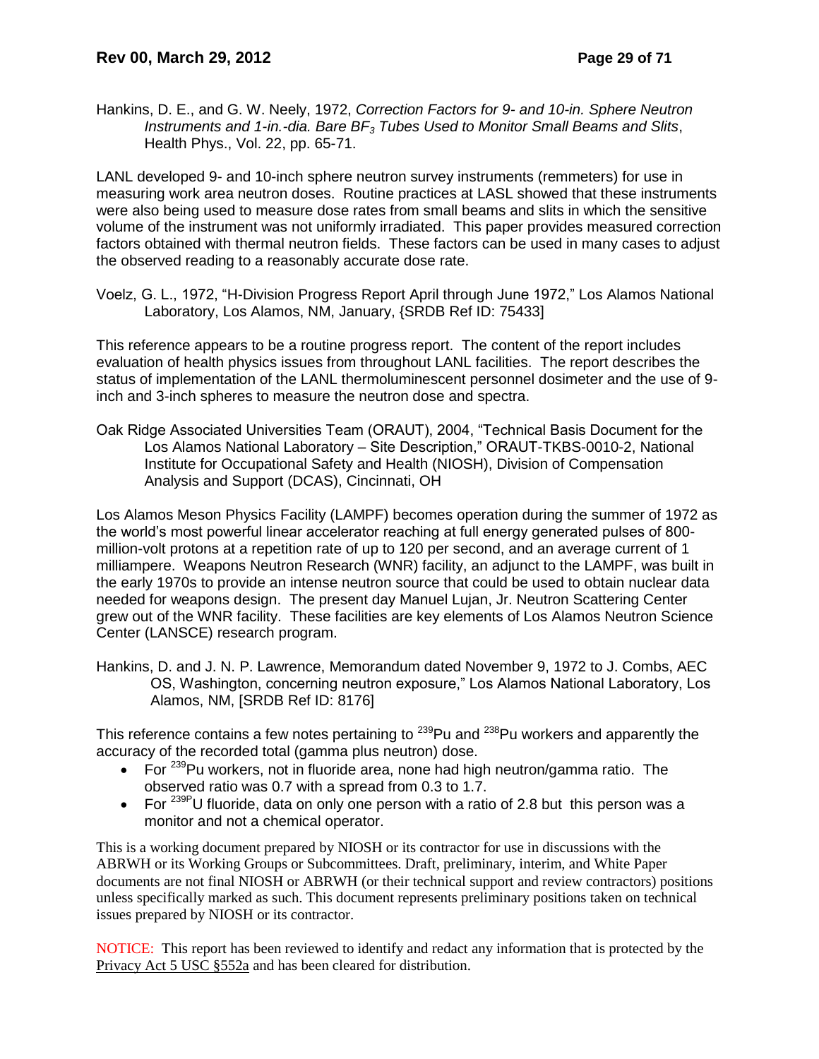Hankins, D. E., and G. W. Neely, 1972, *Correction Factors for 9- and 10-in. Sphere Neutron Instruments and 1-in.-dia. Bare $BF_3$ Tubes Used to Monitor Small Beams and Slits*, Health Phys., Vol. 22, pp. 65-71.

LANL developed 9- and 10-inch sphere neutron survey instruments (remmeters) for use in measuring work area neutron doses. Routine practices at LASL showed that these instruments were also being used to measure dose rates from small beams and slits in which the sensitive volume of the instrument was not uniformly irradiated. This paper provides measured correction factors obtained with thermal neutron fields. These factors can be used in many cases to adjust the observed reading to a reasonably accurate dose rate.

Voelz, G. L., 1972, "H-Division Progress Report April through June 1972," Los Alamos National Laboratory, Los Alamos, NM, January, {SRDB Ref ID: 75433]

This reference appears to be a routine progress report. The content of the report includes evaluation of health physics issues from throughout LANL facilities. The report describes the status of implementation of the LANL thermoluminescent personnel dosimeter and the use of 9-inch and 3-inch spheres to measure the neutron dose and spectra.

Oak Ridge Associated Universities Team (ORAUT), 2004, "Technical Basis Document for the Los Alamos National Laboratory – Site Description," ORAUT-TKBS-0010-2, National Institute for Occupational Safety and Health (NIOSH), Division of Compensation Analysis and Support (DCAS), Cincinnati, OH

Los Alamos Meson Physics Facility (LAMPF) becomes operation during the summer of 1972 as the world's most powerful linear accelerator reaching at full energy generated pulses of 800-million-volt protons at a repetition rate of up to 120 per second, and an average current of 1 milliampere. Weapons Neutron Research (WNR) facility, an adjunct to the LAMPF, was built in the early 1970s to provide an intense neutron source that could be used to obtain nuclear data needed for weapons design. The present day Manuel Lujan, Jr. Neutron Scattering Center grew out of the WNR facility. These facilities are key elements of Los Alamos Neutron Science Center (LANSCE) research program.

Hankins, D. and J. N. P. Lawrence, Memorandum dated November 9, 1972 to J. Combs, AEC OS, Washington, concerning neutron exposure," Los Alamos National Laboratory, Los Alamos, NM, [SRDB Ref ID: 8176]

This reference contains a few notes pertaining to $^{239}$Pu and $^{238}$Pu workers and apparently the accuracy of the recorded total (gamma plus neutron) dose.

- For $^{239}$Pu workers, not in fluoride area, none had high neutron/gamma ratio. The observed ratio was 0.7 with a spread from 0.3 to 1.7.
- For $^{239P}$U fluoride, data on only one person with a ratio of 2.8 but this person was a monitor and not a chemical operator.

This is a working document prepared by NIOSH or its contractor for use in discussions with the ABRWH or its Working Groups or Subcommittees. Draft, preliminary, interim, and White Paper documents are not final NIOSH or ABRWH (or their technical support and review contractors) positions unless specifically marked as such. This document represents preliminary positions taken on technical issues prepared by NIOSH or its contractor.

NOTICE: This report has been reviewed to identify and redact any information that is protected by the Privacy Act 5 USC §552a and has been cleared for distribution.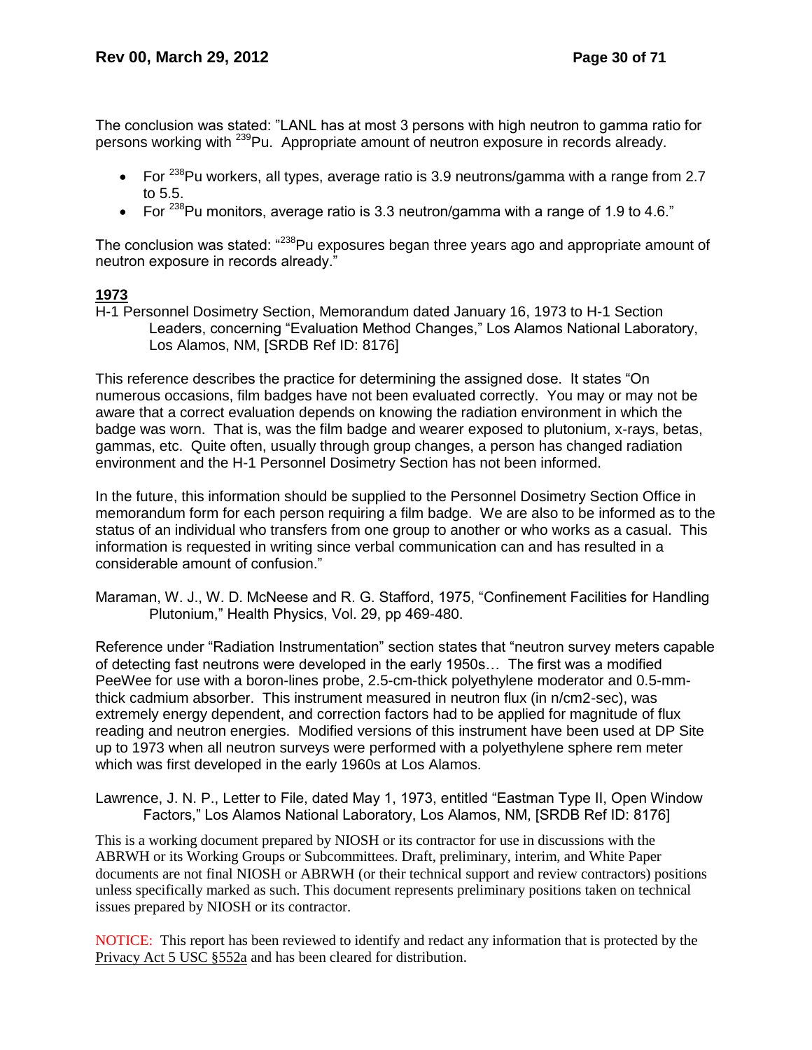The conclusion was stated: "LANL has at most 3 persons with high neutron to gamma ratio for persons working with $^{239}$Pu. Appropriate amount of neutron exposure in records already.

- For $^{238}$Pu workers, all types, average ratio is 3.9 neutrons/gamma with a range from 2.7 to 5.5.
- For $^{238}$Pu monitors, average ratio is 3.3 neutron/gamma with a range of 1.9 to 4.6."

The conclusion was stated: "$^{238}$Pu exposures began three years ago and appropriate amount of neutron exposure in records already."

**1973**

H-1 Personnel Dosimetry Section, Memorandum dated January 16, 1973 to H-1 Section Leaders, concerning "Evaluation Method Changes," Los Alamos National Laboratory, Los Alamos, NM, [SRDB Ref ID: 8176]

This reference describes the practice for determining the assigned dose. It states "On numerous occasions, film badges have not been evaluated correctly. You may or may not be aware that a correct evaluation depends on knowing the radiation environment in which the badge was worn. That is, was the film badge and wearer exposed to plutonium, x-rays, betas, gammas, etc. Quite often, usually through group changes, a person has changed radiation environment and the H-1 Personnel Dosimetry Section has not been informed.

In the future, this information should be supplied to the Personnel Dosimetry Section Office in memorandum form for each person requiring a film badge. We are also to be informed as to the status of an individual who transfers from one group to another or who works as a casual. This information is requested in writing since verbal communication can and has resulted in a considerable amount of confusion."

Maraman, W. J., W. D. McNeese and R. G. Stafford, 1975, "Confinement Facilities for Handling Plutonium," Health Physics, Vol. 29, pp 469-480.

Reference under "Radiation Instrumentation" section states that "neutron survey meters capable of detecting fast neutrons were developed in the early 1950s… The first was a modified PeeWee for use with a boron-lines probe, 2.5-cm-thick polyethylene moderator and 0.5-mm-thick cadmium absorber. This instrument measured in neutron flux (in n/cm2-sec), was extremely energy dependent, and correction factors had to be applied for magnitude of flux reading and neutron energies. Modified versions of this instrument have been used at DP Site up to 1973 when all neutron surveys were performed with a polyethylene sphere rem meter which was first developed in the early 1960s at Los Alamos.

Lawrence, J. N. P., Letter to File, dated May 1, 1973, entitled "Eastman Type II, Open Window Factors," Los Alamos National Laboratory, Los Alamos, NM, [SRDB Ref ID: 8176]

This is a working document prepared by NIOSH or its contractor for use in discussions with the ABRWH or its Working Groups or Subcommittees. Draft, preliminary, interim, and White Paper documents are not final NIOSH or ABRWH (or their technical support and review contractors) positions unless specifically marked as such. This document represents preliminary positions taken on technical issues prepared by NIOSH or its contractor.

NOTICE: This report has been reviewed to identify and redact any information that is protected by the Privacy Act 5 USC §552a and has been cleared for distribution.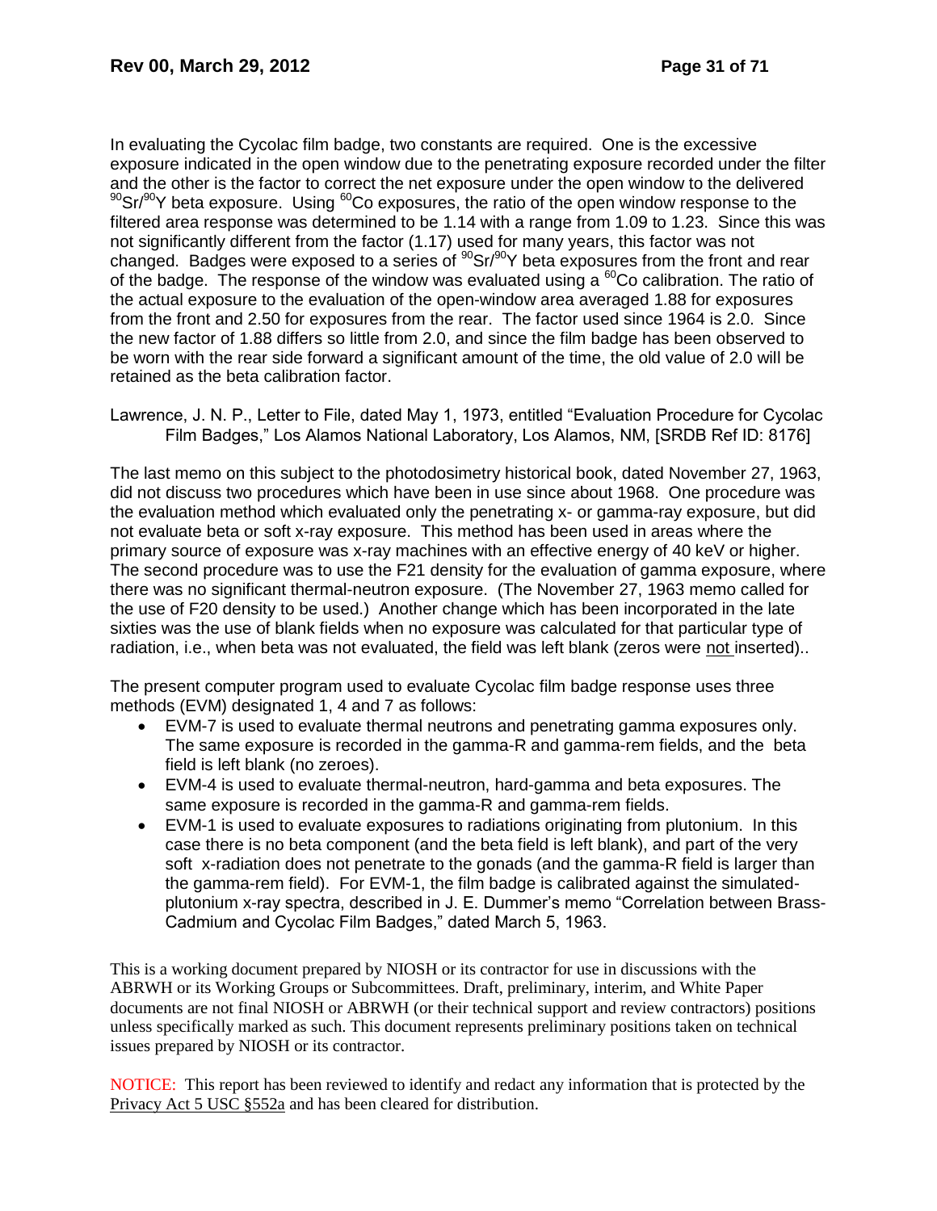In evaluating the Cycolac film badge, two constants are required. One is the excessive exposure indicated in the open window due to the penetrating exposure recorded under the filter and the other is the factor to correct the net exposure under the open window to the delivered $^{90}Sr/^{90}Y$ beta exposure. Using $^{60}Co$ exposures, the ratio of the open window response to the filtered area response was determined to be 1.14 with a range from 1.09 to 1.23. Since this was not significantly different from the factor (1.17) used for many years, this factor was not changed. Badges were exposed to a series of $^{90}Sr/^{90}Y$ beta exposures from the front and rear of the badge. The response of the window was evaluated using a $^{60}Co$ calibration. The ratio of the actual exposure to the evaluation of the open-window area averaged 1.88 for exposures from the front and 2.50 for exposures from the rear. The factor used since 1964 is 2.0. Since the new factor of 1.88 differs so little from 2.0, and since the film badge has been observed to be worn with the rear side forward a significant amount of the time, the old value of 2.0 will be retained as the beta calibration factor.

Lawrence, J. N. P., Letter to File, dated May 1, 1973, entitled "Evaluation Procedure for Cycolac Film Badges," Los Alamos National Laboratory, Los Alamos, NM, [SRDB Ref ID: 8176]

The last memo on this subject to the photodosimetry historical book, dated November 27, 1963, did not discuss two procedures which have been in use since about 1968. One procedure was the evaluation method which evaluated only the penetrating x- or gamma-ray exposure, but did not evaluate beta or soft x-ray exposure. This method has been used in areas where the primary source of exposure was x-ray machines with an effective energy of 40 keV or higher. The second procedure was to use the F21 density for the evaluation of gamma exposure, where there was no significant thermal-neutron exposure. (The November 27, 1963 memo called for the use of F20 density to be used.) Another change which has been incorporated in the late sixties was the use of blank fields when no exposure was calculated for that particular type of radiation, i.e., when beta was not evaluated, the field was left blank (zeros were not inserted)..

The present computer program used to evaluate Cycolac film badge response uses three methods (EVM) designated 1, 4 and 7 as follows:

- EVM-7 is used to evaluate thermal neutrons and penetrating gamma exposures only. The same exposure is recorded in the gamma-R and gamma-rem fields, and the beta field is left blank (no zeroes).
- EVM-4 is used to evaluate thermal-neutron, hard-gamma and beta exposures. The same exposure is recorded in the gamma-R and gamma-rem fields.
- EVM-1 is used to evaluate exposures to radiations originating from plutonium. In this case there is no beta component (and the beta field is left blank), and part of the very soft x-radiation does not penetrate to the gonads (and the gamma-R field is larger than the gamma-rem field). For EVM-1, the film badge is calibrated against the simulated-plutonium x-ray spectra, described in J. E. Dummer's memo "Correlation between Brass-Cadmium and Cycolac Film Badges," dated March 5, 1963.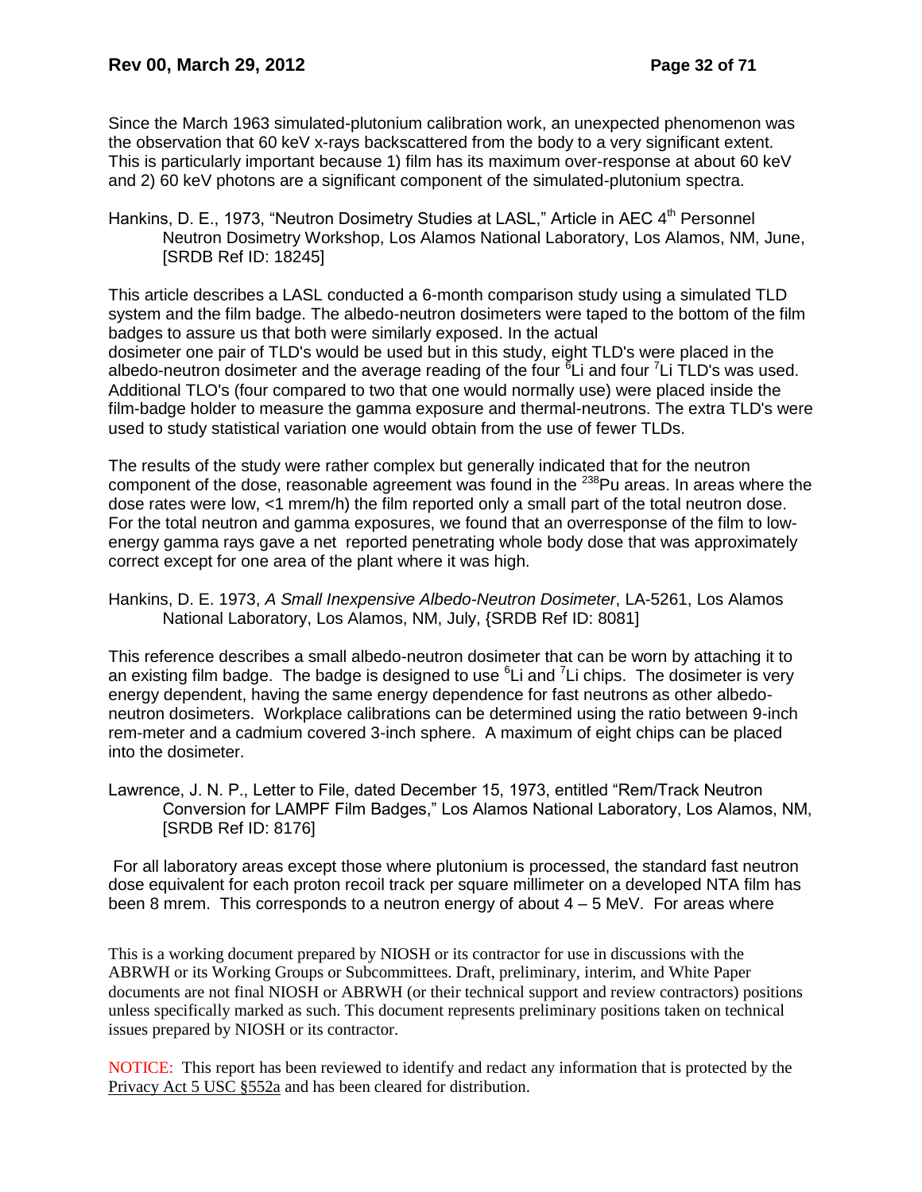Since the March 1963 simulated-plutonium calibration work, an unexpected phenomenon was the observation that 60 keV x-rays backscattered from the body to a very significant extent. This is particularly important because 1) film has its maximum over-response at about 60 keV and 2) 60 keV photons are a significant component of the simulated-plutonium spectra.

Hankins, D. E., 1973, "Neutron Dosimetry Studies at LASL," Article in AEC 4th Personnel Neutron Dosimetry Workshop, Los Alamos National Laboratory, Los Alamos, NM, June, [SRDB Ref ID: 18245]

This article describes a LASL conducted a 6-month comparison study using a simulated TLD system and the film badge. The albedo-neutron dosimeters were taped to the bottom of the film badges to assure us that both were similarly exposed. In the actual dosimeter one pair of TLD's would be used but in this study, eight TLD's were placed in the albedo-neutron dosimeter and the average reading of the four $^{6}$Li and four $^{7}$Li TLD's was used. Additional TLO's (four compared to two that one would normally use) were placed inside the film-badge holder to measure the gamma exposure and thermal-neutrons. The extra TLD's were used to study statistical variation one would obtain from the use of fewer TLDs.

The results of the study were rather complex but generally indicated that for the neutron component of the dose, reasonable agreement was found in the $^{238}$Pu areas. In areas where the dose rates were low, <1 mrem/h) the film reported only a small part of the total neutron dose. For the total neutron and gamma exposures, we found that an overresponse of the film to low-energy gamma rays gave a net reported penetrating whole body dose that was approximately correct except for one area of the plant where it was high.

Hankins, D. E. 1973, *A Small Inexpensive Albedo-Neutron Dosimeter*, LA-5261, Los Alamos National Laboratory, Los Alamos, NM, July, {SRDB Ref ID: 8081]

This reference describes a small albedo-neutron dosimeter that can be worn by attaching it to an existing film badge. The badge is designed to use $^{6}$Li and $^{7}$Li chips. The dosimeter is very energy dependent, having the same energy dependence for fast neutrons as other albedo-neutron dosimeters. Workplace calibrations can be determined using the ratio between 9-inch rem-meter and a cadmium covered 3-inch sphere. A maximum of eight chips can be placed into the dosimeter.

Lawrence, J. N. P., Letter to File, dated December 15, 1973, entitled "Rem/Track Neutron Conversion for LAMPF Film Badges," Los Alamos National Laboratory, Los Alamos, NM, [SRDB Ref ID: 8176]

For all laboratory areas except those where plutonium is processed, the standard fast neutron dose equivalent for each proton recoil track per square millimeter on a developed NTA film has been 8 mrem. This corresponds to a neutron energy of about 4 – 5 MeV. For areas where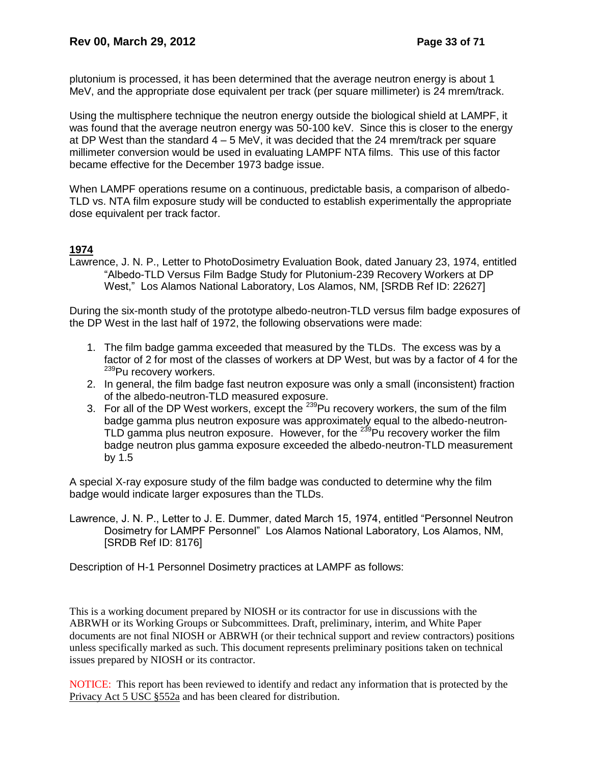plutonium is processed, it has been determined that the average neutron energy is about 1 MeV, and the appropriate dose equivalent per track (per square millimeter) is 24 mrem/track.

Using the multisphere technique the neutron energy outside the biological shield at LAMPF, it was found that the average neutron energy was 50-100 keV. Since this is closer to the energy at DP West than the standard 4 – 5 MeV, it was decided that the 24 mrem/track per square millimeter conversion would be used in evaluating LAMPF NTA films. This use of this factor became effective for the December 1973 badge issue.

When LAMPF operations resume on a continuous, predictable basis, a comparison of albedo-TLD vs. NTA film exposure study will be conducted to establish experimentally the appropriate dose equivalent per track factor.

**1974**

Lawrence, J. N. P., Letter to PhotoDosimetry Evaluation Book, dated January 23, 1974, entitled "Albedo-TLD Versus Film Badge Study for Plutonium-239 Recovery Workers at DP West," Los Alamos National Laboratory, Los Alamos, NM, [SRDB Ref ID: 22627]

During the six-month study of the prototype albedo-neutron-TLD versus film badge exposures of the DP West in the last half of 1972, the following observations were made:

1. The film badge gamma exceeded that measured by the TLDs. The excess was by a factor of 2 for most of the classes of workers at DP West, but was by a factor of 4 for the $^{239}$Pu recovery workers.
2. In general, the film badge fast neutron exposure was only a small (inconsistent) fraction of the albedo-neutron-TLD measured exposure.
3. For all of the DP West workers, except the $^{239}$Pu recovery workers, the sum of the film badge gamma plus neutron exposure was approximately equal to the albedo-neutron-TLD gamma plus neutron exposure. However, for the $^{239}$Pu recovery worker the film badge neutron plus gamma exposure exceeded the albedo-neutron-TLD measurement by 1.5

A special X-ray exposure study of the film badge was conducted to determine why the film badge would indicate larger exposures than the TLDs.

Lawrence, J. N. P., Letter to J. E. Dummer, dated March 15, 1974, entitled "Personnel Neutron Dosimetry for LAMPF Personnel" Los Alamos National Laboratory, Los Alamos, NM, [SRDB Ref ID: 8176]

Description of H-1 Personnel Dosimetry practices at LAMPF as follows:

This is a working document prepared by NIOSH or its contractor for use in discussions with the ABRWH or its Working Groups or Subcommittees. Draft, preliminary, interim, and White Paper documents are not final NIOSH or ABRWH (or their technical support and review contractors) positions unless specifically marked as such. This document represents preliminary positions taken on technical issues prepared by NIOSH or its contractor.

NOTICE: This report has been reviewed to identify and redact any information that is protected by the Privacy Act 5 USC §552a and has been cleared for distribution.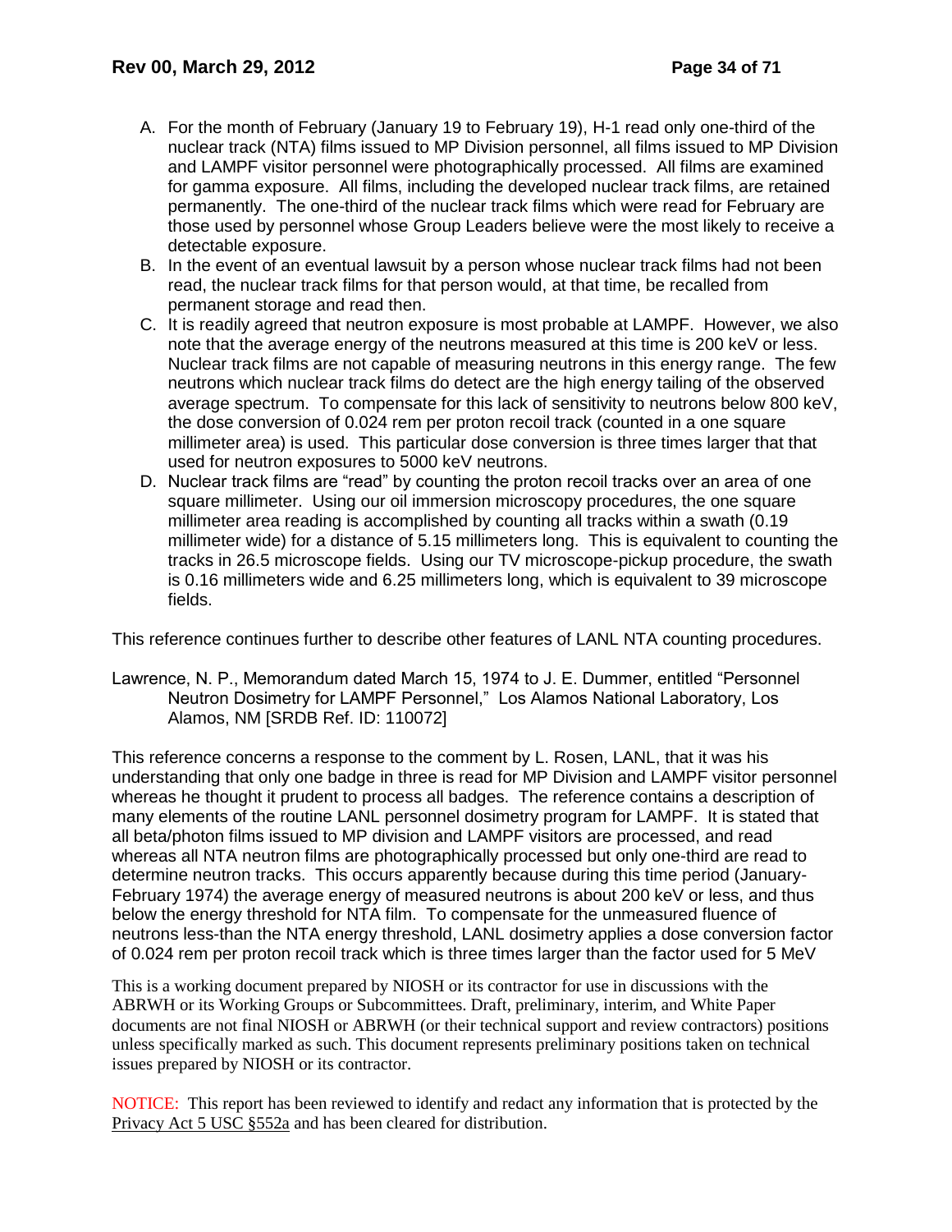A. For the month of February (January 19 to February 19), H-1 read only one-third of the nuclear track (NTA) films issued to MP Division personnel, all films issued to MP Division and LAMPF visitor personnel were photographically processed. All films are examined for gamma exposure. All films, including the developed nuclear track films, are retained permanently. The one-third of the nuclear track films which were read for February are those used by personnel whose Group Leaders believe were the most likely to receive a detectable exposure.
B. In the event of an eventual lawsuit by a person whose nuclear track films had not been read, the nuclear track films for that person would, at that time, be recalled from permanent storage and read then.
C. It is readily agreed that neutron exposure is most probable at LAMPF. However, we also note that the average energy of the neutrons measured at this time is 200 keV or less. Nuclear track films are not capable of measuring neutrons in this energy range. The few neutrons which nuclear track films do detect are the high energy tailing of the observed average spectrum. To compensate for this lack of sensitivity to neutrons below 800 keV, the dose conversion of 0.024 rem per proton recoil track (counted in a one square millimeter area) is used. This particular dose conversion is three times larger that that used for neutron exposures to 5000 keV neutrons.
D. Nuclear track films are "read" by counting the proton recoil tracks over an area of one square millimeter. Using our oil immersion microscopy procedures, the one square millimeter area reading is accomplished by counting all tracks within a swath (0.19 millimeter wide) for a distance of 5.15 millimeters long. This is equivalent to counting the tracks in 26.5 microscope fields. Using our TV microscope-pickup procedure, the swath is 0.16 millimeters wide and 6.25 millimeters long, which is equivalent to 39 microscope fields.

This reference continues further to describe other features of LANL NTA counting procedures.

Lawrence, N. P., Memorandum dated March 15, 1974 to J. E. Dummer, entitled "Personnel Neutron Dosimetry for LAMPF Personnel," Los Alamos National Laboratory, Los Alamos, NM [SRDB Ref. ID: 110072]

This reference concerns a response to the comment by L. Rosen, LANL, that it was his understanding that only one badge in three is read for MP Division and LAMPF visitor personnel whereas he thought it prudent to process all badges. The reference contains a description of many elements of the routine LANL personnel dosimetry program for LAMPF. It is stated that all beta/photon films issued to MP division and LAMPF visitors are processed, and read whereas all NTA neutron films are photographically processed but only one-third are read to determine neutron tracks. This occurs apparently because during this time period (January-February 1974) the average energy of measured neutrons is about 200 keV or less, and thus below the energy threshold for NTA film. To compensate for the unmeasured fluence of neutrons less-than the NTA energy threshold, LANL dosimetry applies a dose conversion factor of 0.024 rem per proton recoil track which is three times larger than the factor used for 5 MeV

This is a working document prepared by NIOSH or its contractor for use in discussions with the ABRWH or its Working Groups or Subcommittees. Draft, preliminary, interim, and White Paper documents are not final NIOSH or ABRWH (or their technical support and review contractors) positions unless specifically marked as such. This document represents preliminary positions taken on technical issues prepared by NIOSH or its contractor.

NOTICE: This report has been reviewed to identify and redact any information that is protected by the Privacy Act 5 USC §552a and has been cleared for distribution.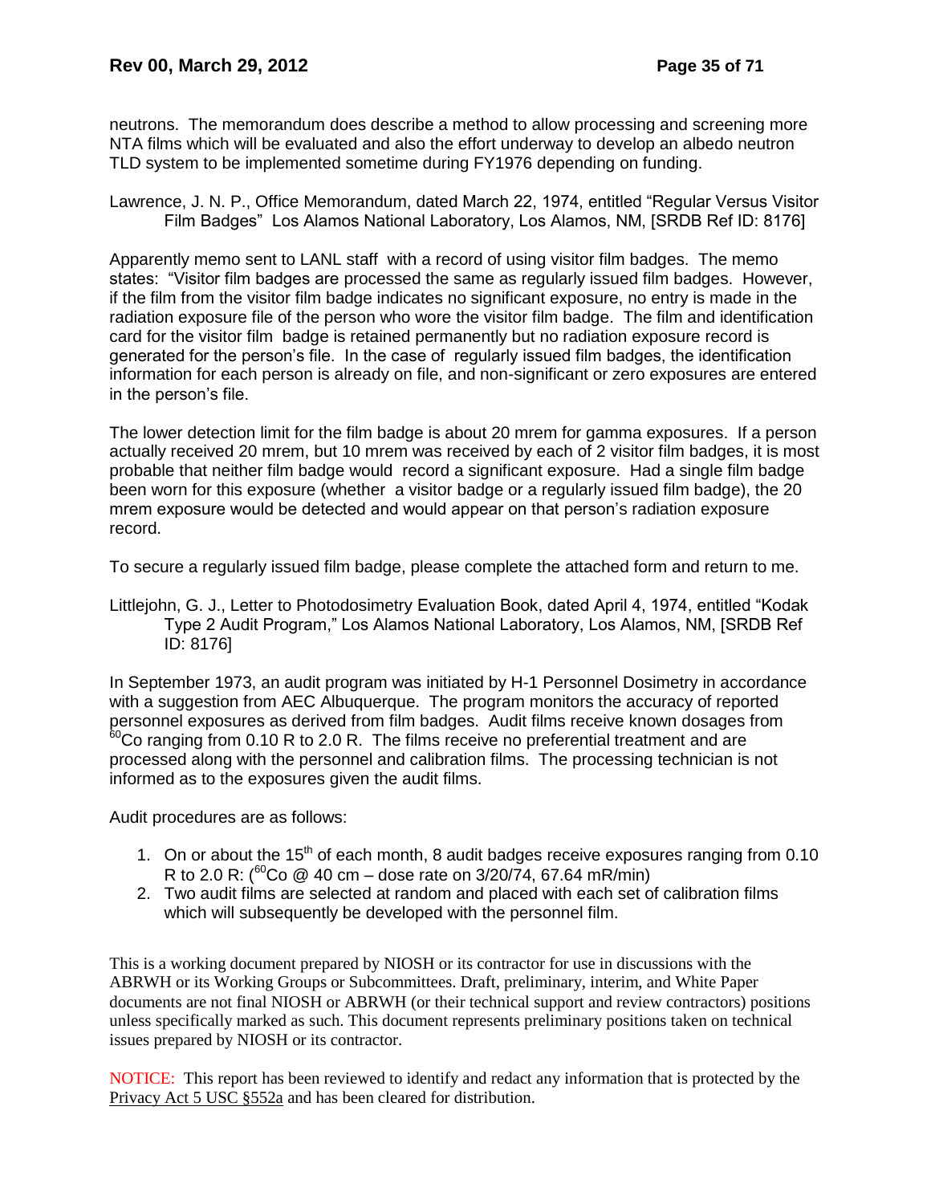neutrons. The memorandum does describe a method to allow processing and screening more NTA films which will be evaluated and also the effort underway to develop an albedo neutron TLD system to be implemented sometime during FY1976 depending on funding.

Lawrence, J. N. P., Office Memorandum, dated March 22, 1974, entitled "Regular Versus Visitor Film Badges" Los Alamos National Laboratory, Los Alamos, NM, [SRDB Ref ID: 8176]

Apparently memo sent to LANL staff with a record of using visitor film badges. The memo states: "Visitor film badges are processed the same as regularly issued film badges. However, if the film from the visitor film badge indicates no significant exposure, no entry is made in the radiation exposure file of the person who wore the visitor film badge. The film and identification card for the visitor film badge is retained permanently but no radiation exposure record is generated for the person's file. In the case of regularly issued film badges, the identification information for each person is already on file, and non-significant or zero exposures are entered in the person's file.

The lower detection limit for the film badge is about 20 mrem for gamma exposures. If a person actually received 20 mrem, but 10 mrem was received by each of 2 visitor film badges, it is most probable that neither film badge would record a significant exposure. Had a single film badge been worn for this exposure (whether a visitor badge or a regularly issued film badge), the 20 mrem exposure would be detected and would appear on that person's radiation exposure record.

To secure a regularly issued film badge, please complete the attached form and return to me.

Littlejohn, G. J., Letter to Photodosimetry Evaluation Book, dated April 4, 1974, entitled "Kodak Type 2 Audit Program," Los Alamos National Laboratory, Los Alamos, NM, [SRDB Ref ID: 8176]

In September 1973, an audit program was initiated by H-1 Personnel Dosimetry in accordance with a suggestion from AEC Albuquerque. The program monitors the accuracy of reported personnel exposures as derived from film badges. Audit films receive known dosages from $^{60}$Co ranging from 0.10 R to 2.0 R. The films receive no preferential treatment and are processed along with the personnel and calibration films. The processing technician is not informed as to the exposures given the audit films.

Audit procedures are as follows:

1. On or about the 15$^{th}$ of each month, 8 audit badges receive exposures ranging from 0.10 R to 2.0 R: ($^{60}$Co @ 40 cm – dose rate on 3/20/74, 67.64 mR/min)
2. Two audit films are selected at random and placed with each set of calibration films which will subsequently be developed with the personnel film.

This is a working document prepared by NIOSH or its contractor for use in discussions with the ABRWH or its Working Groups or Subcommittees. Draft, preliminary, interim, and White Paper documents are not final NIOSH or ABRWH (or their technical support and review contractors) positions unless specifically marked as such. This document represents preliminary positions taken on technical issues prepared by NIOSH or its contractor.

NOTICE: This report has been reviewed to identify and redact any information that is protected by the Privacy Act 5 USC §552a and has been cleared for distribution.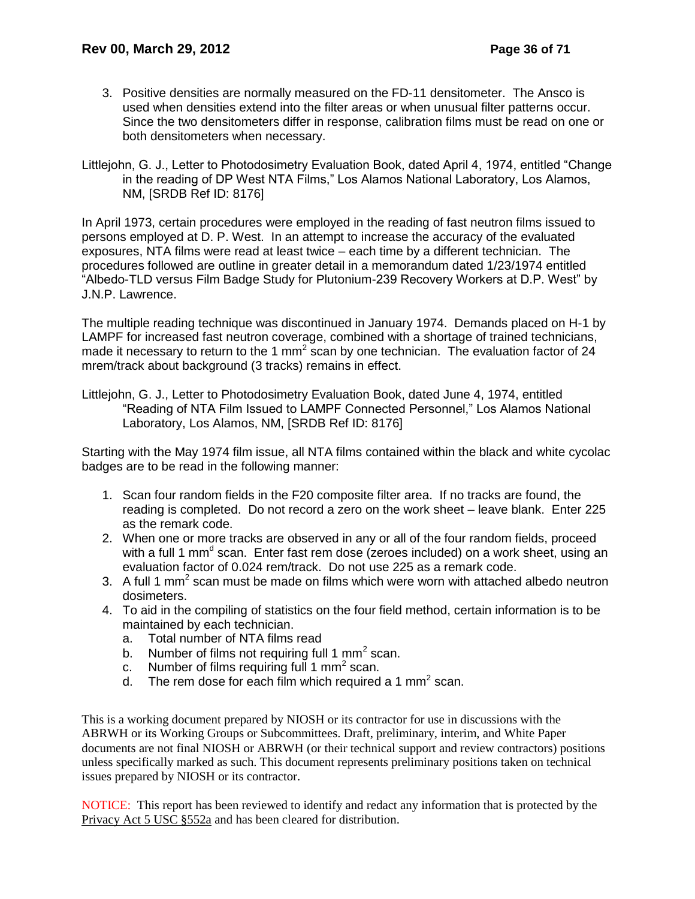3. Positive densities are normally measured on the FD-11 densitometer. The Ansco is used when densities extend into the filter areas or when unusual filter patterns occur. Since the two densitometers differ in response, calibration films must be read on one or both densitometers when necessary.

Littlejohn, G. J., Letter to Photodosimetry Evaluation Book, dated April 4, 1974, entitled "Change in the reading of DP West NTA Films," Los Alamos National Laboratory, Los Alamos, NM, [SRDB Ref ID: 8176]

In April 1973, certain procedures were employed in the reading of fast neutron films issued to persons employed at D. P. West. In an attempt to increase the accuracy of the evaluated exposures, NTA films were read at least twice – each time by a different technician. The procedures followed are outline in greater detail in a memorandum dated 1/23/1974 entitled "Albedo-TLD versus Film Badge Study for Plutonium-239 Recovery Workers at D.P. West" by J.N.P. Lawrence.

The multiple reading technique was discontinued in January 1974. Demands placed on H-1 by LAMPF for increased fast neutron coverage, combined with a shortage of trained technicians, made it necessary to return to the 1 $mm^2$ scan by one technician. The evaluation factor of 24 mrem/track about background (3 tracks) remains in effect.

Littlejohn, G. J., Letter to Photodosimetry Evaluation Book, dated June 4, 1974, entitled "Reading of NTA Film Issued to LAMPF Connected Personnel," Los Alamos National Laboratory, Los Alamos, NM, [SRDB Ref ID: 8176]

Starting with the May 1974 film issue, all NTA films contained within the black and white cycolac badges are to be read in the following manner:

1. Scan four random fields in the F20 composite filter area. If no tracks are found, the reading is completed. Do not record a zero on the work sheet – leave blank. Enter 225 as the remark code.
2. When one or more tracks are observed in any or all of the four random fields, proceed with a full 1 $mm^d$ scan. Enter fast rem dose (zeroes included) on a work sheet, using an evaluation factor of 0.024 rem/track. Do not use 225 as a remark code.
3. A full 1 $mm^2$ scan must be made on films which were worn with attached albedo neutron dosimeters.
4. To aid in the compiling of statistics on the four field method, certain information is to be maintained by each technician.
   a. Total number of NTA films read
   b. Number of films not requiring full 1 $mm^2$ scan.
   c. Number of films requiring full 1 $mm^2$ scan.
   d. The rem dose for each film which required a 1 $mm^2$ scan.

This is a working document prepared by NIOSH or its contractor for use in discussions with the ABRWH or its Working Groups or Subcommittees. Draft, preliminary, interim, and White Paper documents are not final NIOSH or ABRWH (or their technical support and review contractors) positions unless specifically marked as such. This document represents preliminary positions taken on technical issues prepared by NIOSH or its contractor.

NOTICE: This report has been reviewed to identify and redact any information that is protected by the Privacy Act 5 USC §552a and has been cleared for distribution.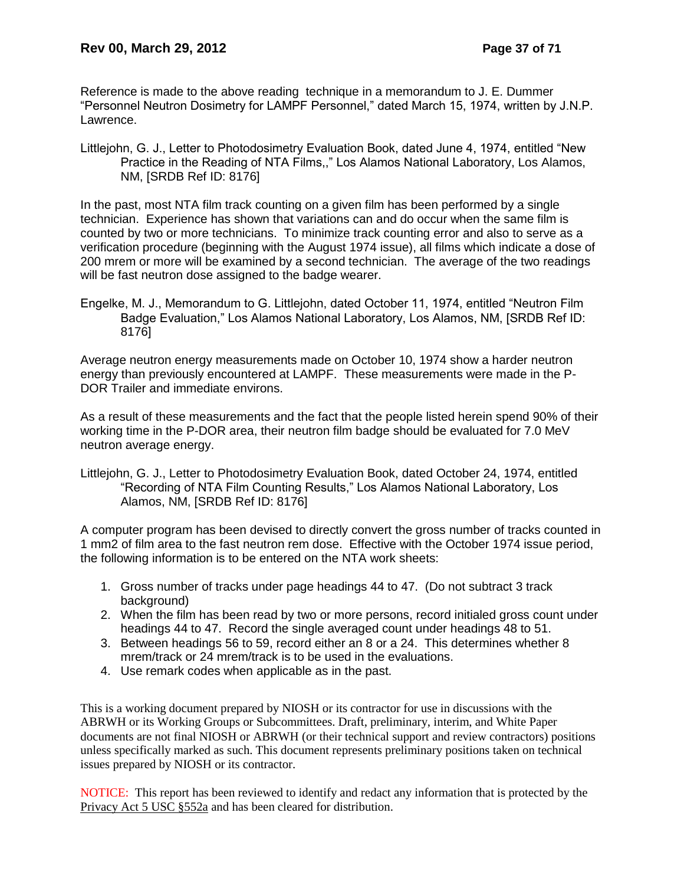Reference is made to the above reading technique in a memorandum to J. E. Dummer "Personnel Neutron Dosimetry for LAMPF Personnel," dated March 15, 1974, written by J.N.P. Lawrence.

Littlejohn, G. J., Letter to Photodosimetry Evaluation Book, dated June 4, 1974, entitled "New Practice in the Reading of NTA Films,," Los Alamos National Laboratory, Los Alamos, NM, [SRDB Ref ID: 8176]

In the past, most NTA film track counting on a given film has been performed by a single technician. Experience has shown that variations can and do occur when the same film is counted by two or more technicians. To minimize track counting error and also to serve as a verification procedure (beginning with the August 1974 issue), all films which indicate a dose of 200 mrem or more will be examined by a second technician. The average of the two readings will be fast neutron dose assigned to the badge wearer.

Engelke, M. J., Memorandum to G. Littlejohn, dated October 11, 1974, entitled "Neutron Film Badge Evaluation," Los Alamos National Laboratory, Los Alamos, NM, [SRDB Ref ID: 8176]

Average neutron energy measurements made on October 10, 1974 show a harder neutron energy than previously encountered at LAMPF. These measurements were made in the P-DOR Trailer and immediate environs.

As a result of these measurements and the fact that the people listed herein spend 90% of their working time in the P-DOR area, their neutron film badge should be evaluated for 7.0 MeV neutron average energy.

Littlejohn, G. J., Letter to Photodosimetry Evaluation Book, dated October 24, 1974, entitled "Recording of NTA Film Counting Results," Los Alamos National Laboratory, Los Alamos, NM, [SRDB Ref ID: 8176]

A computer program has been devised to directly convert the gross number of tracks counted in 1 mm2 of film area to the fast neutron rem dose. Effective with the October 1974 issue period, the following information is to be entered on the NTA work sheets:

1. Gross number of tracks under page headings 44 to 47. (Do not subtract 3 track background)
2. When the film has been read by two or more persons, record initialed gross count under headings 44 to 47. Record the single averaged count under headings 48 to 51.
3. Between headings 56 to 59, record either an 8 or a 24. This determines whether 8 mrem/track or 24 mrem/track is to be used in the evaluations.
4. Use remark codes when applicable as in the past.

This is a working document prepared by NIOSH or its contractor for use in discussions with the ABRWH or its Working Groups or Subcommittees. Draft, preliminary, interim, and White Paper documents are not final NIOSH or ABRWH (or their technical support and review contractors) positions unless specifically marked as such. This document represents preliminary positions taken on technical issues prepared by NIOSH or its contractor.

NOTICE: This report has been reviewed to identify and redact any information that is protected by the Privacy Act 5 USC §552a and has been cleared for distribution.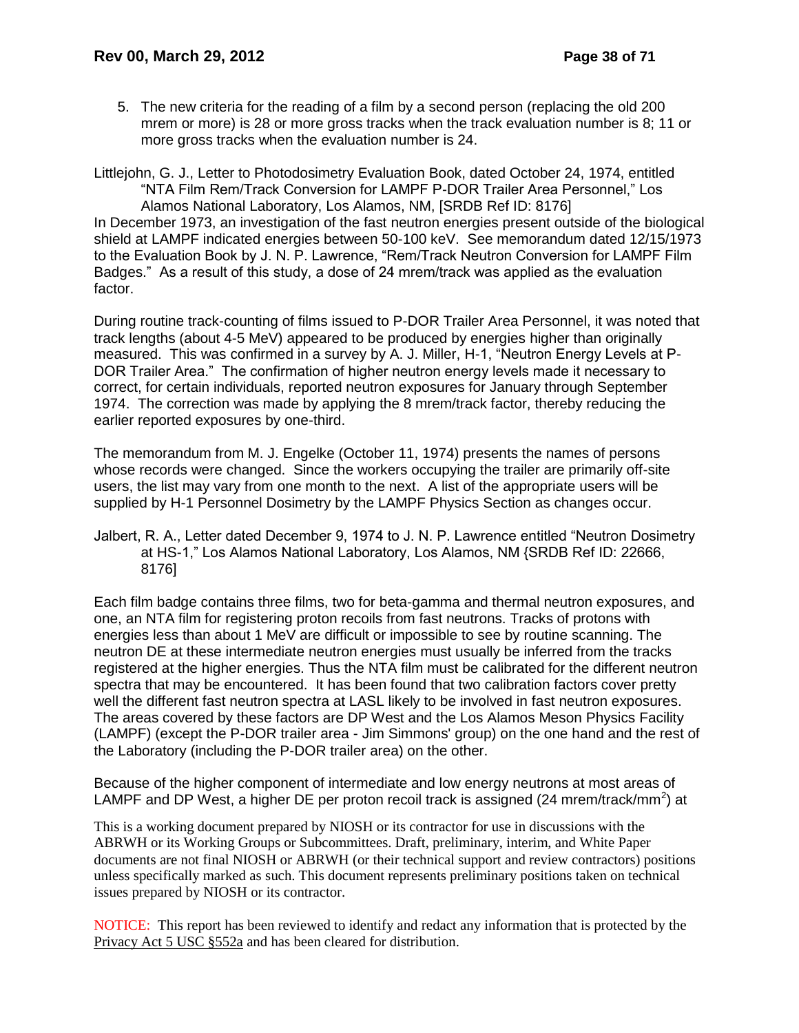5. The new criteria for the reading of a film by a second person (replacing the old 200 mrem or more) is 28 or more gross tracks when the track evaluation number is 8; 11 or more gross tracks when the evaluation number is 24.

Littlejohn, G. J., Letter to Photodosimetry Evaluation Book, dated October 24, 1974, entitled "NTA Film Rem/Track Conversion for LAMPF P-DOR Trailer Area Personnel," Los Alamos National Laboratory, Los Alamos, NM, [SRDB Ref ID: 8176]

In December 1973, an investigation of the fast neutron energies present outside of the biological shield at LAMPF indicated energies between 50-100 keV. See memorandum dated 12/15/1973 to the Evaluation Book by J. N. P. Lawrence, "Rem/Track Neutron Conversion for LAMPF Film Badges." As a result of this study, a dose of 24 mrem/track was applied as the evaluation factor.

During routine track-counting of films issued to P-DOR Trailer Area Personnel, it was noted that track lengths (about 4-5 MeV) appeared to be produced by energies higher than originally measured. This was confirmed in a survey by A. J. Miller, H-1, "Neutron Energy Levels at P-DOR Trailer Area." The confirmation of higher neutron energy levels made it necessary to correct, for certain individuals, reported neutron exposures for January through September 1974. The correction was made by applying the 8 mrem/track factor, thereby reducing the earlier reported exposures by one-third.

The memorandum from M. J. Engelke (October 11, 1974) presents the names of persons whose records were changed. Since the workers occupying the trailer are primarily off-site users, the list may vary from one month to the next. A list of the appropriate users will be supplied by H-1 Personnel Dosimetry by the LAMPF Physics Section as changes occur.

Jalbert, R. A., Letter dated December 9, 1974 to J. N. P. Lawrence entitled "Neutron Dosimetry at HS-1," Los Alamos National Laboratory, Los Alamos, NM {SRDB Ref ID: 22666, 8176]

Each film badge contains three films, two for beta-gamma and thermal neutron exposures, and one, an NTA film for registering proton recoils from fast neutrons. Tracks of protons with energies less than about 1 MeV are difficult or impossible to see by routine scanning. The neutron DE at these intermediate neutron energies must usually be inferred from the tracks registered at the higher energies. Thus the NTA film must be calibrated for the different neutron spectra that may be encountered. It has been found that two calibration factors cover pretty well the different fast neutron spectra at LASL likely to be involved in fast neutron exposures. The areas covered by these factors are DP West and the Los Alamos Meson Physics Facility (LAMPF) (except the P-DOR trailer area - Jim Simmons' group) on the one hand and the rest of the Laboratory (including the P-DOR trailer area) on the other.

Because of the higher component of intermediate and low energy neutrons at most areas of LAMPF and DP West, a higher DE per proton recoil track is assigned (24 mrem/track/mm$^2$) at

This is a working document prepared by NIOSH or its contractor for use in discussions with the ABRWH or its Working Groups or Subcommittees. Draft, preliminary, interim, and White Paper documents are not final NIOSH or ABRWH (or their technical support and review contractors) positions unless specifically marked as such. This document represents preliminary positions taken on technical issues prepared by NIOSH or its contractor.

NOTICE: This report has been reviewed to identify and redact any information that is protected by the Privacy Act 5 USC §552a and has been cleared for distribution.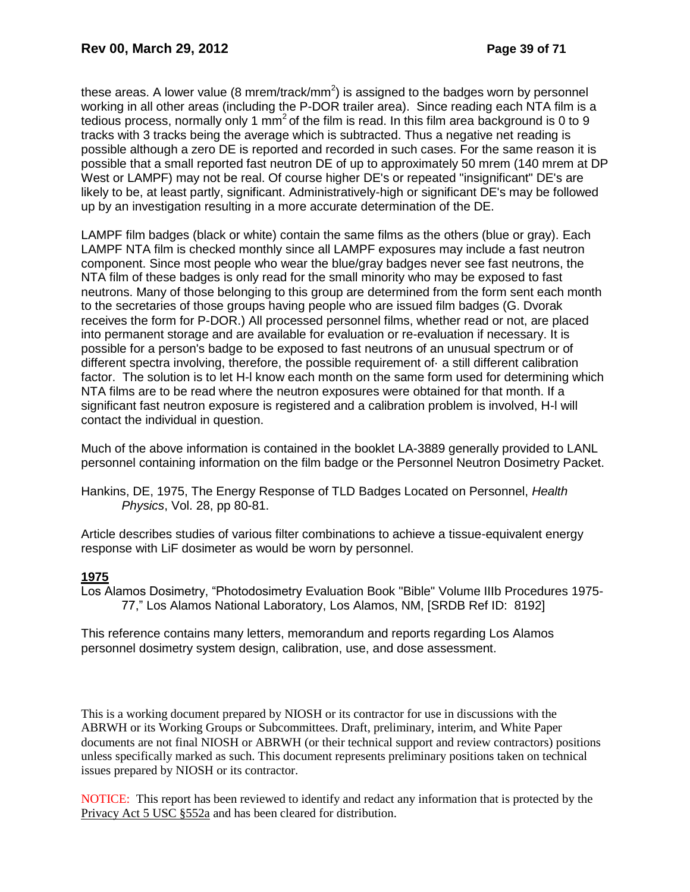these areas. A lower value (8 mrem/track/mm$^2$) is assigned to the badges worn by personnel working in all other areas (including the P-DOR trailer area). Since reading each NTA film is a tedious process, normally only 1 mm$^2$ of the film is read. In this film area background is 0 to 9 tracks with 3 tracks being the average which is subtracted. Thus a negative net reading is possible although a zero DE is reported and recorded in such cases. For the same reason it is possible that a small reported fast neutron DE of up to approximately 50 mrem (140 mrem at DP West or LAMPF) may not be real. Of course higher DE's or repeated "insignificant" DE's are likely to be, at least partly, significant. Administratively-high or significant DE's may be followed up by an investigation resulting in a more accurate determination of the DE.

LAMPF film badges (black or white) contain the same films as the others (blue or gray). Each LAMPF NTA film is checked monthly since all LAMPF exposures may include a fast neutron component. Since most people who wear the blue/gray badges never see fast neutrons, the NTA film of these badges is only read for the small minority who may be exposed to fast neutrons. Many of those belonging to this group are determined from the form sent each month to the secretaries of those groups having people who are issued film badges (G. Dvorak receives the form for P-DOR.) All processed personnel films, whether read or not, are placed into permanent storage and are available for evaluation or re-evaluation if necessary. It is possible for a person's badge to be exposed to fast neutrons of an unusual spectrum or of different spectra involving, therefore, the possible requirement of· a still different calibration factor. The solution is to let H-l know each month on the same form used for determining which NTA films are to be read where the neutron exposures were obtained for that month. If a significant fast neutron exposure is registered and a calibration problem is involved, H-l will contact the individual in question.

Much of the above information is contained in the booklet LA-3889 generally provided to LANL personnel containing information on the film badge or the Personnel Neutron Dosimetry Packet.

Hankins, DE, 1975, The Energy Response of TLD Badges Located on Personnel, *Health Physics*, Vol. 28, pp 80-81.

Article describes studies of various filter combinations to achieve a tissue-equivalent energy response with LiF dosimeter as would be worn by personnel.

**1975**

Los Alamos Dosimetry, "Photodosimetry Evaluation Book "Bible" Volume IIIb Procedures 1975-77," Los Alamos National Laboratory, Los Alamos, NM, [SRDB Ref ID: 8192]

This reference contains many letters, memorandum and reports regarding Los Alamos personnel dosimetry system design, calibration, use, and dose assessment.

This is a working document prepared by NIOSH or its contractor for use in discussions with the ABRWH or its Working Groups or Subcommittees. Draft, preliminary, interim, and White Paper documents are not final NIOSH or ABRWH (or their technical support and review contractors) positions unless specifically marked as such. This document represents preliminary positions taken on technical issues prepared by NIOSH or its contractor.

NOTICE: This report has been reviewed to identify and redact any information that is protected by the Privacy Act 5 USC §552a and has been cleared for distribution.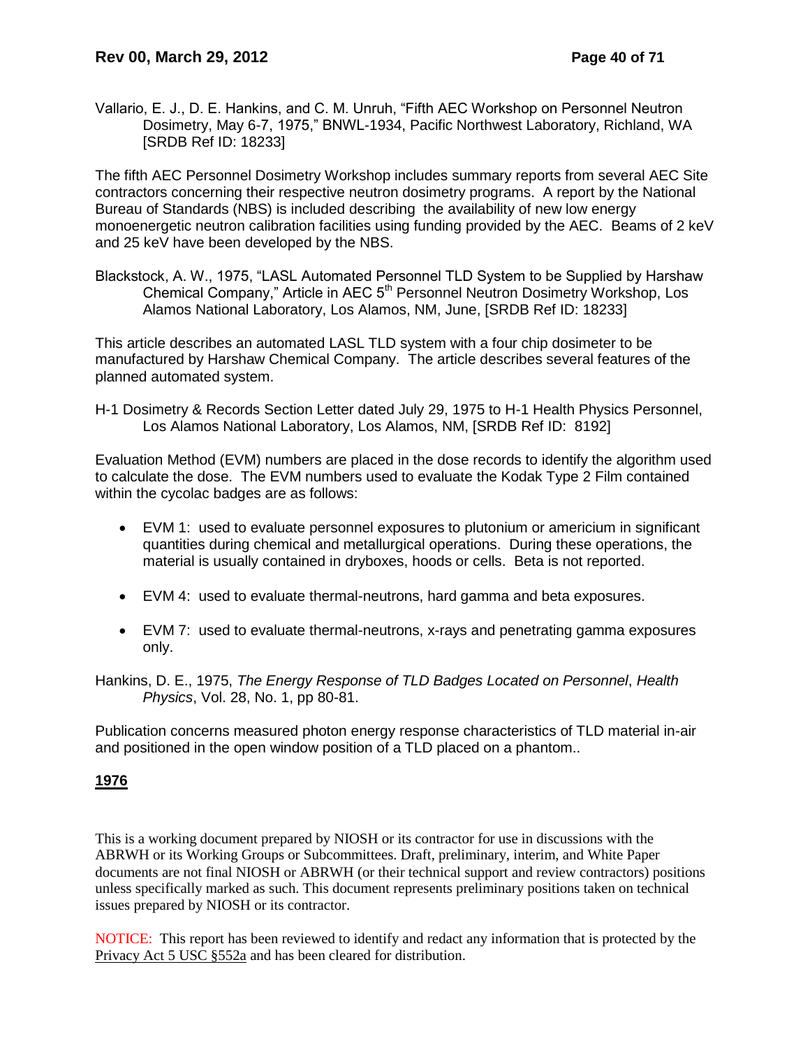Vallario, E. J., D. E. Hankins, and C. M. Unruh, "Fifth AEC Workshop on Personnel Neutron Dosimetry, May 6-7, 1975," BNWL-1934, Pacific Northwest Laboratory, Richland, WA [SRDB Ref ID: 18233]

The fifth AEC Personnel Dosimetry Workshop includes summary reports from several AEC Site contractors concerning their respective neutron dosimetry programs. A report by the National Bureau of Standards (NBS) is included describing the availability of new low energy monoenergetic neutron calibration facilities using funding provided by the AEC. Beams of 2 keV and 25 keV have been developed by the NBS.

Blackstock, A. W., 1975, "LASL Automated Personnel TLD System to be Supplied by Harshaw Chemical Company," Article in AEC 5th Personnel Neutron Dosimetry Workshop, Los Alamos National Laboratory, Los Alamos, NM, June, [SRDB Ref ID: 18233]

This article describes an automated LASL TLD system with a four chip dosimeter to be manufactured by Harshaw Chemical Company. The article describes several features of the planned automated system.

H-1 Dosimetry & Records Section Letter dated July 29, 1975 to H-1 Health Physics Personnel, Los Alamos National Laboratory, Los Alamos, NM, [SRDB Ref ID: 8192]

Evaluation Method (EVM) numbers are placed in the dose records to identify the algorithm used to calculate the dose. The EVM numbers used to evaluate the Kodak Type 2 Film contained within the cycolac badges are as follows:

- EVM 1: used to evaluate personnel exposures to plutonium or americium in significant quantities during chemical and metallurgical operations. During these operations, the material is usually contained in dryboxes, hoods or cells. Beta is not reported.
- EVM 4: used to evaluate thermal-neutrons, hard gamma and beta exposures.
- EVM 7: used to evaluate thermal-neutrons, x-rays and penetrating gamma exposures only.

Hankins, D. E., 1975, *The Energy Response of TLD Badges Located on Personnel*, *Health Physics*, Vol. 28, No. 1, pp 80-81.

Publication concerns measured photon energy response characteristics of TLD material in-air and positioned in the open window position of a TLD placed on a phantom..

## 1976

This is a working document prepared by NIOSH or its contractor for use in discussions with the ABRWH or its Working Groups or Subcommittees. Draft, preliminary, interim, and White Paper documents are not final NIOSH or ABRWH (or their technical support and review contractors) positions unless specifically marked as such. This document represents preliminary positions taken on technical issues prepared by NIOSH or its contractor.

NOTICE: This report has been reviewed to identify and redact any information that is protected by the Privacy Act 5 USC §552a and has been cleared for distribution.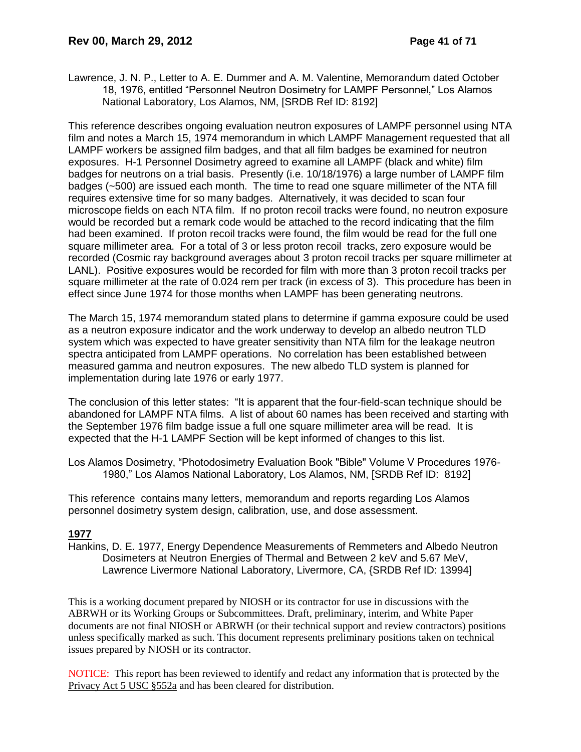Lawrence, J. N. P., Letter to A. E. Dummer and A. M. Valentine, Memorandum dated October 18, 1976, entitled "Personnel Neutron Dosimetry for LAMPF Personnel," Los Alamos National Laboratory, Los Alamos, NM, [SRDB Ref ID: 8192]

This reference describes ongoing evaluation neutron exposures of LAMPF personnel using NTA film and notes a March 15, 1974 memorandum in which LAMPF Management requested that all LAMPF workers be assigned film badges, and that all film badges be examined for neutron exposures. H-1 Personnel Dosimetry agreed to examine all LAMPF (black and white) film badges for neutrons on a trial basis. Presently (i.e. 10/18/1976) a large number of LAMPF film badges (~500) are issued each month. The time to read one square millimeter of the NTA fill requires extensive time for so many badges. Alternatively, it was decided to scan four microscope fields on each NTA film. If no proton recoil tracks were found, no neutron exposure would be recorded but a remark code would be attached to the record indicating that the film had been examined. If proton recoil tracks were found, the film would be read for the full one square millimeter area. For a total of 3 or less proton recoil tracks, zero exposure would be recorded (Cosmic ray background averages about 3 proton recoil tracks per square millimeter at LANL). Positive exposures would be recorded for film with more than 3 proton recoil tracks per square millimeter at the rate of 0.024 rem per track (in excess of 3). This procedure has been in effect since June 1974 for those months when LAMPF has been generating neutrons.

The March 15, 1974 memorandum stated plans to determine if gamma exposure could be used as a neutron exposure indicator and the work underway to develop an albedo neutron TLD system which was expected to have greater sensitivity than NTA film for the leakage neutron spectra anticipated from LAMPF operations. No correlation has been established between measured gamma and neutron exposures. The new albedo TLD system is planned for implementation during late 1976 or early 1977.

The conclusion of this letter states: "It is apparent that the four-field-scan technique should be abandoned for LAMPF NTA films. A list of about 60 names has been received and starting with the September 1976 film badge issue a full one square millimeter area will be read. It is expected that the H-1 LAMPF Section will be kept informed of changes to this list.

Los Alamos Dosimetry, "Photodosimetry Evaluation Book "Bible" Volume V Procedures 1976-1980," Los Alamos National Laboratory, Los Alamos, NM, [SRDB Ref ID: 8192]

This reference contains many letters, memorandum and reports regarding Los Alamos personnel dosimetry system design, calibration, use, and dose assessment.

**1977**

Hankins, D. E. 1977, Energy Dependence Measurements of Remmeters and Albedo Neutron Dosimeters at Neutron Energies of Thermal and Between 2 keV and 5.67 MeV, Lawrence Livermore National Laboratory, Livermore, CA, {SRDB Ref ID: 13994]

This is a working document prepared by NIOSH or its contractor for use in discussions with the ABRWH or its Working Groups or Subcommittees. Draft, preliminary, interim, and White Paper documents are not final NIOSH or ABRWH (or their technical support and review contractors) positions unless specifically marked as such. This document represents preliminary positions taken on technical issues prepared by NIOSH or its contractor.

NOTICE: This report has been reviewed to identify and redact any information that is protected by the Privacy Act 5 USC §552a and has been cleared for distribution.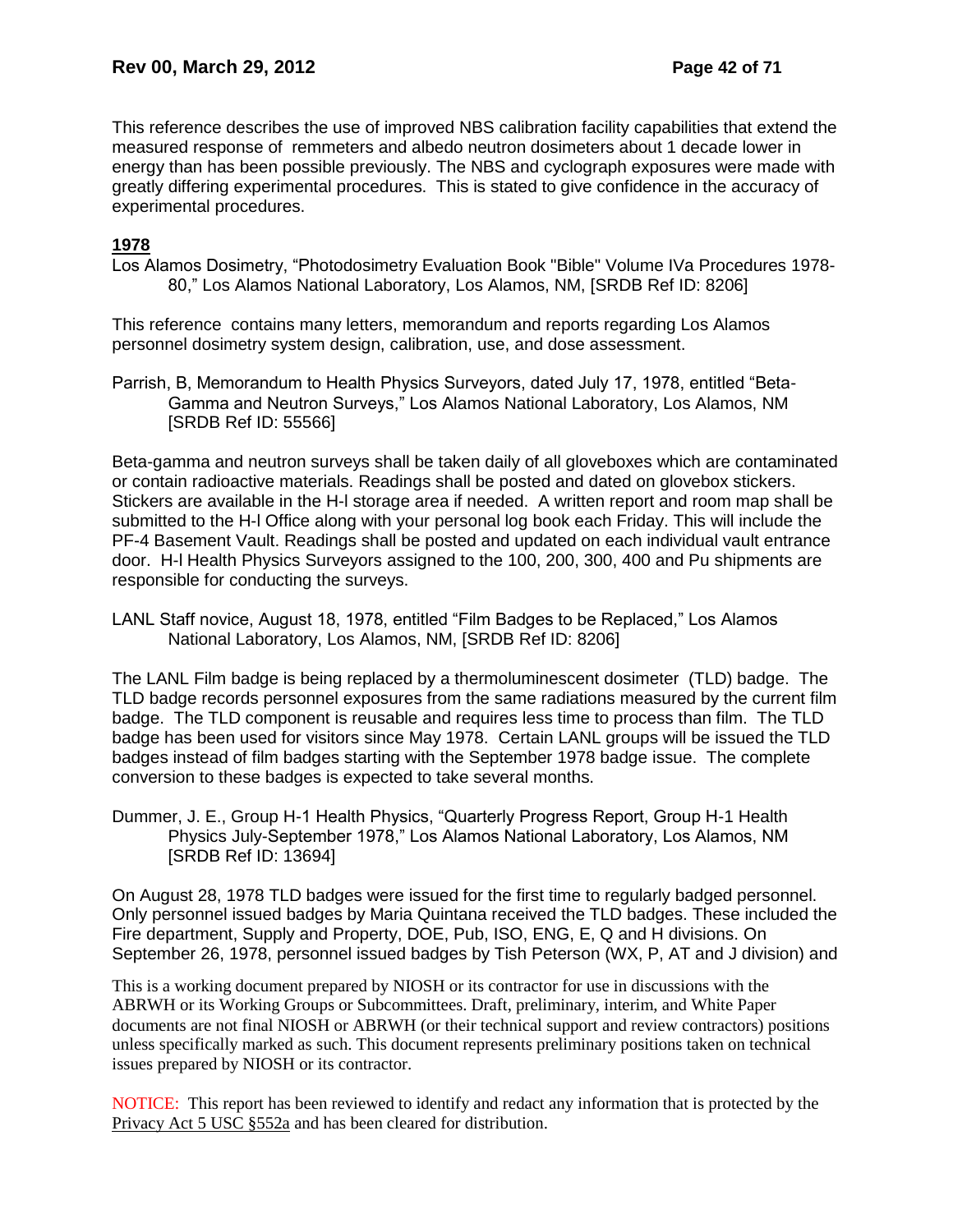This reference describes the use of improved NBS calibration facility capabilities that extend the measured response of remmeters and albedo neutron dosimeters about 1 decade lower in energy than has been possible previously. The NBS and cyclograph exposures were made with greatly differing experimental procedures. This is stated to give confidence in the accuracy of experimental procedures.

**1978**

Los Alamos Dosimetry, "Photodosimetry Evaluation Book "Bible" Volume IVa Procedures 1978-80," Los Alamos National Laboratory, Los Alamos, NM, [SRDB Ref ID: 8206]

This reference contains many letters, memorandum and reports regarding Los Alamos personnel dosimetry system design, calibration, use, and dose assessment.

Parrish, B, Memorandum to Health Physics Surveyors, dated July 17, 1978, entitled "Beta-Gamma and Neutron Surveys," Los Alamos National Laboratory, Los Alamos, NM [SRDB Ref ID: 55566]

Beta-gamma and neutron surveys shall be taken daily of all gloveboxes which are contaminated or contain radioactive materials. Readings shall be posted and dated on glovebox stickers. Stickers are available in the H-l storage area if needed. A written report and room map shall be submitted to the H-l Office along with your personal log book each Friday. This will include the PF-4 Basement Vault. Readings shall be posted and updated on each individual vault entrance door. H-l Health Physics Surveyors assigned to the 100, 200, 300, 400 and Pu shipments are responsible for conducting the surveys.

LANL Staff novice, August 18, 1978, entitled "Film Badges to be Replaced," Los Alamos National Laboratory, Los Alamos, NM, [SRDB Ref ID: 8206]

The LANL Film badge is being replaced by a thermoluminescent dosimeter (TLD) badge. The TLD badge records personnel exposures from the same radiations measured by the current film badge. The TLD component is reusable and requires less time to process than film. The TLD badge has been used for visitors since May 1978. Certain LANL groups will be issued the TLD badges instead of film badges starting with the September 1978 badge issue. The complete conversion to these badges is expected to take several months.

Dummer, J. E., Group H-1 Health Physics, "Quarterly Progress Report, Group H-1 Health Physics July-September 1978," Los Alamos National Laboratory, Los Alamos, NM [SRDB Ref ID: 13694]

On August 28, 1978 TLD badges were issued for the first time to regularly badged personnel. Only personnel issued badges by Maria Quintana received the TLD badges. These included the Fire department, Supply and Property, DOE, Pub, ISO, ENG, E, Q and H divisions. On September 26, 1978, personnel issued badges by Tish Peterson (WX, P, AT and J division) and

This is a working document prepared by NIOSH or its contractor for use in discussions with the ABRWH or its Working Groups or Subcommittees. Draft, preliminary, interim, and White Paper documents are not final NIOSH or ABRWH (or their technical support and review contractors) positions unless specifically marked as such. This document represents preliminary positions taken on technical issues prepared by NIOSH or its contractor.

NOTICE: This report has been reviewed to identify and redact any information that is protected by the Privacy Act 5 USC §552a and has been cleared for distribution.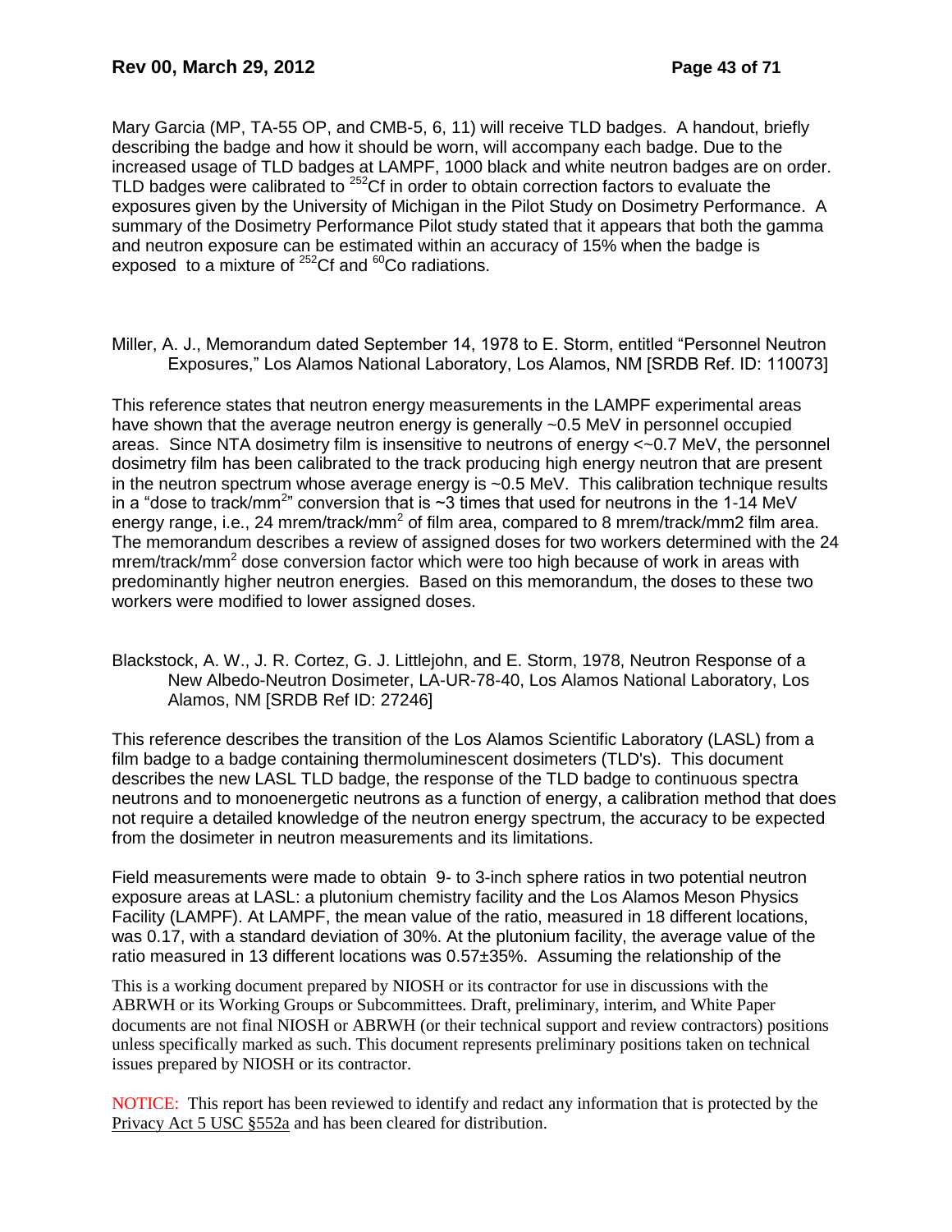Mary Garcia (MP, TA-55 OP, and CMB-5, 6, 11) will receive TLD badges. A handout, briefly describing the badge and how it should be worn, will accompany each badge. Due to the increased usage of TLD badges at LAMPF, 1000 black and white neutron badges are on order. TLD badges were calibrated to $^{252}$Cf in order to obtain correction factors to evaluate the exposures given by the University of Michigan in the Pilot Study on Dosimetry Performance. A summary of the Dosimetry Performance Pilot study stated that it appears that both the gamma and neutron exposure can be estimated within an accuracy of 15% when the badge is exposed to a mixture of $^{252}$Cf and $^{60}$Co radiations.

Miller, A. J., Memorandum dated September 14, 1978 to E. Storm, entitled "Personnel Neutron Exposures," Los Alamos National Laboratory, Los Alamos, NM [SRDB Ref. ID: 110073]

This reference states that neutron energy measurements in the LAMPF experimental areas have shown that the average neutron energy is generally ~0.5 MeV in personnel occupied areas. Since NTA dosimetry film is insensitive to neutrons of energy <~0.7 MeV, the personnel dosimetry film has been calibrated to the track producing high energy neutron that are present in the neutron spectrum whose average energy is ~0.5 MeV. This calibration technique results in a "dose to track/mm$^{2}$" conversion that is ~3 times that used for neutrons in the 1-14 MeV energy range, i.e., 24 mrem/track/mm$^{2}$ of film area, compared to 8 mrem/track/mm2 film area. The memorandum describes a review of assigned doses for two workers determined with the 24 mrem/track/mm$^{2}$ dose conversion factor which were too high because of work in areas with predominantly higher neutron energies. Based on this memorandum, the doses to these two workers were modified to lower assigned doses.

Blackstock, A. W., J. R. Cortez, G. J. Littlejohn, and E. Storm, 1978, Neutron Response of a New Albedo-Neutron Dosimeter, LA-UR-78-40, Los Alamos National Laboratory, Los Alamos, NM [SRDB Ref ID: 27246]

This reference describes the transition of the Los Alamos Scientific Laboratory (LASL) from a film badge to a badge containing thermoluminescent dosimeters (TLD's). This document describes the new LASL TLD badge, the response of the TLD badge to continuous spectra neutrons and to monoenergetic neutrons as a function of energy, a calibration method that does not require a detailed knowledge of the neutron energy spectrum, the accuracy to be expected from the dosimeter in neutron measurements and its limitations.

Field measurements were made to obtain 9- to 3-inch sphere ratios in two potential neutron exposure areas at LASL: a plutonium chemistry facility and the Los Alamos Meson Physics Facility (LAMPF). At LAMPF, the mean value of the ratio, measured in 18 different locations, was 0.17, with a standard deviation of 30%. At the plutonium facility, the average value of the ratio measured in 13 different locations was 0.57±35%. Assuming the relationship of the

This is a working document prepared by NIOSH or its contractor for use in discussions with the ABRWH or its Working Groups or Subcommittees. Draft, preliminary, interim, and White Paper documents are not final NIOSH or ABRWH (or their technical support and review contractors) positions unless specifically marked as such. This document represents preliminary positions taken on technical issues prepared by NIOSH or its contractor.

NOTICE: This report has been reviewed to identify and redact any information that is protected by the Privacy Act 5 USC §552a and has been cleared for distribution.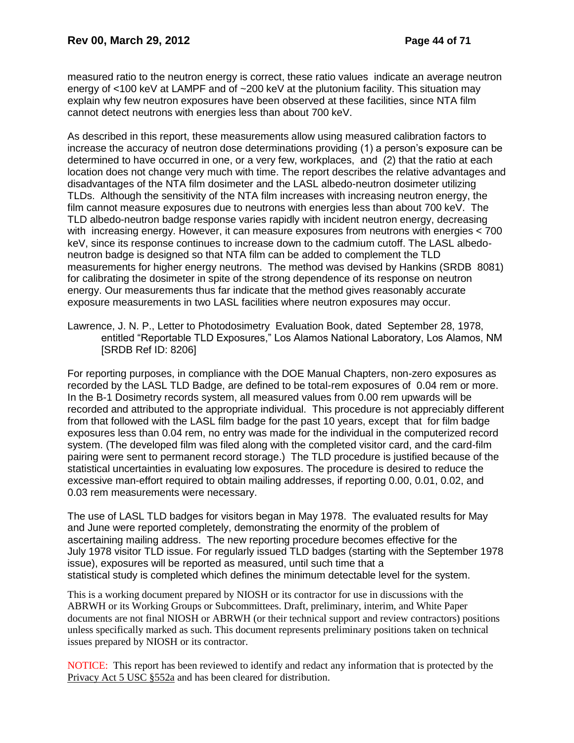measured ratio to the neutron energy is correct, these ratio values indicate an average neutron energy of <100 keV at LAMPF and of ~200 keV at the plutonium facility. This situation may explain why few neutron exposures have been observed at these facilities, since NTA film cannot detect neutrons with energies less than about 700 keV.

As described in this report, these measurements allow using measured calibration factors to increase the accuracy of neutron dose determinations providing (1) a person's exposure can be determined to have occurred in one, or a very few, workplaces, and (2) that the ratio at each location does not change very much with time. The report describes the relative advantages and disadvantages of the NTA film dosimeter and the LASL albedo-neutron dosimeter utilizing TLDs. Although the sensitivity of the NTA film increases with increasing neutron energy, the film cannot measure exposures due to neutrons with energies less than about 700 keV. The TLD albedo-neutron badge response varies rapidly with incident neutron energy, decreasing with increasing energy. However, it can measure exposures from neutrons with energies < 700 keV, since its response continues to increase down to the cadmium cutoff. The LASL albedo-neutron badge is designed so that NTA film can be added to complement the TLD measurements for higher energy neutrons. The method was devised by Hankins (SRDB 8081) for calibrating the dosimeter in spite of the strong dependence of its response on neutron energy. Our measurements thus far indicate that the method gives reasonably accurate exposure measurements in two LASL facilities where neutron exposures may occur.

Lawrence, J. N. P., Letter to Photodosimetry Evaluation Book, dated September 28, 1978, entitled "Reportable TLD Exposures," Los Alamos National Laboratory, Los Alamos, NM [SRDB Ref ID: 8206]

For reporting purposes, in compliance with the DOE Manual Chapters, non-zero exposures as recorded by the LASL TLD Badge, are defined to be total-rem exposures of 0.04 rem or more. In the B-1 Dosimetry records system, all measured values from 0.00 rem upwards will be recorded and attributed to the appropriate individual. This procedure is not appreciably different from that followed with the LASL film badge for the past 10 years, except that for film badge exposures less than 0.04 rem, no entry was made for the individual in the computerized record system. (The developed film was filed along with the completed visitor card, and the card-film pairing were sent to permanent record storage.) The TLD procedure is justified because of the statistical uncertainties in evaluating low exposures. The procedure is desired to reduce the excessive man-effort required to obtain mailing addresses, if reporting 0.00, 0.01, 0.02, and 0.03 rem measurements were necessary.

The use of LASL TLD badges for visitors began in May 1978. The evaluated results for May and June were reported completely, demonstrating the enormity of the problem of ascertaining mailing address. The new reporting procedure becomes effective for the July 1978 visitor TLD issue. For regularly issued TLD badges (starting with the September 1978 issue), exposures will be reported as measured, until such time that a statistical study is completed which defines the minimum detectable level for the system.

This is a working document prepared by NIOSH or its contractor for use in discussions with the ABRWH or its Working Groups or Subcommittees. Draft, preliminary, interim, and White Paper documents are not final NIOSH or ABRWH (or their technical support and review contractors) positions unless specifically marked as such. This document represents preliminary positions taken on technical issues prepared by NIOSH or its contractor.

NOTICE: This report has been reviewed to identify and redact any information that is protected by the Privacy Act 5 USC §552a and has been cleared for distribution.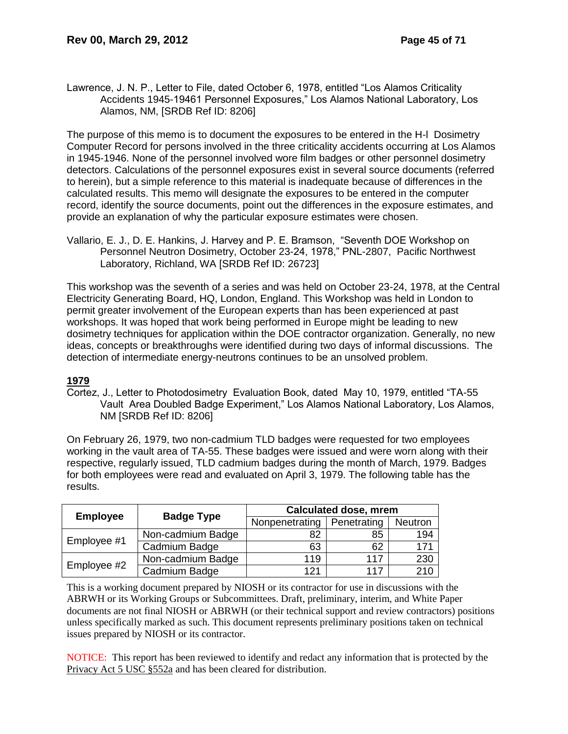Lawrence, J. N. P., Letter to File, dated October 6, 1978, entitled "Los Alamos Criticality Accidents 1945-19461 Personnel Exposures," Los Alamos National Laboratory, Los Alamos, NM, [SRDB Ref ID: 8206]

The purpose of this memo is to document the exposures to be entered in the H-l Dosimetry Computer Record for persons involved in the three criticality accidents occurring at Los Alamos in 1945-1946. None of the personnel involved wore film badges or other personnel dosimetry detectors. Calculations of the personnel exposures exist in several source documents (referred to herein), but a simple reference to this material is inadequate because of differences in the calculated results. This memo will designate the exposures to be entered in the computer record, identify the source documents, point out the differences in the exposure estimates, and provide an explanation of why the particular exposure estimates were chosen.

Vallario, E. J., D. E. Hankins, J. Harvey and P. E. Bramson, "Seventh DOE Workshop on Personnel Neutron Dosimetry, October 23-24, 1978," PNL-2807, Pacific Northwest Laboratory, Richland, WA [SRDB Ref ID: 26723]

This workshop was the seventh of a series and was held on October 23-24, 1978, at the Central Electricity Generating Board, HQ, London, England. This Workshop was held in London to permit greater involvement of the European experts than has been experienced at past workshops. It was hoped that work being performed in Europe might be leading to new dosimetry techniques for application within the DOE contractor organization. Generally, no new ideas, concepts or breakthroughs were identified during two days of informal discussions. The detection of intermediate energy-neutrons continues to be an unsolved problem.

**1979**

Cortez, J., Letter to Photodosimetry Evaluation Book, dated May 10, 1979, entitled "TA-55 Vault Area Doubled Badge Experiment," Los Alamos National Laboratory, Los Alamos, NM [SRDB Ref ID: 8206]

On February 26, 1979, two non-cadmium TLD badges were requested for two employees working in the vault area of TA-55. These badges were issued and were worn along with their respective, regularly issued, TLD cadmium badges during the month of March, 1979. Badges for both employees were read and evaluated on April 3, 1979. The following table has the results.

| Employee | Badge Type | Calculated dose, mrem | | |
|---|---|---|---|---|
| | | Nonpenetrating | Penetrating | Neutron |
| Employee #1 | Non-cadmium Badge | 82 | 85 | 194 |
| | Cadmium Badge | 63 | 62 | 171 |
| Employee #2 | Non-cadmium Badge | 119 | 117 | 230 |
| | Cadmium Badge | 121 | 117 | 210 |

This is a working document prepared by NIOSH or its contractor for use in discussions with the ABRWH or its Working Groups or Subcommittees. Draft, preliminary, interim, and White Paper documents are not final NIOSH or ABRWH (or their technical support and review contractors) positions unless specifically marked as such. This document represents preliminary positions taken on technical issues prepared by NIOSH or its contractor.

NOTICE: This report has been reviewed to identify and redact any information that is protected by the Privacy Act 5 USC §552a and has been cleared for distribution.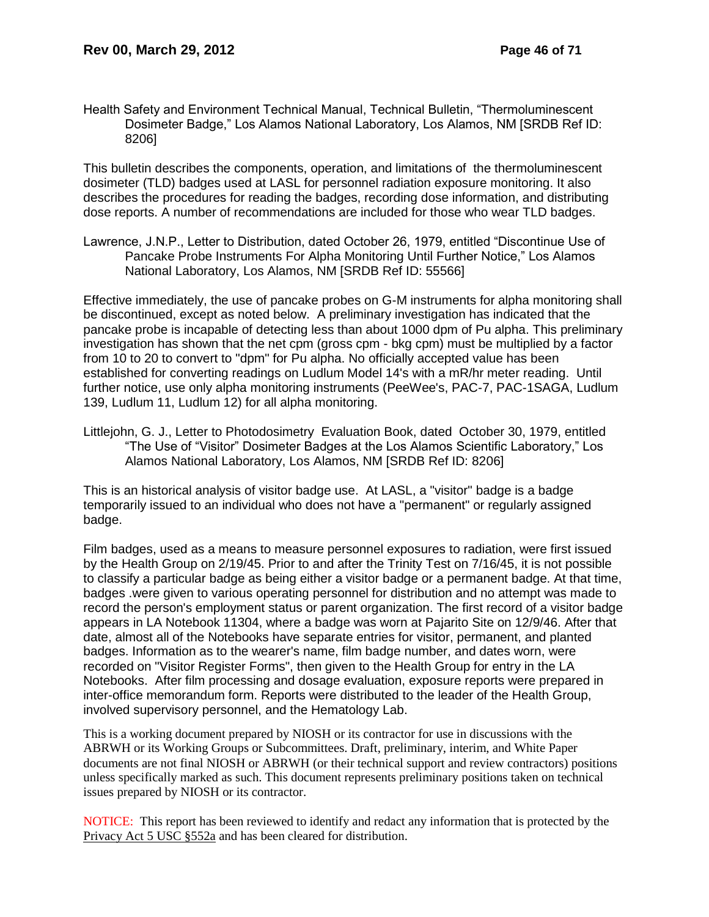Health Safety and Environment Technical Manual, Technical Bulletin, "Thermoluminescent Dosimeter Badge," Los Alamos National Laboratory, Los Alamos, NM [SRDB Ref ID: 8206]

This bulletin describes the components, operation, and limitations of the thermoluminescent dosimeter (TLD) badges used at LASL for personnel radiation exposure monitoring. It also describes the procedures for reading the badges, recording dose information, and distributing dose reports. A number of recommendations are included for those who wear TLD badges.

Lawrence, J.N.P., Letter to Distribution, dated October 26, 1979, entitled "Discontinue Use of Pancake Probe Instruments For Alpha Monitoring Until Further Notice," Los Alamos National Laboratory, Los Alamos, NM [SRDB Ref ID: 55566]

Effective immediately, the use of pancake probes on G-M instruments for alpha monitoring shall be discontinued, except as noted below. A preliminary investigation has indicated that the pancake probe is incapable of detecting less than about 1000 dpm of Pu alpha. This preliminary investigation has shown that the net cpm (gross cpm - bkg cpm) must be multiplied by a factor from 10 to 20 to convert to "dpm" for Pu alpha. No officially accepted value has been established for converting readings on Ludlum Model 14's with a mR/hr meter reading. Until further notice, use only alpha monitoring instruments (PeeWee's, PAC-7, PAC-1SAGA, Ludlum 139, Ludlum 11, Ludlum 12) for all alpha monitoring.

Littlejohn, G. J., Letter to Photodosimetry Evaluation Book, dated October 30, 1979, entitled "The Use of "Visitor" Dosimeter Badges at the Los Alamos Scientific Laboratory," Los Alamos National Laboratory, Los Alamos, NM [SRDB Ref ID: 8206]

This is an historical analysis of visitor badge use. At LASL, a "visitor" badge is a badge temporarily issued to an individual who does not have a "permanent" or regularly assigned badge.

Film badges, used as a means to measure personnel exposures to radiation, were first issued by the Health Group on 2/19/45. Prior to and after the Trinity Test on 7/16/45, it is not possible to classify a particular badge as being either a visitor badge or a permanent badge. At that time, badges .were given to various operating personnel for distribution and no attempt was made to record the person's employment status or parent organization. The first record of a visitor badge appears in LA Notebook 11304, where a badge was worn at Pajarito Site on 12/9/46. After that date, almost all of the Notebooks have separate entries for visitor, permanent, and planted badges. Information as to the wearer's name, film badge number, and dates worn, were recorded on "Visitor Register Forms", then given to the Health Group for entry in the LA Notebooks. After film processing and dosage evaluation, exposure reports were prepared in inter-office memorandum form. Reports were distributed to the leader of the Health Group, involved supervisory personnel, and the Hematology Lab.

This is a working document prepared by NIOSH or its contractor for use in discussions with the ABRWH or its Working Groups or Subcommittees. Draft, preliminary, interim, and White Paper documents are not final NIOSH or ABRWH (or their technical support and review contractors) positions unless specifically marked as such. This document represents preliminary positions taken on technical issues prepared by NIOSH or its contractor.

NOTICE: This report has been reviewed to identify and redact any information that is protected by the Privacy Act 5 USC §552a and has been cleared for distribution.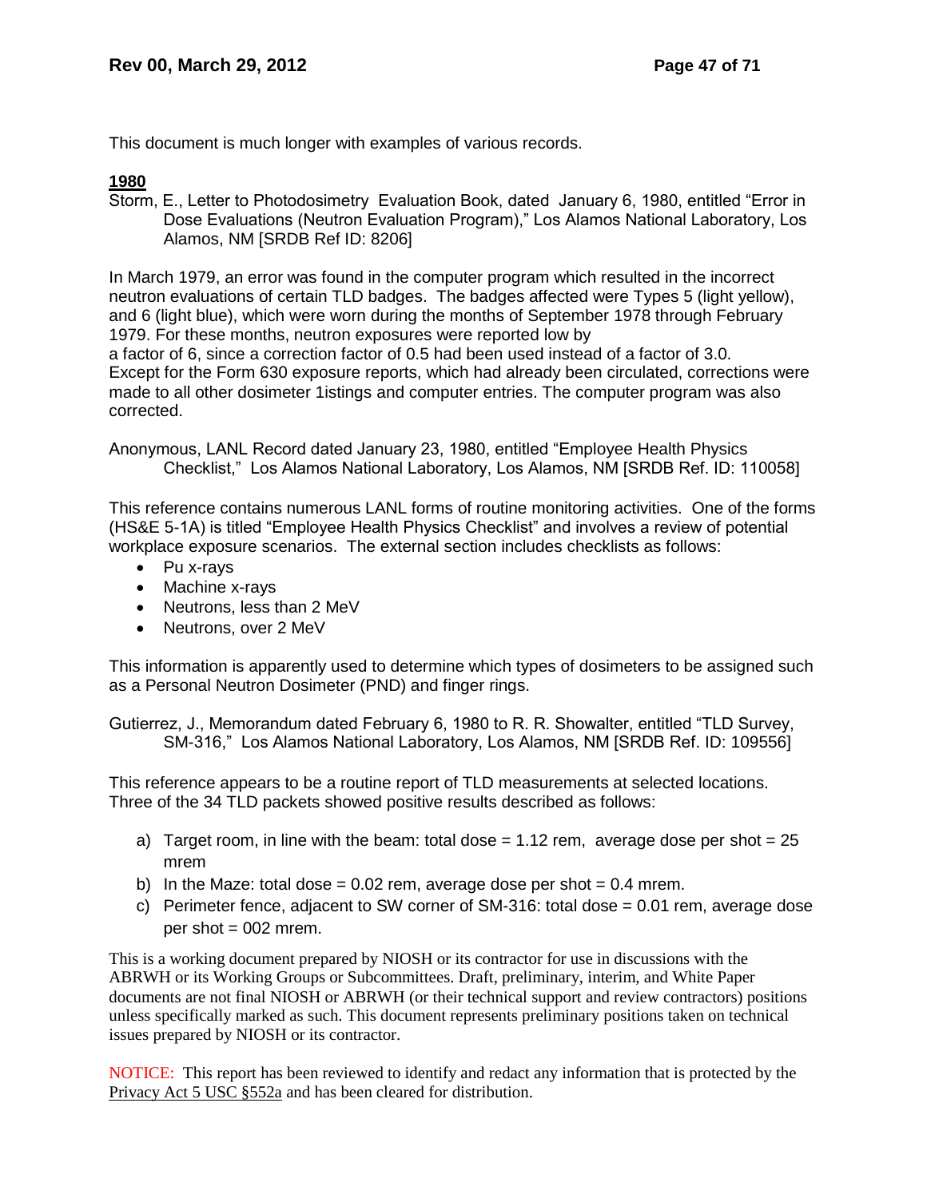This document is much longer with examples of various records.

**1980**

Storm, E., Letter to Photodosimetry Evaluation Book, dated January 6, 1980, entitled "Error in Dose Evaluations (Neutron Evaluation Program)," Los Alamos National Laboratory, Los Alamos, NM [SRDB Ref ID: 8206]

In March 1979, an error was found in the computer program which resulted in the incorrect neutron evaluations of certain TLD badges. The badges affected were Types 5 (light yellow), and 6 (light blue), which were worn during the months of September 1978 through February 1979. For these months, neutron exposures were reported low by a factor of 6, since a correction factor of 0.5 had been used instead of a factor of 3.0. Except for the Form 630 exposure reports, which had already been circulated, corrections were made to all other dosimeter 1istings and computer entries. The computer program was also corrected.

Anonymous, LANL Record dated January 23, 1980, entitled "Employee Health Physics Checklist," Los Alamos National Laboratory, Los Alamos, NM [SRDB Ref. ID: 110058]

This reference contains numerous LANL forms of routine monitoring activities. One of the forms (HS&E 5-1A) is titled "Employee Health Physics Checklist" and involves a review of potential workplace exposure scenarios. The external section includes checklists as follows:

- Pu x-rays
- Machine x-rays
- Neutrons, less than 2 MeV
- Neutrons, over 2 MeV

This information is apparently used to determine which types of dosimeters to be assigned such as a Personal Neutron Dosimeter (PND) and finger rings.

Gutierrez, J., Memorandum dated February 6, 1980 to R. R. Showalter, entitled "TLD Survey, SM-316," Los Alamos National Laboratory, Los Alamos, NM [SRDB Ref. ID: 109556]

This reference appears to be a routine report of TLD measurements at selected locations. Three of the 34 TLD packets showed positive results described as follows:

a) Target room, in line with the beam: total dose = 1.12 rem, average dose per shot = 25 mrem
b) In the Maze: total dose = 0.02 rem, average dose per shot = 0.4 mrem.
c) Perimeter fence, adjacent to SW corner of SM-316: total dose = 0.01 rem, average dose per shot = 002 mrem.

This is a working document prepared by NIOSH or its contractor for use in discussions with the ABRWH or its Working Groups or Subcommittees. Draft, preliminary, interim, and White Paper documents are not final NIOSH or ABRWH (or their technical support and review contractors) positions unless specifically marked as such. This document represents preliminary positions taken on technical issues prepared by NIOSH or its contractor.

NOTICE: This report has been reviewed to identify and redact any information that is protected by the Privacy Act 5 USC §552a and has been cleared for distribution.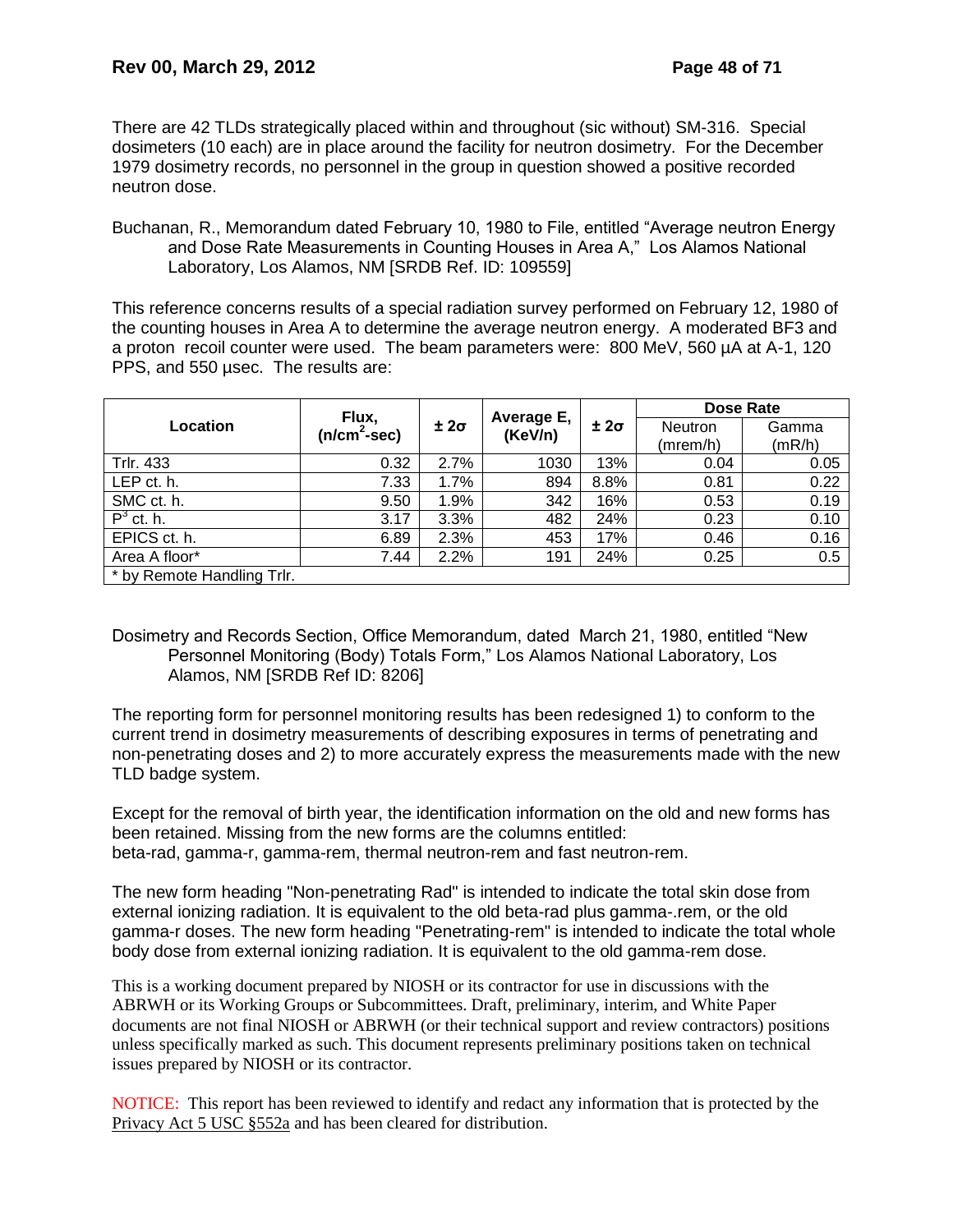There are 42 TLDs strategically placed within and throughout (sic without) SM-316. Special dosimeters (10 each) are in place around the facility for neutron dosimetry. For the December 1979 dosimetry records, no personnel in the group in question showed a positive recorded neutron dose.

Buchanan, R., Memorandum dated February 10, 1980 to File, entitled "Average neutron Energy and Dose Rate Measurements in Counting Houses in Area A," Los Alamos National Laboratory, Los Alamos, NM [SRDB Ref. ID: 109559]

This reference concerns results of a special radiation survey performed on February 12, 1980 of the counting houses in Area A to determine the average neutron energy. A moderated BF3 and a proton recoil counter were used. The beam parameters were: 800 MeV, 560 µA at A-1, 120 PPS, and 550 µsec. The results are:

| Location | Flux, (n/cm$^2$-sec) | ± 2σ | Average E, (KeV/n) | ± 2σ | Dose Rate | |
|---|---|---|---|---|---|---|
| | | | | | Neutron (mrem/h) | Gamma (mR/h) |
| Trlr. 433 | 0.32 | 2.7% | 1030 | 13% | 0.04 | 0.05 |
| LEP ct. h. | 7.33 | 1.7% | 894 | 8.8% | 0.81 | 0.22 |
| SMC ct. h. | 9.50 | 1.9% | 342 | 16% | 0.53 | 0.19 |
| P$^3$ ct. h. | 3.17 | 3.3% | 482 | 24% | 0.23 | 0.10 |
| EPICS ct. h. | 6.89 | 2.3% | 453 | 17% | 0.46 | 0.16 |
| Area A floor* | 7.44 | 2.2% | 191 | 24% | 0.25 | 0.5 |
| * by Remote Handling Trlr. | | | | | | |

Dosimetry and Records Section, Office Memorandum, dated March 21, 1980, entitled "New Personnel Monitoring (Body) Totals Form," Los Alamos National Laboratory, Los Alamos, NM [SRDB Ref ID: 8206]

The reporting form for personnel monitoring results has been redesigned 1) to conform to the current trend in dosimetry measurements of describing exposures in terms of penetrating and non-penetrating doses and 2) to more accurately express the measurements made with the new TLD badge system.

Except for the removal of birth year, the identification information on the old and new forms has been retained. Missing from the new forms are the columns entitled: beta-rad, gamma-r, gamma-rem, thermal neutron-rem and fast neutron-rem.

The new form heading "Non-penetrating Rad" is intended to indicate the total skin dose from external ionizing radiation. It is equivalent to the old beta-rad plus gamma-.rem, or the old gamma-r doses. The new form heading "Penetrating-rem" is intended to indicate the total whole body dose from external ionizing radiation. It is equivalent to the old gamma-rem dose.

This is a working document prepared by NIOSH or its contractor for use in discussions with the ABRWH or its Working Groups or Subcommittees. Draft, preliminary, interim, and White Paper documents are not final NIOSH or ABRWH (or their technical support and review contractors) positions unless specifically marked as such. This document represents preliminary positions taken on technical issues prepared by NIOSH or its contractor.

NOTICE: This report has been reviewed to identify and redact any information that is protected by the Privacy Act 5 USC §552a and has been cleared for distribution.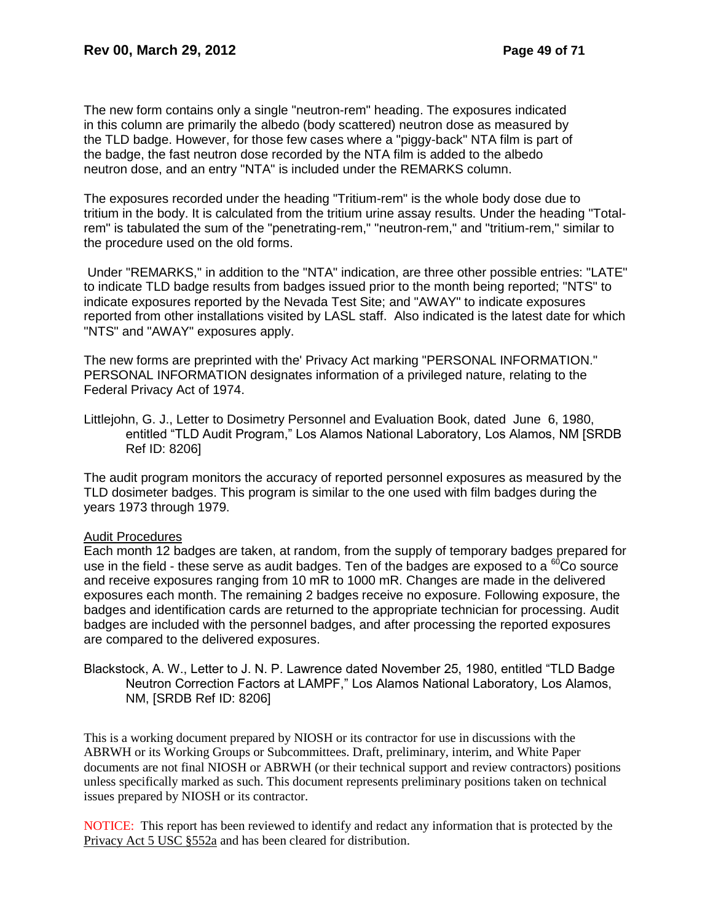The new form contains only a single "neutron-rem" heading. The exposures indicated in this column are primarily the albedo (body scattered) neutron dose as measured by the TLD badge. However, for those few cases where a "piggy-back" NTA film is part of the badge, the fast neutron dose recorded by the NTA film is added to the albedo neutron dose, and an entry "NTA" is included under the REMARKS column.

The exposures recorded under the heading "Tritium-rem" is the whole body dose due to tritium in the body. It is calculated from the tritium urine assay results. Under the heading "Total-rem" is tabulated the sum of the "penetrating-rem," "neutron-rem," and "tritium-rem," similar to the procedure used on the old forms.

Under "REMARKS," in addition to the "NTA" indication, are three other possible entries: "LATE" to indicate TLD badge results from badges issued prior to the month being reported; "NTS" to indicate exposures reported by the Nevada Test Site; and "AWAY" to indicate exposures reported from other installations visited by LASL staff. Also indicated is the latest date for which "NTS" and "AWAY" exposures apply.

The new forms are preprinted with the' Privacy Act marking "PERSONAL INFORMATION." PERSONAL INFORMATION designates information of a privileged nature, relating to the Federal Privacy Act of 1974.

Littlejohn, G. J., Letter to Dosimetry Personnel and Evaluation Book, dated June 6, 1980, entitled "TLD Audit Program," Los Alamos National Laboratory, Los Alamos, NM [SRDB Ref ID: 8206]

The audit program monitors the accuracy of reported personnel exposures as measured by the TLD dosimeter badges. This program is similar to the one used with film badges during the years 1973 through 1979.

Audit Procedures

Each month 12 badges are taken, at random, from the supply of temporary badges prepared for use in the field - these serve as audit badges. Ten of the badges are exposed to a $^{60}$Co source and receive exposures ranging from 10 mR to 1000 mR. Changes are made in the delivered exposures each month. The remaining 2 badges receive no exposure. Following exposure, the badges and identification cards are returned to the appropriate technician for processing. Audit badges are included with the personnel badges, and after processing the reported exposures are compared to the delivered exposures.

Blackstock, A. W., Letter to J. N. P. Lawrence dated November 25, 1980, entitled "TLD Badge Neutron Correction Factors at LAMPF," Los Alamos National Laboratory, Los Alamos, NM, [SRDB Ref ID: 8206]

This is a working document prepared by NIOSH or its contractor for use in discussions with the ABRWH or its Working Groups or Subcommittees. Draft, preliminary, interim, and White Paper documents are not final NIOSH or ABRWH (or their technical support and review contractors) positions unless specifically marked as such. This document represents preliminary positions taken on technical issues prepared by NIOSH or its contractor.

NOTICE: This report has been reviewed to identify and redact any information that is protected by the Privacy Act 5 USC §552a and has been cleared for distribution.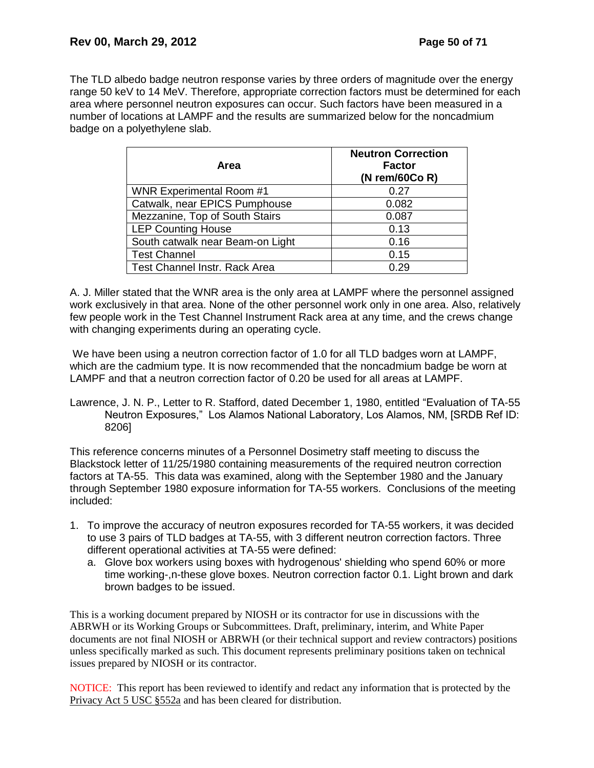The TLD albedo badge neutron response varies by three orders of magnitude over the energy range 50 keV to 14 MeV. Therefore, appropriate correction factors must be determined for each area where personnel neutron exposures can occur. Such factors have been measured in a number of locations at LAMPF and the results are summarized below for the noncadmium badge on a polyethylene slab.

| Area | Neutron Correction Factor (N rem/60Co R) |
|---|---|
| WNR Experimental Room #1 | 0.27 |
| Catwalk, near EPICS Pumphouse | 0.082 |
| Mezzanine, Top of South Stairs | 0.087 |
| LEP Counting House | 0.13 |
| South catwalk near Beam-on Light | 0.16 |
| Test Channel | 0.15 |
| Test Channel Instr. Rack Area | 0.29 |

A. J. Miller stated that the WNR area is the only area at LAMPF where the personnel assigned work exclusively in that area. None of the other personnel work only in one area. Also, relatively few people work in the Test Channel Instrument Rack area at any time, and the crews change with changing experiments during an operating cycle.

We have been using a neutron correction factor of 1.0 for all TLD badges worn at LAMPF, which are the cadmium type. It is now recommended that the noncadmium badge be worn at LAMPF and that a neutron correction factor of 0.20 be used for all areas at LAMPF.

Lawrence, J. N. P., Letter to R. Stafford, dated December 1, 1980, entitled "Evaluation of TA-55 Neutron Exposures," Los Alamos National Laboratory, Los Alamos, NM, [SRDB Ref ID: 8206]

This reference concerns minutes of a Personnel Dosimetry staff meeting to discuss the Blackstock letter of 11/25/1980 containing measurements of the required neutron correction factors at TA-55. This data was examined, along with the September 1980 and the January through September 1980 exposure information for TA-55 workers. Conclusions of the meeting included:

1. To improve the accuracy of neutron exposures recorded for TA-55 workers, it was decided to use 3 pairs of TLD badges at TA-55, with 3 different neutron correction factors. Three different operational activities at TA-55 were defined:
   a. Glove box workers using boxes with hydrogenous' shielding who spend 60% or more time working-,n-these glove boxes. Neutron correction factor 0.1. Light brown and dark brown badges to be issued.

This is a working document prepared by NIOSH or its contractor for use in discussions with the ABRWH or its Working Groups or Subcommittees. Draft, preliminary, interim, and White Paper documents are not final NIOSH or ABRWH (or their technical support and review contractors) positions unless specifically marked as such. This document represents preliminary positions taken on technical issues prepared by NIOSH or its contractor.

NOTICE: This report has been reviewed to identify and redact any information that is protected by the Privacy Act 5 USC §552a and has been cleared for distribution.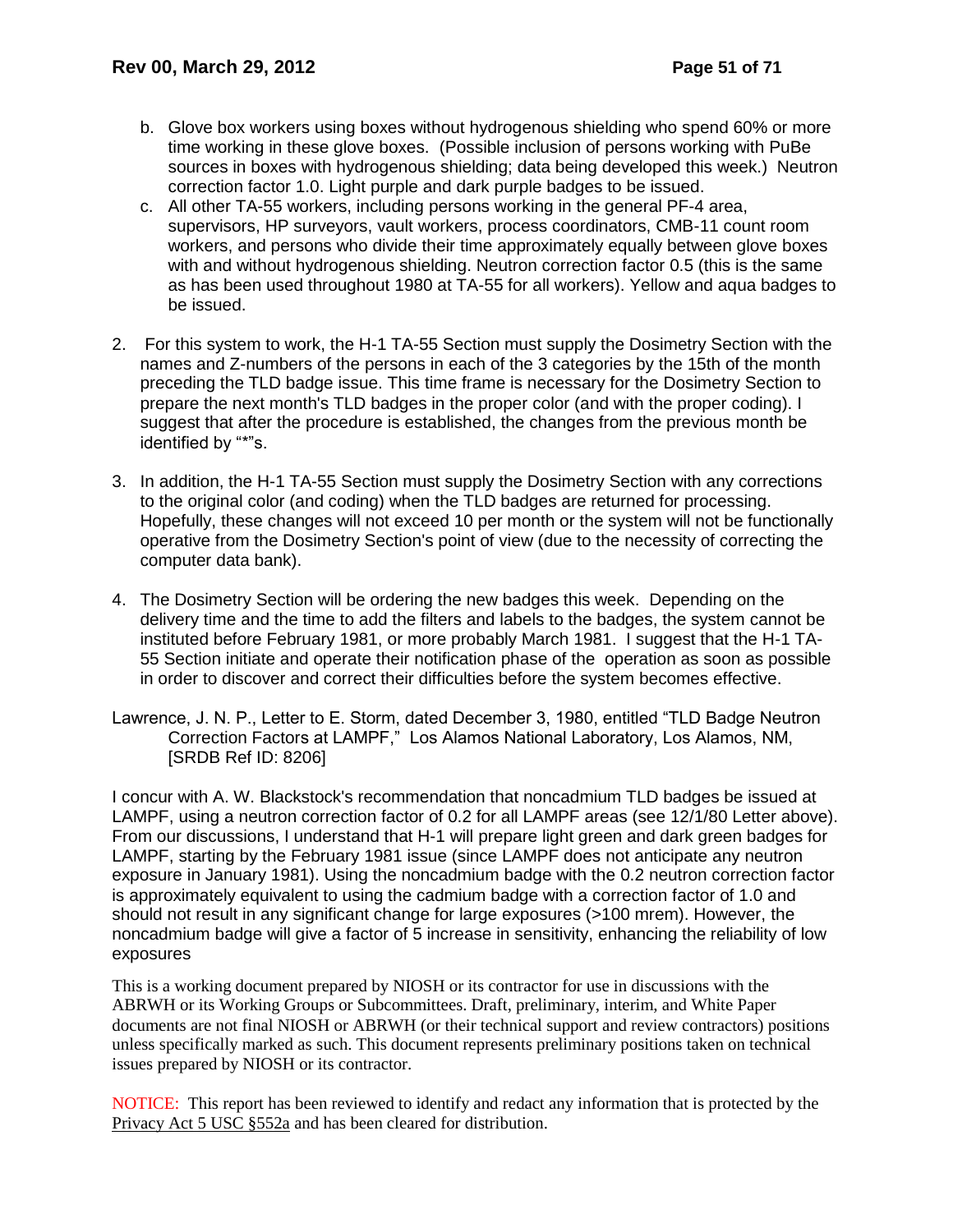b. Glove box workers using boxes without hydrogenous shielding who spend 60% or more time working in these glove boxes. (Possible inclusion of persons working with PuBe sources in boxes with hydrogenous shielding; data being developed this week.) Neutron correction factor 1.0. Light purple and dark purple badges to be issued.
   c. All other TA-55 workers, including persons working in the general PF-4 area, supervisors, HP surveyors, vault workers, process coordinators, CMB-11 count room workers, and persons who divide their time approximately equally between glove boxes with and without hydrogenous shielding. Neutron correction factor 0.5 (this is the same as has been used throughout 1980 at TA-55 for all workers). Yellow and aqua badges to be issued.

2. For this system to work, the H-1 TA-55 Section must supply the Dosimetry Section with the names and Z-numbers of the persons in each of the 3 categories by the 15th of the month preceding the TLD badge issue. This time frame is necessary for the Dosimetry Section to prepare the next month's TLD badges in the proper color (and with the proper coding). I suggest that after the procedure is established, the changes from the previous month be identified by "*"s.

3. In addition, the H-1 TA-55 Section must supply the Dosimetry Section with any corrections to the original color (and coding) when the TLD badges are returned for processing. Hopefully, these changes will not exceed 10 per month or the system will not be functionally operative from the Dosimetry Section's point of view (due to the necessity of correcting the computer data bank).

4. The Dosimetry Section will be ordering the new badges this week. Depending on the delivery time and the time to add the filters and labels to the badges, the system cannot be instituted before February 1981, or more probably March 1981. I suggest that the H-1 TA-55 Section initiate and operate their notification phase of the operation as soon as possible in order to discover and correct their difficulties before the system becomes effective.

Lawrence, J. N. P., Letter to E. Storm, dated December 3, 1980, entitled "TLD Badge Neutron Correction Factors at LAMPF," Los Alamos National Laboratory, Los Alamos, NM, [SRDB Ref ID: 8206]

I concur with A. W. Blackstock's recommendation that noncadmium TLD badges be issued at LAMPF, using a neutron correction factor of 0.2 for all LAMPF areas (see 12/1/80 Letter above). From our discussions, I understand that H-1 will prepare light green and dark green badges for LAMPF, starting by the February 1981 issue (since LAMPF does not anticipate any neutron exposure in January 1981). Using the noncadmium badge with the 0.2 neutron correction factor is approximately equivalent to using the cadmium badge with a correction factor of 1.0 and should not result in any significant change for large exposures (>100 mrem). However, the noncadmium badge will give a factor of 5 increase in sensitivity, enhancing the reliability of low exposures

This is a working document prepared by NIOSH or its contractor for use in discussions with the ABRWH or its Working Groups or Subcommittees. Draft, preliminary, interim, and White Paper documents are not final NIOSH or ABRWH (or their technical support and review contractors) positions unless specifically marked as such. This document represents preliminary positions taken on technical issues prepared by NIOSH or its contractor.

NOTICE: This report has been reviewed to identify and redact any information that is protected by the Privacy Act 5 USC §552a and has been cleared for distribution.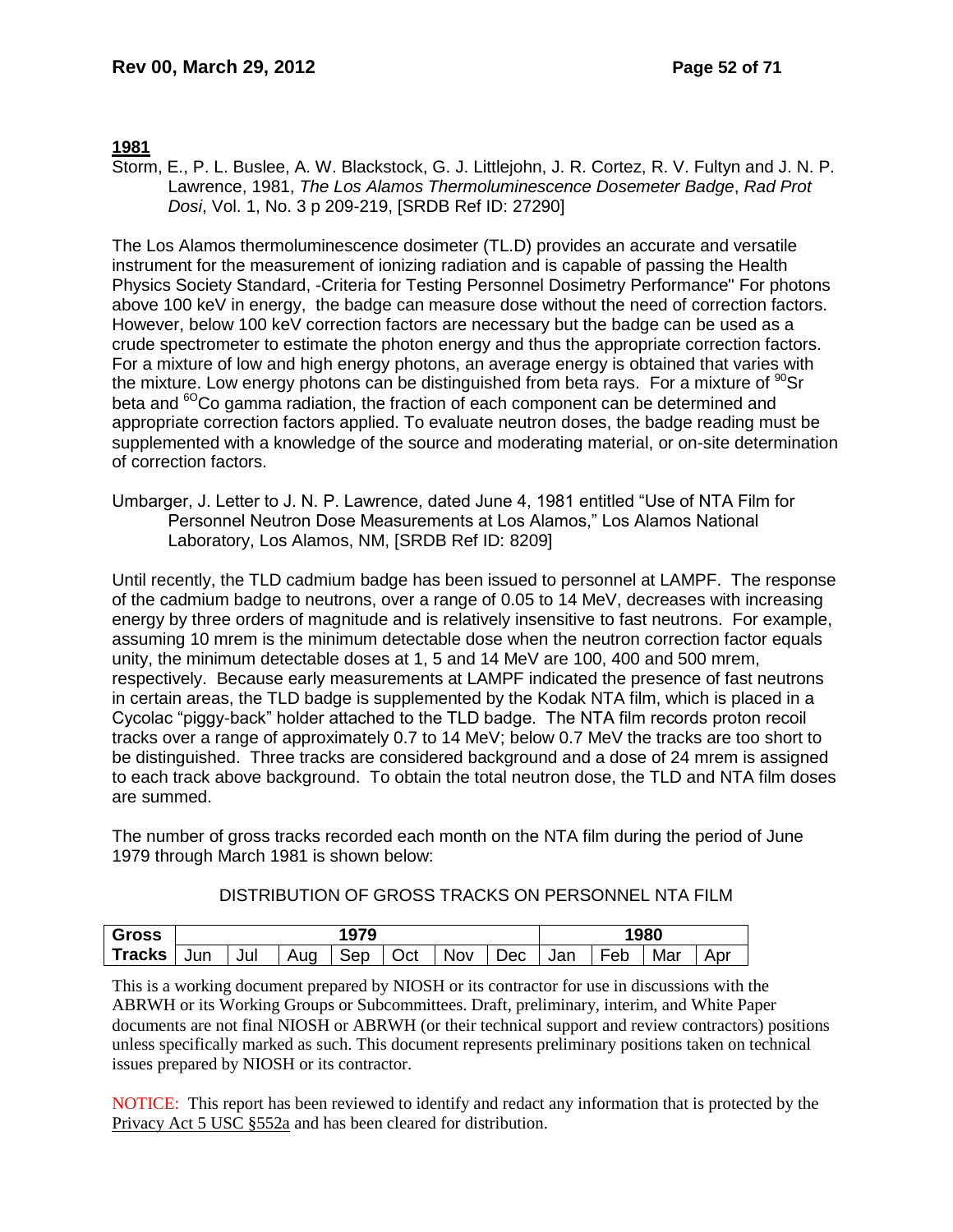## 1981

Storm, E., P. L. Buslee, A. W. Blackstock, G. J. Littlejohn, J. R. Cortez, R. V. Fultyn and J. N. P. Lawrence, 1981, *The Los Alamos Thermoluminescence Dosemeter Badge*, *Rad Prot Dosi*, Vol. 1, No. 3 p 209-219, [SRDB Ref ID: 27290]

The Los Alamos thermoluminescence dosimeter (TL.D) provides an accurate and versatile instrument for the measurement of ionizing radiation and is capable of passing the Health Physics Society Standard, -Criteria for Testing Personnel Dosimetry Performance" For photons above 100 keV in energy, the badge can measure dose without the need of correction factors. However, below 100 keV correction factors are necessary but the badge can be used as a crude spectrometer to estimate the photon energy and thus the appropriate correction factors. For a mixture of low and high energy photons, an average energy is obtained that varies with the mixture. Low energy photons can be distinguished from beta rays. For a mixture of $^{90}$Sr beta and $^{6O}$Co gamma radiation, the fraction of each component can be determined and appropriate correction factors applied. To evaluate neutron doses, the badge reading must be supplemented with a knowledge of the source and moderating material, or on-site determination of correction factors.

Umbarger, J. Letter to J. N. P. Lawrence, dated June 4, 1981 entitled "Use of NTA Film for Personnel Neutron Dose Measurements at Los Alamos," Los Alamos National Laboratory, Los Alamos, NM, [SRDB Ref ID: 8209]

Until recently, the TLD cadmium badge has been issued to personnel at LAMPF. The response of the cadmium badge to neutrons, over a range of 0.05 to 14 MeV, decreases with increasing energy by three orders of magnitude and is relatively insensitive to fast neutrons. For example, assuming 10 mrem is the minimum detectable dose when the neutron correction factor equals unity, the minimum detectable doses at 1, 5 and 14 MeV are 100, 400 and 500 mrem, respectively. Because early measurements at LAMPF indicated the presence of fast neutrons in certain areas, the TLD badge is supplemented by the Kodak NTA film, which is placed in a Cycolac "piggy-back" holder attached to the TLD badge. The NTA film records proton recoil tracks over a range of approximately 0.7 to 14 MeV; below 0.7 MeV the tracks are too short to be distinguished. Three tracks are considered background and a dose of 24 mrem is assigned to each track above background. To obtain the total neutron dose, the TLD and NTA film doses are summed.

The number of gross tracks recorded each month on the NTA film during the period of June 1979 through March 1981 is shown below:

DISTRIBUTION OF GROSS TRACKS ON PERSONNEL NTA FILM

| Gross | 1979 | | | | | | | 1980 | | | |
|---|---|---|---|---|---|---|---|---|---|---|---|
| Tracks | Jun | Jul | Aug | Sep | Oct | Nov | Dec | Jan | Feb | Mar | Apr |

This is a working document prepared by NIOSH or its contractor for use in discussions with the ABRWH or its Working Groups or Subcommittees. Draft, preliminary, interim, and White Paper documents are not final NIOSH or ABRWH (or their technical support and review contractors) positions unless specifically marked as such. This document represents preliminary positions taken on technical issues prepared by NIOSH or its contractor.

NOTICE: This report has been reviewed to identify and redact any information that is protected by the Privacy Act 5 USC §552a and has been cleared for distribution.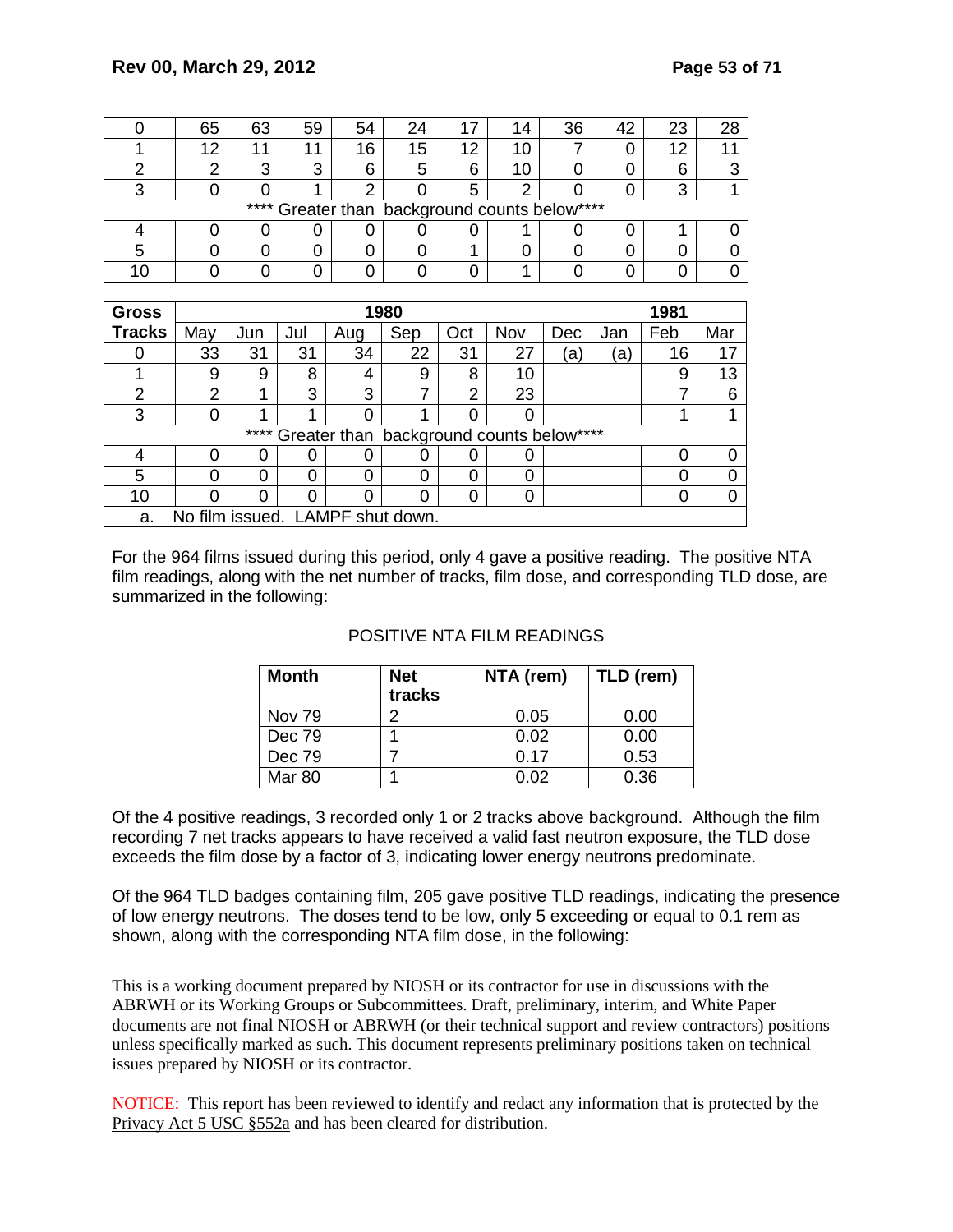| 0 | 65 | 63 | 59 | 54 | 24 | 17 | 14 | 36 | 42 | 23 | 28 |
|---|---|---|---|---|---|---|---|---|---|---|---|
| 1 | 12 | 11 | 11 | 16 | 15 | 12 | 10 | 7 | 0 | 12 | 11 |
| 2 | 2 | 3 | 3 | 6 | 5 | 6 | 10 | 2 | 0 | 6 | 3 |
| 3 | 0 | 0 | 1 | 2 | 0 | 5 | 2 | 0 | 0 | 3 | 1 |
| **** Greater than background counts below**** | | | | | | | | | | | |
| 4 | 0 | 0 | 0 | 0 | 0 | 0 | 1 | 0 | 0 | 1 | 0 |
| 5 | 0 | 0 | 0 | 0 | 0 | 1 | 0 | 0 | 0 | 0 | 0 |
| 10 | 0 | 0 | 0 | 0 | 0 | 0 | 1 | 0 | 0 | 0 | 0 |

| **Gross** | **1980** | | | | | | | | **1981** | | |
|---|---|---|---|---|---|---|---|---|---|---|---|
| **Tracks** | May | Jun | Jul | Aug | Sep | Oct | Nov | Dec | Jan | Feb | Mar |
| 0 | 33 | 31 | 31 | 34 | 22 | 31 | 27 | (a) | (a) | 16 | 17 |
| 1 | 9 | 9 | 8 | 4 | 9 | 8 | 10 | | | 9 | 13 |
| 2 | 2 | 1 | 3 | 3 | 7 | 2 | 23 | | | 7 | 6 |
| 3 | 0 | 1 | 1 | 0 | 1 | 0 | 0 | | | 1 | 1 |
| **** Greater than background counts below**** | | | | | | | | | | | |
| 4 | 0 | 0 | 0 | 0 | 0 | 0 | 0 | | | 0 | 0 |
| 5 | 0 | 0 | 0 | 0 | 0 | 0 | 0 | | | 0 | 0 |
| 10 | 0 | 0 | 0 | 0 | 0 | 0 | 0 | | | 0 | 0 |
| a. No film issued. LAMPF shut down. | | | | | | | | | | | |

For the 964 films issued during this period, only 4 gave a positive reading. The positive NTA film readings, along with the net number of tracks, film dose, and corresponding TLD dose, are summarized in the following:

POSITIVE NTA FILM READINGS

| **Month** | **Net tracks** | **NTA (rem)** | **TLD (rem)** |
|---|---|---|---|
| Nov 79 | 2 | 0.05 | 0.00 |
| Dec 79 | 1 | 0.02 | 0.00 |
| Dec 79 | 7 | 0.17 | 0.53 |
| Mar 80 | 1 | 0.02 | 0.36 |

Of the 4 positive readings, 3 recorded only 1 or 2 tracks above background. Although the film recording 7 net tracks appears to have received a valid fast neutron exposure, the TLD dose exceeds the film dose by a factor of 3, indicating lower energy neutrons predominate.

Of the 964 TLD badges containing film, 205 gave positive TLD readings, indicating the presence of low energy neutrons. The doses tend to be low, only 5 exceeding or equal to 0.1 rem as shown, along with the corresponding NTA film dose, in the following:

This is a working document prepared by NIOSH or its contractor for use in discussions with the ABRWH or its Working Groups or Subcommittees. Draft, preliminary, interim, and White Paper documents are not final NIOSH or ABRWH (or their technical support and review contractors) positions unless specifically marked as such. This document represents preliminary positions taken on technical issues prepared by NIOSH or its contractor.

NOTICE: This report has been reviewed to identify and redact any information that is protected by the Privacy Act 5 USC §552a and has been cleared for distribution.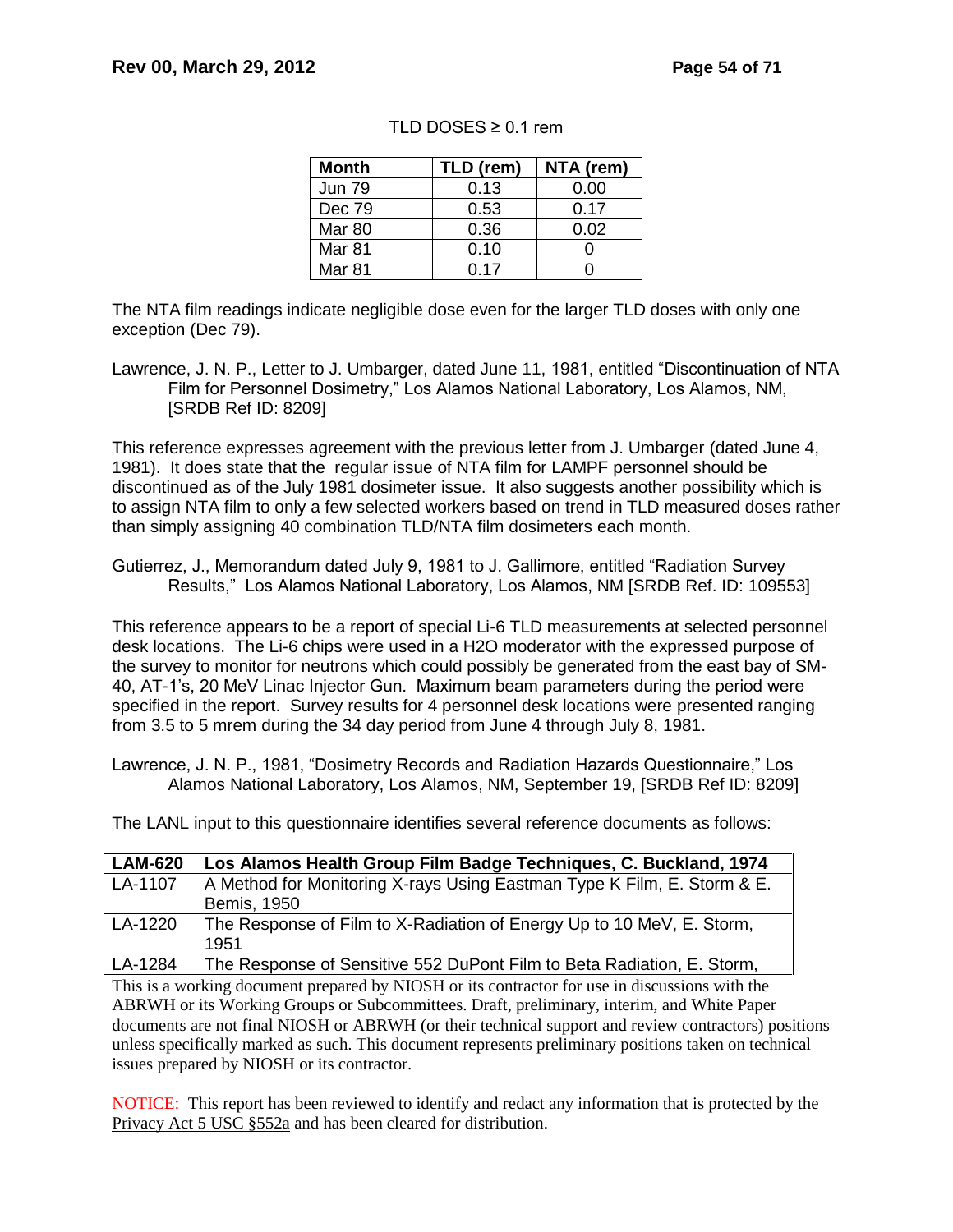TLD DOSES ≥ 0.1 rem

| Month | TLD (rem) | NTA (rem) |
|---|---|---|
| Jun 79 | 0.13 | 0.00 |
| Dec 79 | 0.53 | 0.17 |
| Mar 80 | 0.36 | 0.02 |
| Mar 81 | 0.10 | 0 |
| Mar 81 | 0.17 | 0 |

The NTA film readings indicate negligible dose even for the larger TLD doses with only one exception (Dec 79).

Lawrence, J. N. P., Letter to J. Umbarger, dated June 11, 1981, entitled "Discontinuation of NTA Film for Personnel Dosimetry," Los Alamos National Laboratory, Los Alamos, NM, [SRDB Ref ID: 8209]

This reference expresses agreement with the previous letter from J. Umbarger (dated June 4, 1981). It does state that the regular issue of NTA film for LAMPF personnel should be discontinued as of the July 1981 dosimeter issue. It also suggests another possibility which is to assign NTA film to only a few selected workers based on trend in TLD measured doses rather than simply assigning 40 combination TLD/NTA film dosimeters each month.

Gutierrez, J., Memorandum dated July 9, 1981 to J. Gallimore, entitled "Radiation Survey Results," Los Alamos National Laboratory, Los Alamos, NM [SRDB Ref. ID: 109553]

This reference appears to be a report of special Li-6 TLD measurements at selected personnel desk locations. The Li-6 chips were used in a $H_2O$ moderator with the expressed purpose of the survey to monitor for neutrons which could possibly be generated from the east bay of SM-40, AT-1's, 20 MeV Linac Injector Gun. Maximum beam parameters during the period were specified in the report. Survey results for 4 personnel desk locations were presented ranging from 3.5 to 5 mrem during the 34 day period from June 4 through July 8, 1981.

Lawrence, J. N. P., 1981, "Dosimetry Records and Radiation Hazards Questionnaire," Los Alamos National Laboratory, Los Alamos, NM, September 19, [SRDB Ref ID: 8209]

The LANL input to this questionnaire identifies several reference documents as follows:

| LAM-620 | Los Alamos Health Group Film Badge Techniques, C. Buckland, 1974 |
|---|---|
| LA-1107 | A Method for Monitoring X-rays Using Eastman Type K Film, E. Storm & E. Bemis, 1950 |
| LA-1220 | The Response of Film to X-Radiation of Energy Up to 10 MeV, E. Storm, 1951 |
| LA-1284 | The Response of Sensitive 552 DuPont Film to Beta Radiation, E. Storm, |

This is a working document prepared by NIOSH or its contractor for use in discussions with the ABRWH or its Working Groups or Subcommittees. Draft, preliminary, interim, and White Paper documents are not final NIOSH or ABRWH (or their technical support and review contractors) positions unless specifically marked as such. This document represents preliminary positions taken on technical issues prepared by NIOSH or its contractor.

NOTICE: This report has been reviewed to identify and redact any information that is protected by the Privacy Act 5 USC §552a and has been cleared for distribution.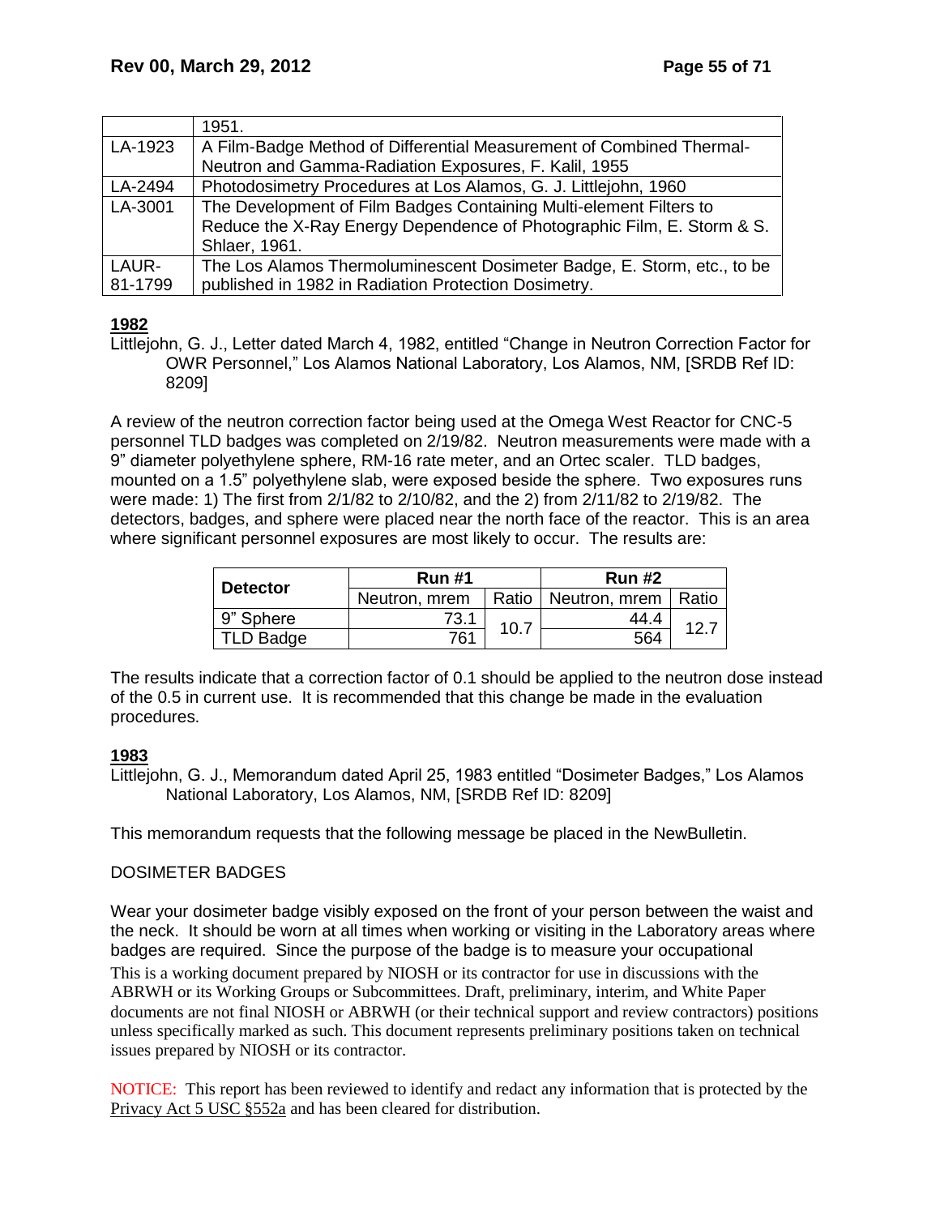|  | 1951. |
| --- | --- |
| LA-1923 | A Film-Badge Method of Differential Measurement of Combined Thermal-Neutron and Gamma-Radiation Exposures, F. Kalil, 1955 |
| LA-2494 | Photodosimetry Procedures at Los Alamos, G. J. Littlejohn, 1960 |
| LA-3001 | The Development of Film Badges Containing Multi-element Filters to Reduce the X-Ray Energy Dependence of Photographic Film, E. Storm & S. Shlaer, 1961. |
| LAUR-81-1799 | The Los Alamos Thermoluminescent Dosimeter Badge, E. Storm, etc., to be published in 1982 in Radiation Protection Dosimetry. |

**1982**

Littlejohn, G. J., Letter dated March 4, 1982, entitled "Change in Neutron Correction Factor for OWR Personnel," Los Alamos National Laboratory, Los Alamos, NM, [SRDB Ref ID: 8209]

A review of the neutron correction factor being used at the Omega West Reactor for CNC-5 personnel TLD badges was completed on 2/19/82. Neutron measurements were made with a 9" diameter polyethylene sphere, RM-16 rate meter, and an Ortec scaler. TLD badges, mounted on a 1.5" polyethylene slab, were exposed beside the sphere. Two exposures runs were made: 1) The first from 2/1/82 to 2/10/82, and the 2) from 2/11/82 to 2/19/82. The detectors, badges, and sphere were placed near the north face of the reactor. This is an area where significant personnel exposures are most likely to occur. The results are:

| Detector | Run #1 |  | Run #2 |  |
| --- | --- | --- | --- | --- |
|  | Neutron, mrem | Ratio | Neutron, mrem | Ratio |
| 9" Sphere | 73.1 | 10.7 | 44.4 | 12.7 |
| TLD Badge | 761 |  | 564 |  |

The results indicate that a correction factor of 0.1 should be applied to the neutron dose instead of the 0.5 in current use. It is recommended that this change be made in the evaluation procedures.

**1983**

Littlejohn, G. J., Memorandum dated April 25, 1983 entitled "Dosimeter Badges," Los Alamos National Laboratory, Los Alamos, NM, [SRDB Ref ID: 8209]

This memorandum requests that the following message be placed in the NewBulletin.

DOSIMETER BADGES

Wear your dosimeter badge visibly exposed on the front of your person between the waist and the neck. It should be worn at all times when working or visiting in the Laboratory areas where badges are required. Since the purpose of the badge is to measure your occupational

This is a working document prepared by NIOSH or its contractor for use in discussions with the ABRWH or its Working Groups or Subcommittees. Draft, preliminary, interim, and White Paper documents are not final NIOSH or ABRWH (or their technical support and review contractors) positions unless specifically marked as such. This document represents preliminary positions taken on technical issues prepared by NIOSH or its contractor.

NOTICE: This report has been reviewed to identify and redact any information that is protected by the Privacy Act 5 USC §552a and has been cleared for distribution.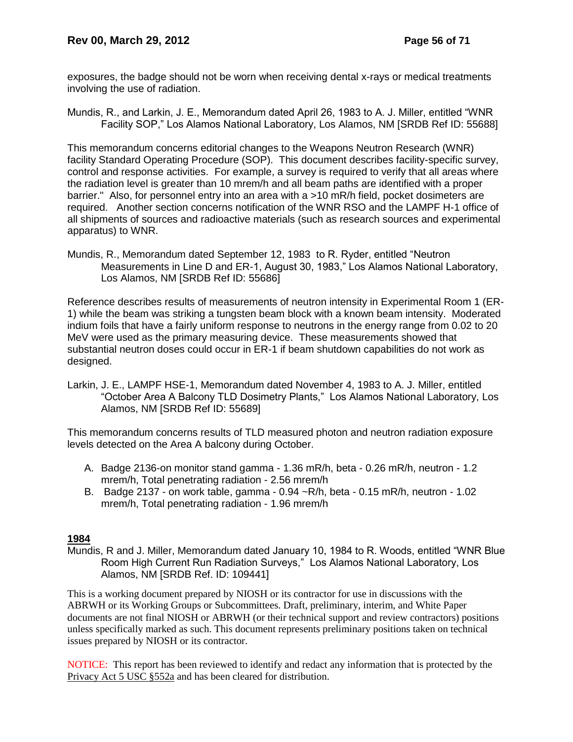exposures, the badge should not be worn when receiving dental x-rays or medical treatments involving the use of radiation.

Mundis, R., and Larkin, J. E., Memorandum dated April 26, 1983 to A. J. Miller, entitled "WNR Facility SOP," Los Alamos National Laboratory, Los Alamos, NM [SRDB Ref ID: 55688]

This memorandum concerns editorial changes to the Weapons Neutron Research (WNR) facility Standard Operating Procedure (SOP). This document describes facility-specific survey, control and response activities. For example, a survey is required to verify that all areas where the radiation level is greater than 10 mrem/h and all beam paths are identified with a proper barrier." Also, for personnel entry into an area with a >10 mR/h field, pocket dosimeters are required. Another section concerns notification of the WNR RSO and the LAMPF H-1 office of all shipments of sources and radioactive materials (such as research sources and experimental apparatus) to WNR.

Mundis, R., Memorandum dated September 12, 1983 to R. Ryder, entitled "Neutron Measurements in Line D and ER-1, August 30, 1983," Los Alamos National Laboratory, Los Alamos, NM [SRDB Ref ID: 55686]

Reference describes results of measurements of neutron intensity in Experimental Room 1 (ER-1) while the beam was striking a tungsten beam block with a known beam intensity. Moderated indium foils that have a fairly uniform response to neutrons in the energy range from 0.02 to 20 MeV were used as the primary measuring device. These measurements showed that substantial neutron doses could occur in ER-1 if beam shutdown capabilities do not work as designed.

Larkin, J. E., LAMPF HSE-1, Memorandum dated November 4, 1983 to A. J. Miller, entitled "October Area A Balcony TLD Dosimetry Plants," Los Alamos National Laboratory, Los Alamos, NM [SRDB Ref ID: 55689]

This memorandum concerns results of TLD measured photon and neutron radiation exposure levels detected on the Area A balcony during October.

A. Badge 2136-on monitor stand gamma - 1.36 mR/h, beta - 0.26 mR/h, neutron - 1.2 mrem/h, Total penetrating radiation - 2.56 mrem/h
B. Badge 2137 - on work table, gamma - 0.94 ~R/h, beta - 0.15 mR/h, neutron - 1.02 mrem/h, Total penetrating radiation - 1.96 mrem/h

**1984**

Mundis, R and J. Miller, Memorandum dated January 10, 1984 to R. Woods, entitled "WNR Blue Room High Current Run Radiation Surveys," Los Alamos National Laboratory, Los Alamos, NM [SRDB Ref. ID: 109441]

This is a working document prepared by NIOSH or its contractor for use in discussions with the ABRWH or its Working Groups or Subcommittees. Draft, preliminary, interim, and White Paper documents are not final NIOSH or ABRWH (or their technical support and review contractors) positions unless specifically marked as such. This document represents preliminary positions taken on technical issues prepared by NIOSH or its contractor.

NOTICE: This report has been reviewed to identify and redact any information that is protected by the Privacy Act 5 USC §552a and has been cleared for distribution.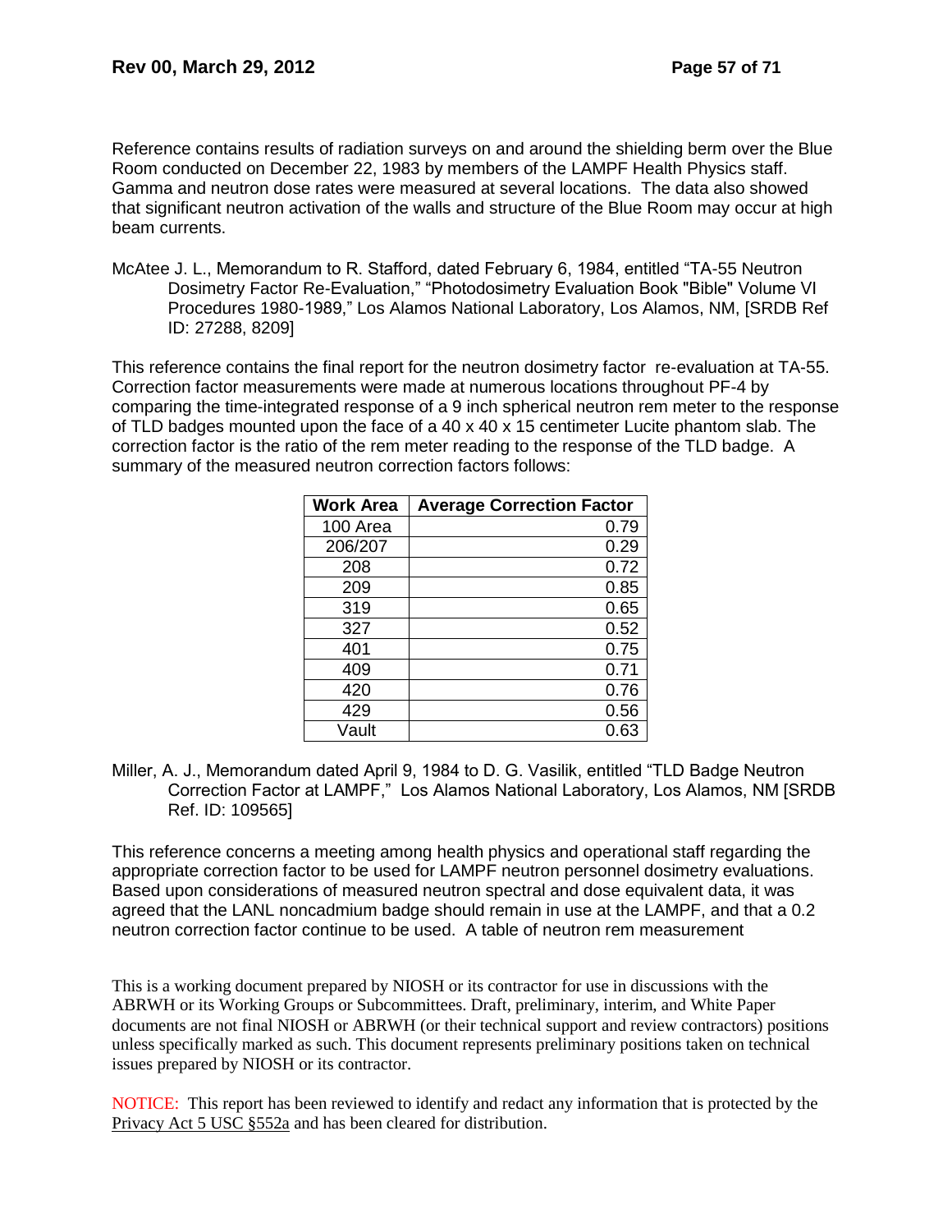Reference contains results of radiation surveys on and around the shielding berm over the Blue Room conducted on December 22, 1983 by members of the LAMPF Health Physics staff. Gamma and neutron dose rates were measured at several locations. The data also showed that significant neutron activation of the walls and structure of the Blue Room may occur at high beam currents.

McAtee J. L., Memorandum to R. Stafford, dated February 6, 1984, entitled "TA-55 Neutron Dosimetry Factor Re-Evaluation," "Photodosimetry Evaluation Book "Bible" Volume VI Procedures 1980-1989," Los Alamos National Laboratory, Los Alamos, NM, [SRDB Ref ID: 27288, 8209]

This reference contains the final report for the neutron dosimetry factor re-evaluation at TA-55. Correction factor measurements were made at numerous locations throughout PF-4 by comparing the time-integrated response of a 9 inch spherical neutron rem meter to the response of TLD badges mounted upon the face of a 40 x 40 x 15 centimeter Lucite phantom slab. The correction factor is the ratio of the rem meter reading to the response of the TLD badge. A summary of the measured neutron correction factors follows:

| Work Area | Average Correction Factor |
|---|---|
| 100 Area | 0.79 |
| 206/207 | 0.29 |
| 208 | 0.72 |
| 209 | 0.85 |
| 319 | 0.65 |
| 327 | 0.52 |
| 401 | 0.75 |
| 409 | 0.71 |
| 420 | 0.76 |
| 429 | 0.56 |
| Vault | 0.63 |

Miller, A. J., Memorandum dated April 9, 1984 to D. G. Vasilik, entitled "TLD Badge Neutron Correction Factor at LAMPF," Los Alamos National Laboratory, Los Alamos, NM [SRDB Ref. ID: 109565]

This reference concerns a meeting among health physics and operational staff regarding the appropriate correction factor to be used for LAMPF neutron personnel dosimetry evaluations. Based upon considerations of measured neutron spectral and dose equivalent data, it was agreed that the LANL noncadmium badge should remain in use at the LAMPF, and that a 0.2 neutron correction factor continue to be used. A table of neutron rem measurement

This is a working document prepared by NIOSH or its contractor for use in discussions with the ABRWH or its Working Groups or Subcommittees. Draft, preliminary, interim, and White Paper documents are not final NIOSH or ABRWH (or their technical support and review contractors) positions unless specifically marked as such. This document represents preliminary positions taken on technical issues prepared by NIOSH or its contractor.

NOTICE: This report has been reviewed to identify and redact any information that is protected by the Privacy Act 5 USC §552a and has been cleared for distribution.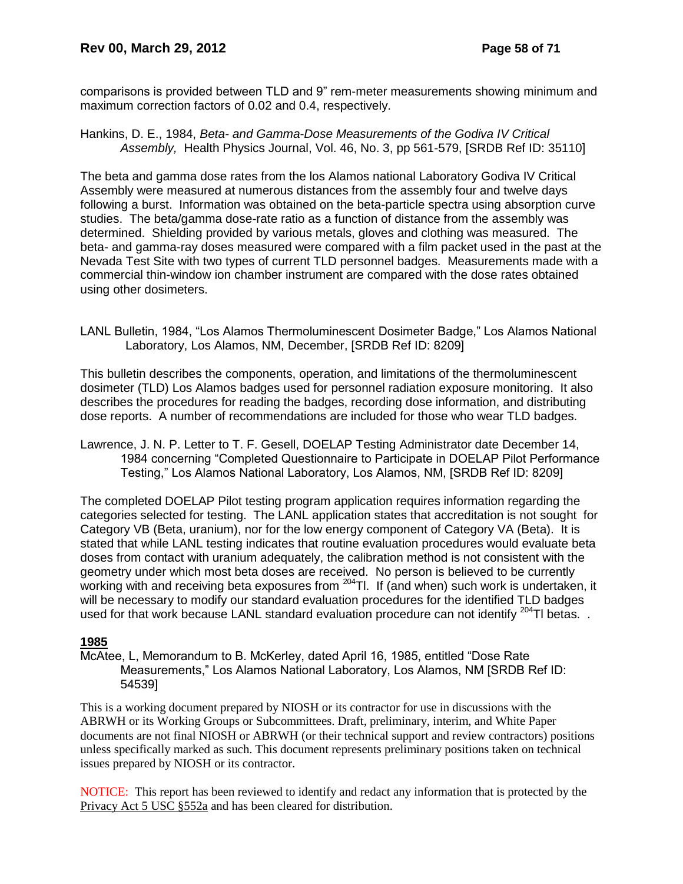comparisons is provided between TLD and 9" rem-meter measurements showing minimum and maximum correction factors of 0.02 and 0.4, respectively.

Hankins, D. E., 1984, *Beta- and Gamma-Dose Measurements of the Godiva IV Critical Assembly,* Health Physics Journal, Vol. 46, No. 3, pp 561-579, [SRDB Ref ID: 35110]

The beta and gamma dose rates from the los Alamos national Laboratory Godiva IV Critical Assembly were measured at numerous distances from the assembly four and twelve days following a burst. Information was obtained on the beta-particle spectra using absorption curve studies. The beta/gamma dose-rate ratio as a function of distance from the assembly was determined. Shielding provided by various metals, gloves and clothing was measured. The beta- and gamma-ray doses measured were compared with a film packet used in the past at the Nevada Test Site with two types of current TLD personnel badges. Measurements made with a commercial thin-window ion chamber instrument are compared with the dose rates obtained using other dosimeters.

LANL Bulletin, 1984, "Los Alamos Thermoluminescent Dosimeter Badge," Los Alamos National Laboratory, Los Alamos, NM, December, [SRDB Ref ID: 8209]

This bulletin describes the components, operation, and limitations of the thermoluminescent dosimeter (TLD) Los Alamos badges used for personnel radiation exposure monitoring. It also describes the procedures for reading the badges, recording dose information, and distributing dose reports. A number of recommendations are included for those who wear TLD badges.

Lawrence, J. N. P. Letter to T. F. Gesell, DOELAP Testing Administrator date December 14, 1984 concerning "Completed Questionnaire to Participate in DOELAP Pilot Performance Testing," Los Alamos National Laboratory, Los Alamos, NM, [SRDB Ref ID: 8209]

The completed DOELAP Pilot testing program application requires information regarding the categories selected for testing. The LANL application states that accreditation is not sought for Category VB (Beta, uranium), nor for the low energy component of Category VA (Beta). It is stated that while LANL testing indicates that routine evaluation procedures would evaluate beta doses from contact with uranium adequately, the calibration method is not consistent with the geometry under which most beta doses are received. No person is believed to be currently working with and receiving beta exposures from $^{204}$Tl. If (and when) such work is undertaken, it will be necessary to modify our standard evaluation procedures for the identified TLD badges used for that work because LANL standard evaluation procedure can not identify $^{204}$Tl betas. .

**1985**

McAtee, L, Memorandum to B. McKerley, dated April 16, 1985, entitled "Dose Rate Measurements," Los Alamos National Laboratory, Los Alamos, NM [SRDB Ref ID: 54539]

This is a working document prepared by NIOSH or its contractor for use in discussions with the ABRWH or its Working Groups or Subcommittees. Draft, preliminary, interim, and White Paper documents are not final NIOSH or ABRWH (or their technical support and review contractors) positions unless specifically marked as such. This document represents preliminary positions taken on technical issues prepared by NIOSH or its contractor.

NOTICE: This report has been reviewed to identify and redact any information that is protected by the Privacy Act 5 USC §552a and has been cleared for distribution.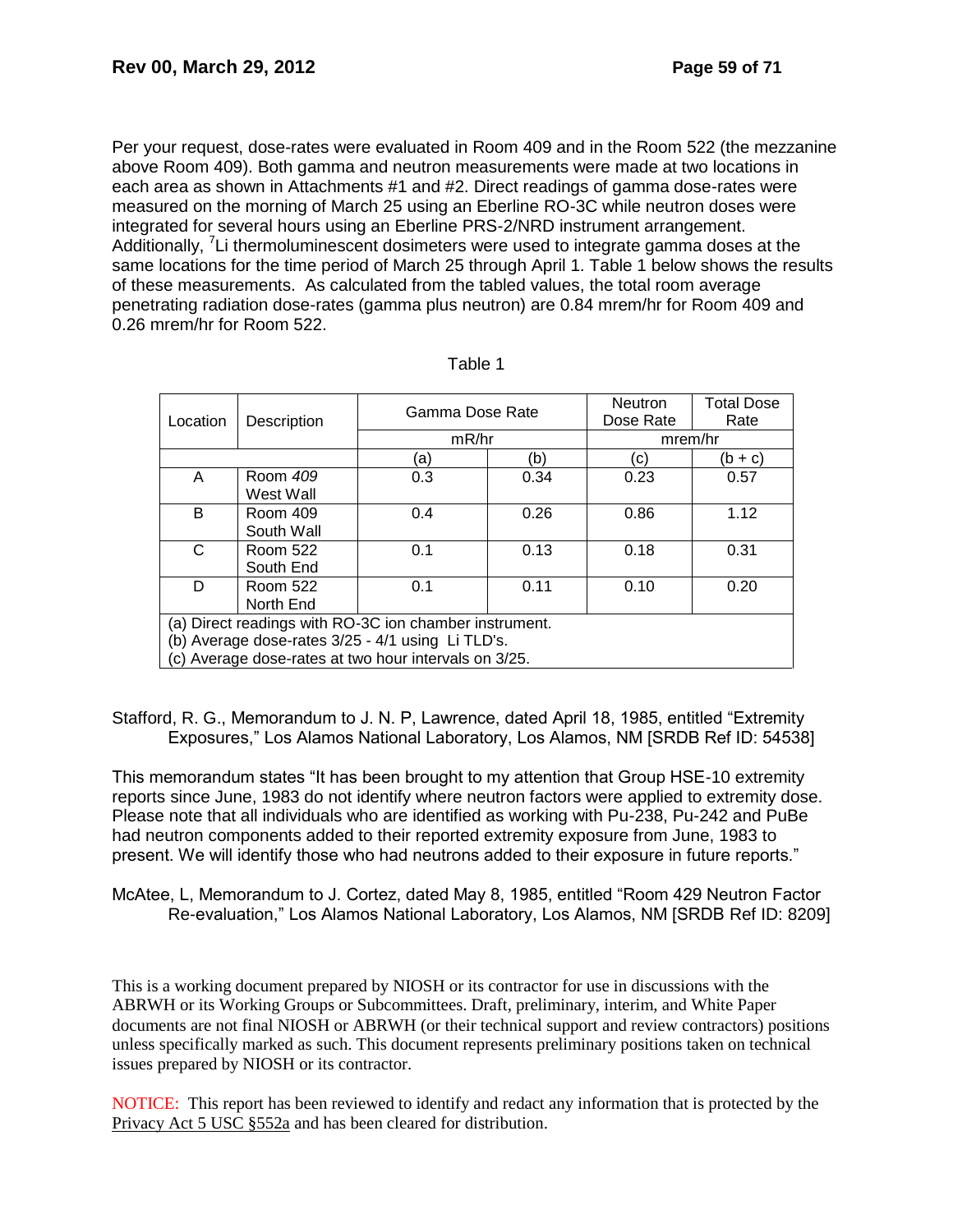Per your request, dose-rates were evaluated in Room 409 and in the Room 522 (the mezzanine above Room 409). Both gamma and neutron measurements were made at two locations in each area as shown in Attachments #1 and #2. Direct readings of gamma dose-rates were measured on the morning of March 25 using an Eberline RO-3C while neutron doses were integrated for several hours using an Eberline PRS-2/NRD instrument arrangement. Additionally, $^{7}$Li thermoluminescent dosimeters were used to integrate gamma doses at the same locations for the time period of March 25 through April 1. Table 1 below shows the results of these measurements. As calculated from the tabled values, the total room average penetrating radiation dose-rates (gamma plus neutron) are 0.84 mrem/hr for Room 409 and 0.26 mrem/hr for Room 522.

Table 1

| Location | Description | Gamma Dose Rate | | Neutron Dose Rate | Total Dose Rate |
|---|---|---|---|---|---|
| | | mR/hr | | mrem/hr | |
| | | (a) | (b) | (c) | (b + c) |
| A | Room *409* West Wall | 0.3 | 0.34 | 0.23 | 0.57 |
| B | Room 409 South Wall | 0.4 | 0.26 | 0.86 | 1.12 |
| C | Room 522 South End | 0.1 | 0.13 | 0.18 | 0.31 |
| D | Room 522 North End | 0.1 | 0.11 | 0.10 | 0.20 |

(a) Direct readings with RO-3C ion chamber instrument.
(b) Average dose-rates 3/25 - 4/1 using Li TLD's.
(c) Average dose-rates at two hour intervals on 3/25.

Stafford, R. G., Memorandum to J. N. P, Lawrence, dated April 18, 1985, entitled "Extremity Exposures," Los Alamos National Laboratory, Los Alamos, NM [SRDB Ref ID: 54538]

This memorandum states "It has been brought to my attention that Group HSE-10 extremity reports since June, 1983 do not identify where neutron factors were applied to extremity dose. Please note that all individuals who are identified as working with Pu-238, Pu-242 and PuBe had neutron components added to their reported extremity exposure from June, 1983 to present. We will identify those who had neutrons added to their exposure in future reports."

McAtee, L, Memorandum to J. Cortez, dated May 8, 1985, entitled "Room 429 Neutron Factor Re-evaluation," Los Alamos National Laboratory, Los Alamos, NM [SRDB Ref ID: 8209]

This is a working document prepared by NIOSH or its contractor for use in discussions with the ABRWH or its Working Groups or Subcommittees. Draft, preliminary, interim, and White Paper documents are not final NIOSH or ABRWH (or their technical support and review contractors) positions unless specifically marked as such. This document represents preliminary positions taken on technical issues prepared by NIOSH or its contractor.

NOTICE: This report has been reviewed to identify and redact any information that is protected by the Privacy Act 5 USC §552a and has been cleared for distribution.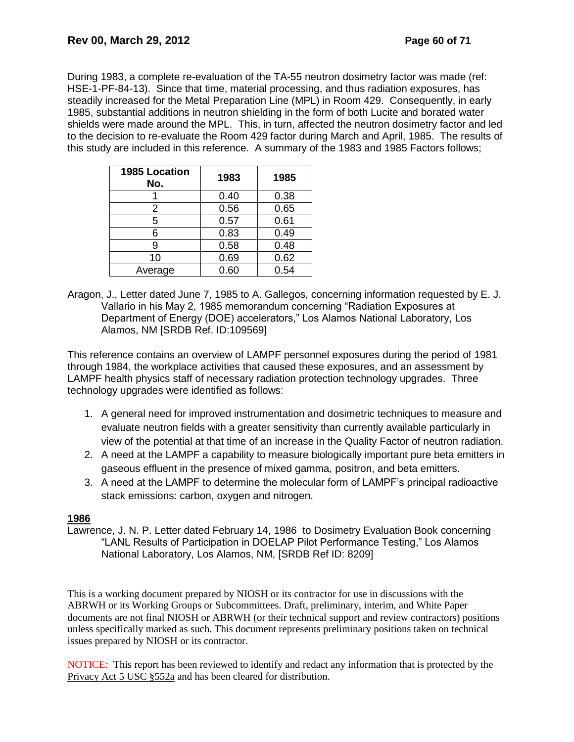During 1983, a complete re-evaluation of the TA-55 neutron dosimetry factor was made (ref: HSE-1-PF-84-13). Since that time, material processing, and thus radiation exposures, has steadily increased for the Metal Preparation Line (MPL) in Room 429. Consequently, in early 1985, substantial additions in neutron shielding in the form of both Lucite and borated water shields were made around the MPL. This, in turn, affected the neutron dosimetry factor and led to the decision to re-evaluate the Room 429 factor during March and April, 1985. The results of this study are included in this reference. A summary of the 1983 and 1985 Factors follows;

| 1985 Location No. | 1983 | 1985 |
|---|---|---|
| 1 | 0.40 | 0.38 |
| 2 | 0.56 | 0.65 |
| 5 | 0.57 | 0.61 |
| 6 | 0.83 | 0.49 |
| 9 | 0.58 | 0.48 |
| 10 | 0.69 | 0.62 |
| Average | 0.60 | 0.54 |

Aragon, J., Letter dated June 7, 1985 to A. Gallegos, concerning information requested by E. J. Vallario in his May 2, 1985 memorandum concerning "Radiation Exposures at Department of Energy (DOE) accelerators," Los Alamos National Laboratory, Los Alamos, NM [SRDB Ref. ID:109569]

This reference contains an overview of LAMPF personnel exposures during the period of 1981 through 1984, the workplace activities that caused these exposures, and an assessment by LAMPF health physics staff of necessary radiation protection technology upgrades. Three technology upgrades were identified as follows:

1. A general need for improved instrumentation and dosimetric techniques to measure and evaluate neutron fields with a greater sensitivity than currently available particularly in view of the potential at that time of an increase in the Quality Factor of neutron radiation.
2. A need at the LAMPF a capability to measure biologically important pure beta emitters in gaseous effluent in the presence of mixed gamma, positron, and beta emitters.
3. A need at the LAMPF to determine the molecular form of LAMPF's principal radioactive stack emissions: carbon, oxygen and nitrogen.

**1986**

Lawrence, J. N. P. Letter dated February 14, 1986 to Dosimetry Evaluation Book concerning "LANL Results of Participation in DOELAP Pilot Performance Testing," Los Alamos National Laboratory, Los Alamos, NM, [SRDB Ref ID: 8209]

This is a working document prepared by NIOSH or its contractor for use in discussions with the ABRWH or its Working Groups or Subcommittees. Draft, preliminary, interim, and White Paper documents are not final NIOSH or ABRWH (or their technical support and review contractors) positions unless specifically marked as such. This document represents preliminary positions taken on technical issues prepared by NIOSH or its contractor.

NOTICE: This report has been reviewed to identify and redact any information that is protected by the Privacy Act 5 USC §552a and has been cleared for distribution.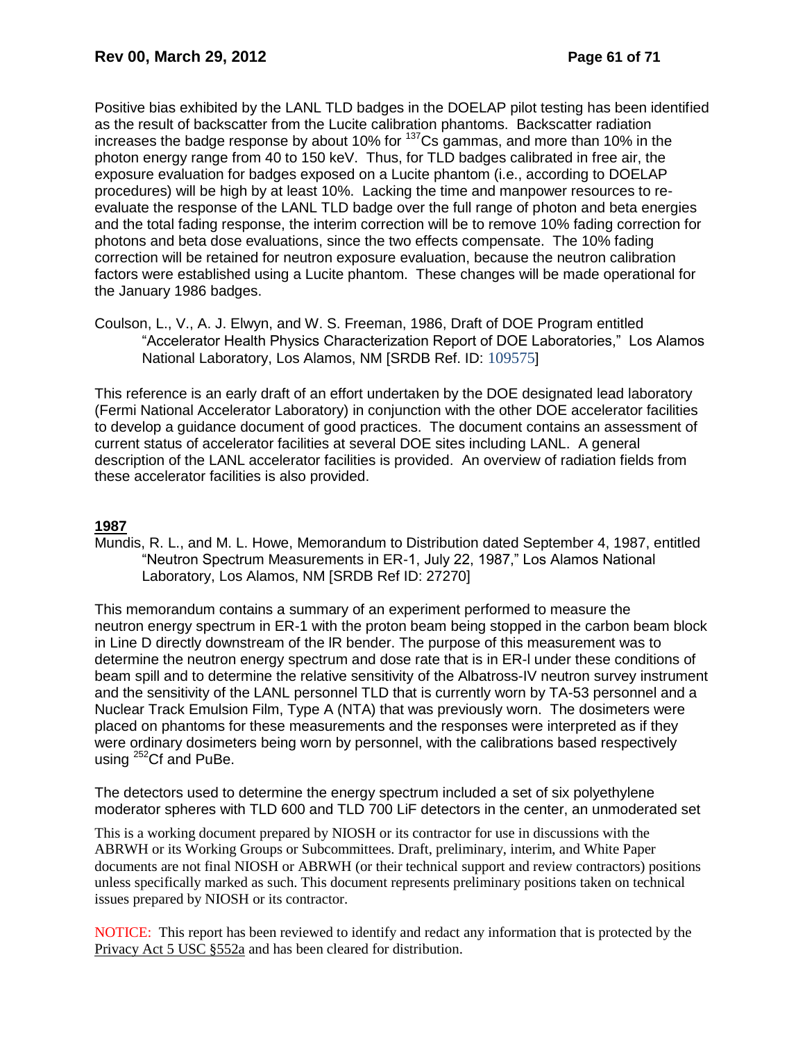Positive bias exhibited by the LANL TLD badges in the DOELAP pilot testing has been identified as the result of backscatter from the Lucite calibration phantoms. Backscatter radiation increases the badge response by about 10% for $^{137}$Cs gammas, and more than 10% in the photon energy range from 40 to 150 keV. Thus, for TLD badges calibrated in free air, the exposure evaluation for badges exposed on a Lucite phantom (i.e., according to DOELAP procedures) will be high by at least 10%. Lacking the time and manpower resources to re-evaluate the response of the LANL TLD badge over the full range of photon and beta energies and the total fading response, the interim correction will be to remove 10% fading correction for photons and beta dose evaluations, since the two effects compensate. The 10% fading correction will be retained for neutron exposure evaluation, because the neutron calibration factors were established using a Lucite phantom. These changes will be made operational for the January 1986 badges.

Coulson, L., V., A. J. Elwyn, and W. S. Freeman, 1986, Draft of DOE Program entitled "Accelerator Health Physics Characterization Report of DOE Laboratories," Los Alamos National Laboratory, Los Alamos, NM [SRDB Ref. ID: 109575]

This reference is an early draft of an effort undertaken by the DOE designated lead laboratory (Fermi National Accelerator Laboratory) in conjunction with the other DOE accelerator facilities to develop a guidance document of good practices. The document contains an assessment of current status of accelerator facilities at several DOE sites including LANL. A general description of the LANL accelerator facilities is provided. An overview of radiation fields from these accelerator facilities is also provided.

**1987**

Mundis, R. L., and M. L. Howe, Memorandum to Distribution dated September 4, 1987, entitled "Neutron Spectrum Measurements in ER-1, July 22, 1987," Los Alamos National Laboratory, Los Alamos, NM [SRDB Ref ID: 27270]

This memorandum contains a summary of an experiment performed to measure the neutron energy spectrum in ER-1 with the proton beam being stopped in the carbon beam block in Line D directly downstream of the lR bender. The purpose of this measurement was to determine the neutron energy spectrum and dose rate that is in ER-l under these conditions of beam spill and to determine the relative sensitivity of the Albatross-IV neutron survey instrument and the sensitivity of the LANL personnel TLD that is currently worn by TA-53 personnel and a Nuclear Track Emulsion Film, Type A (NTA) that was previously worn. The dosimeters were placed on phantoms for these measurements and the responses were interpreted as if they were ordinary dosimeters being worn by personnel, with the calibrations based respectively using $^{252}$Cf and PuBe.

The detectors used to determine the energy spectrum included a set of six polyethylene moderator spheres with TLD 600 and TLD 700 LiF detectors in the center, an unmoderated set

This is a working document prepared by NIOSH or its contractor for use in discussions with the ABRWH or its Working Groups or Subcommittees. Draft, preliminary, interim, and White Paper documents are not final NIOSH or ABRWH (or their technical support and review contractors) positions unless specifically marked as such. This document represents preliminary positions taken on technical issues prepared by NIOSH or its contractor.

NOTICE: This report has been reviewed to identify and redact any information that is protected by the Privacy Act 5 USC §552a and has been cleared for distribution.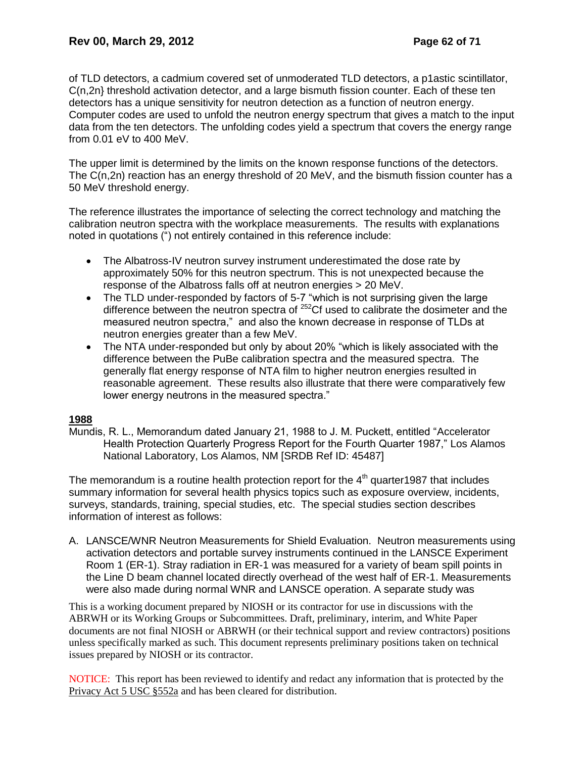of TLD detectors, a cadmium covered set of unmoderated TLD detectors, a p1astic scintillator, C(n,2n} threshold activation detector, and a large bismuth fission counter. Each of these ten detectors has a unique sensitivity for neutron detection as a function of neutron energy. Computer codes are used to unfold the neutron energy spectrum that gives a match to the input data from the ten detectors. The unfolding codes yield a spectrum that covers the energy range from 0.01 eV to 400 MeV.

The upper limit is determined by the limits on the known response functions of the detectors. The C(n,2n) reaction has an energy threshold of 20 MeV, and the bismuth fission counter has a 50 MeV threshold energy.

The reference illustrates the importance of selecting the correct technology and matching the calibration neutron spectra with the workplace measurements. The results with explanations noted in quotations (") not entirely contained in this reference include:

- The Albatross-IV neutron survey instrument underestimated the dose rate by approximately 50% for this neutron spectrum. This is not unexpected because the response of the Albatross falls off at neutron energies > 20 MeV.
- The TLD under-responded by factors of 5-7 "which is not surprising given the large difference between the neutron spectra of $^{252}$Cf used to calibrate the dosimeter and the measured neutron spectra," and also the known decrease in response of TLDs at neutron energies greater than a few MeV.
- The NTA under-responded but only by about 20% "which is likely associated with the difference between the PuBe calibration spectra and the measured spectra. The generally flat energy response of NTA film to higher neutron energies resulted in reasonable agreement. These results also illustrate that there were comparatively few lower energy neutrons in the measured spectra."

**1988**

Mundis, R. L., Memorandum dated January 21, 1988 to J. M. Puckett, entitled "Accelerator Health Protection Quarterly Progress Report for the Fourth Quarter 1987," Los Alamos National Laboratory, Los Alamos, NM [SRDB Ref ID: 45487]

The memorandum is a routine health protection report for the 4$^{th}$ quarter1987 that includes summary information for several health physics topics such as exposure overview, incidents, surveys, standards, training, special studies, etc. The special studies section describes information of interest as follows:

A. LANSCE/WNR Neutron Measurements for Shield Evaluation. Neutron measurements using activation detectors and portable survey instruments continued in the LANSCE Experiment Room 1 (ER-1). Stray radiation in ER-1 was measured for a variety of beam spill points in the Line D beam channel located directly overhead of the west half of ER-1. Measurements were also made during normal WNR and LANSCE operation. A separate study was

This is a working document prepared by NIOSH or its contractor for use in discussions with the ABRWH or its Working Groups or Subcommittees. Draft, preliminary, interim, and White Paper documents are not final NIOSH or ABRWH (or their technical support and review contractors) positions unless specifically marked as such. This document represents preliminary positions taken on technical issues prepared by NIOSH or its contractor.

NOTICE: This report has been reviewed to identify and redact any information that is protected by the Privacy Act 5 USC §552a and has been cleared for distribution.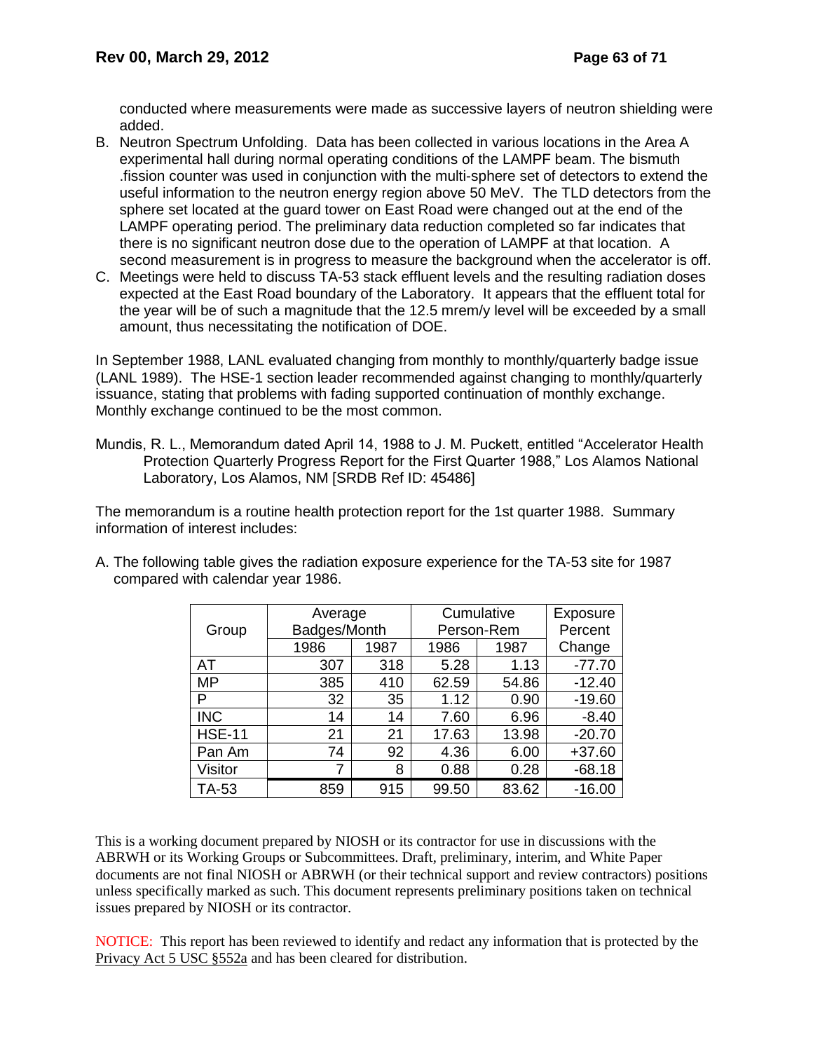conducted where measurements were made as successive layers of neutron shielding were added.

B. Neutron Spectrum Unfolding. Data has been collected in various locations in the Area A experimental hall during normal operating conditions of the LAMPF beam. The bismuth .fission counter was used in conjunction with the multi-sphere set of detectors to extend the useful information to the neutron energy region above 50 MeV. The TLD detectors from the sphere set located at the guard tower on East Road were changed out at the end of the LAMPF operating period. The preliminary data reduction completed so far indicates that there is no significant neutron dose due to the operation of LAMPF at that location. A second measurement is in progress to measure the background when the accelerator is off.
C. Meetings were held to discuss TA-53 stack effluent levels and the resulting radiation doses expected at the East Road boundary of the Laboratory. It appears that the effluent total for the year will be of such a magnitude that the 12.5 mrem/y level will be exceeded by a small amount, thus necessitating the notification of DOE.

In September 1988, LANL evaluated changing from monthly to monthly/quarterly badge issue (LANL 1989). The HSE-1 section leader recommended against changing to monthly/quarterly issuance, stating that problems with fading supported continuation of monthly exchange. Monthly exchange continued to be the most common.

Mundis, R. L., Memorandum dated April 14, 1988 to J. M. Puckett, entitled "Accelerator Health Protection Quarterly Progress Report for the First Quarter 1988," Los Alamos National Laboratory, Los Alamos, NM [SRDB Ref ID: 45486]

The memorandum is a routine health protection report for the 1st quarter 1988. Summary information of interest includes:

A. The following table gives the radiation exposure experience for the TA-53 site for 1987 compared with calendar year 1986.

| Group | Average Badges/Month | | Cumulative Person-Rem | | Exposure Percent Change |
|---|---|---|---|---|---|
| | 1986 | 1987 | 1986 | 1987 | |
| AT | 307 | 318 | 5.28 | 1.13 | -77.70 |
| MP | 385 | 410 | 62.59 | 54.86 | -12.40 |
| P | 32 | 35 | 1.12 | 0.90 | -19.60 |
| INC | 14 | 14 | 7.60 | 6.96 | -8.40 |
| HSE-11 | 21 | 21 | 17.63 | 13.98 | -20.70 |
| Pan Am | 74 | 92 | 4.36 | 6.00 | +37.60 |
| Visitor | 7 | 8 | 0.88 | 0.28 | -68.18 |
| TA-53 | 859 | 915 | 99.50 | 83.62 | -16.00 |

This is a working document prepared by NIOSH or its contractor for use in discussions with the ABRWH or its Working Groups or Subcommittees. Draft, preliminary, interim, and White Paper documents are not final NIOSH or ABRWH (or their technical support and review contractors) positions unless specifically marked as such. This document represents preliminary positions taken on technical issues prepared by NIOSH or its contractor.

NOTICE: This report has been reviewed to identify and redact any information that is protected by the Privacy Act 5 USC §552a and has been cleared for distribution.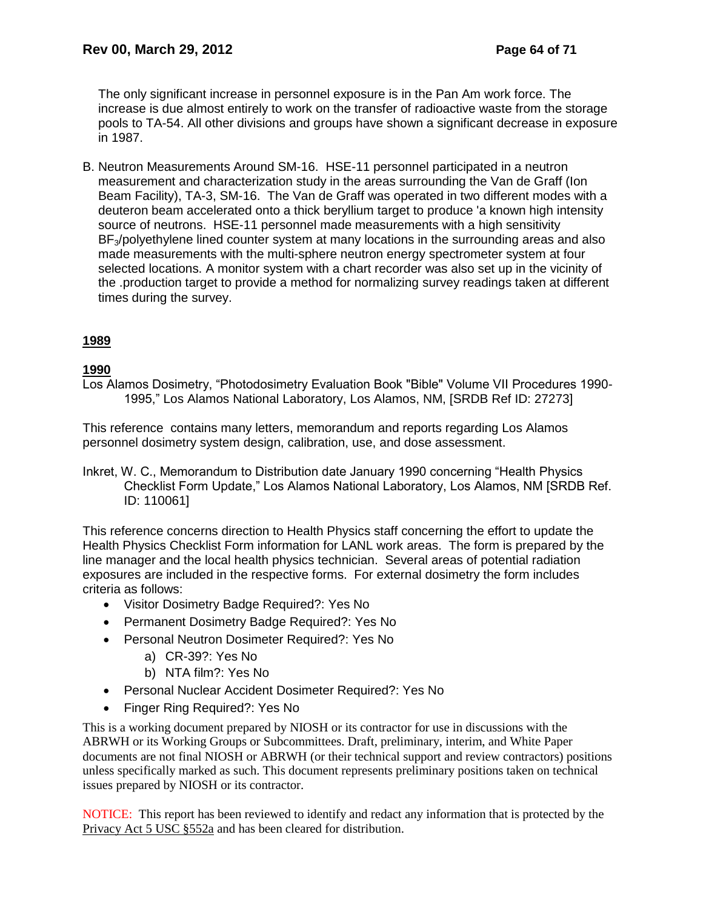The only significant increase in personnel exposure is in the Pan Am work force. The increase is due almost entirely to work on the transfer of radioactive waste from the storage pools to TA-54. All other divisions and groups have shown a significant decrease in exposure in 1987.

B. Neutron Measurements Around SM-16. HSE-11 personnel participated in a neutron measurement and characterization study in the areas surrounding the Van de Graff (Ion Beam Facility), TA-3, SM-16. The Van de Graff was operated in two different modes with a deuteron beam accelerated onto a thick beryllium target to produce 'a known high intensity source of neutrons. HSE-11 personnel made measurements with a high sensitivity $BF_3$/polyethylene lined counter system at many locations in the surrounding areas and also made measurements with the multi-sphere neutron energy spectrometer system at four selected locations. A monitor system with a chart recorder was also set up in the vicinity of the .production target to provide a method for normalizing survey readings taken at different times during the survey.

**1989**

**1990**

Los Alamos Dosimetry, "Photodosimetry Evaluation Book "Bible" Volume VII Procedures 1990-1995," Los Alamos National Laboratory, Los Alamos, NM, [SRDB Ref ID: 27273]

This reference contains many letters, memorandum and reports regarding Los Alamos personnel dosimetry system design, calibration, use, and dose assessment.

Inkret, W. C., Memorandum to Distribution date January 1990 concerning "Health Physics Checklist Form Update," Los Alamos National Laboratory, Los Alamos, NM [SRDB Ref. ID: 110061]

This reference concerns direction to Health Physics staff concerning the effort to update the Health Physics Checklist Form information for LANL work areas. The form is prepared by the line manager and the local health physics technician. Several areas of potential radiation exposures are included in the respective forms. For external dosimetry the form includes criteria as follows:

- Visitor Dosimetry Badge Required?: Yes No
- Permanent Dosimetry Badge Required?: Yes No
- Personal Neutron Dosimeter Required?: Yes No
    a) CR-39?: Yes No
    b) NTA film?: Yes No
- Personal Nuclear Accident Dosimeter Required?: Yes No
- Finger Ring Required?: Yes No

This is a working document prepared by NIOSH or its contractor for use in discussions with the ABRWH or its Working Groups or Subcommittees. Draft, preliminary, interim, and White Paper documents are not final NIOSH or ABRWH (or their technical support and review contractors) positions unless specifically marked as such. This document represents preliminary positions taken on technical issues prepared by NIOSH or its contractor.

NOTICE: This report has been reviewed to identify and redact any information that is protected by the Privacy Act 5 USC §552a and has been cleared for distribution.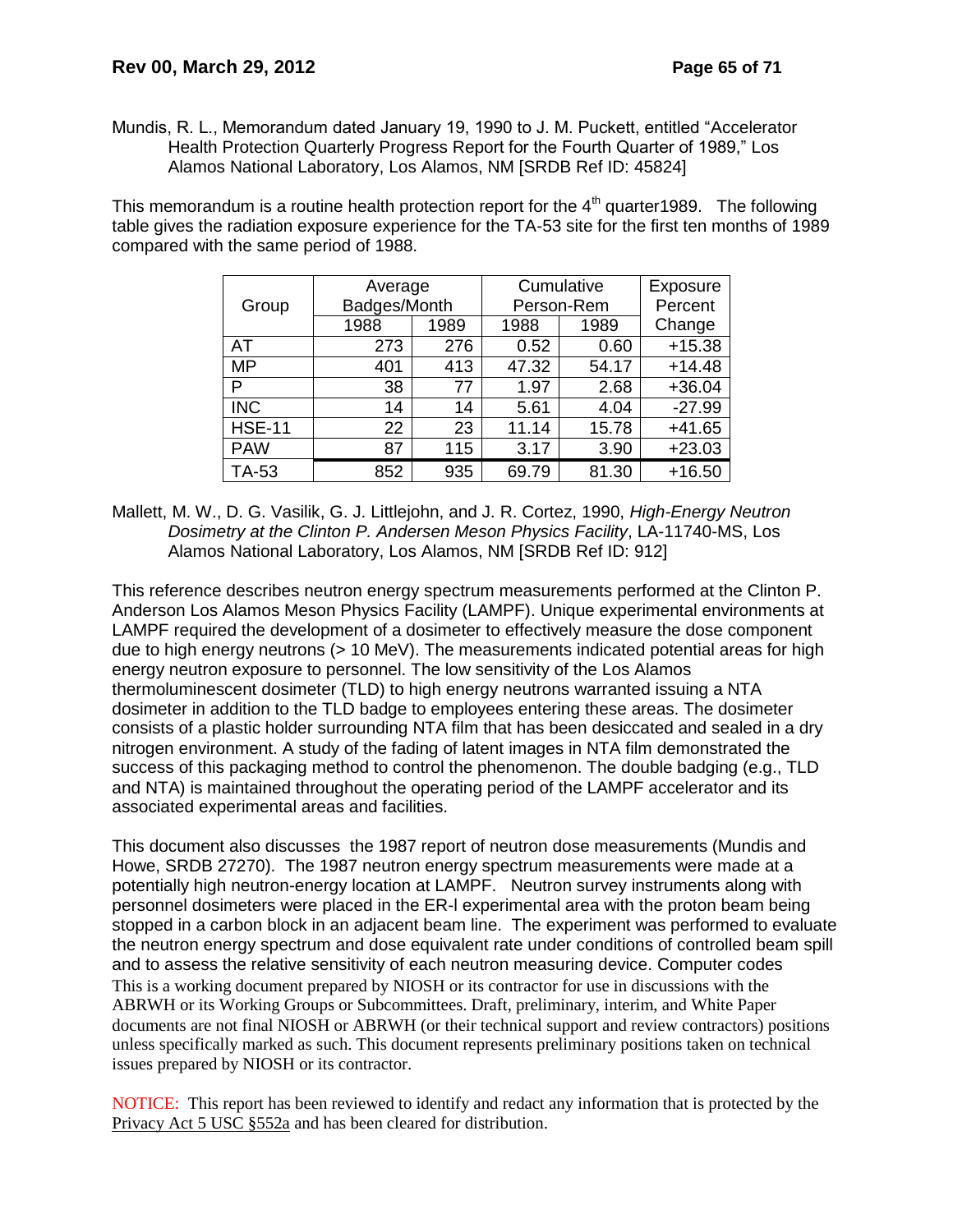Mundis, R. L., Memorandum dated January 19, 1990 to J. M. Puckett, entitled "Accelerator Health Protection Quarterly Progress Report for the Fourth Quarter of 1989," Los Alamos National Laboratory, Los Alamos, NM [SRDB Ref ID: 45824]

This memorandum is a routine health protection report for the 4th quarter1989. The following table gives the radiation exposure experience for the TA-53 site for the first ten months of 1989 compared with the same period of 1988.

| Group | Average Badges/Month | | Cumulative Person-Rem | | Exposure Percent Change |
|---|---|---|---|---|---|
| | 1988 | 1989 | 1988 | 1989 | |
| AT | 273 | 276 | 0.52 | 0.60 | +15.38 |
| MP | 401 | 413 | 47.32 | 54.17 | +14.48 |
| P | 38 | 77 | 1.97 | 2.68 | +36.04 |
| INC | 14 | 14 | 5.61 | 4.04 | -27.99 |
| HSE-11 | 22 | 23 | 11.14 | 15.78 | +41.65 |
| PAW | 87 | 115 | 3.17 | 3.90 | +23.03 |
| TA-53 | 852 | 935 | 69.79 | 81.30 | +16.50 |

Mallett, M. W., D. G. Vasilik, G. J. Littlejohn, and J. R. Cortez, 1990, *High-Energy Neutron Dosimetry at the Clinton P. Andersen Meson Physics Facility*, LA-11740-MS, Los Alamos National Laboratory, Los Alamos, NM [SRDB Ref ID: 912]

This reference describes neutron energy spectrum measurements performed at the Clinton P. Anderson Los Alamos Meson Physics Facility (LAMPF). Unique experimental environments at LAMPF required the development of a dosimeter to effectively measure the dose component due to high energy neutrons (> 10 MeV). The measurements indicated potential areas for high energy neutron exposure to personnel. The low sensitivity of the Los Alamos thermoluminescent dosimeter (TLD) to high energy neutrons warranted issuing a NTA dosimeter in addition to the TLD badge to employees entering these areas. The dosimeter consists of a plastic holder surrounding NTA film that has been desiccated and sealed in a dry nitrogen environment. A study of the fading of latent images in NTA film demonstrated the success of this packaging method to control the phenomenon. The double badging (e.g., TLD and NTA) is maintained throughout the operating period of the LAMPF accelerator and its associated experimental areas and facilities.

This document also discusses the 1987 report of neutron dose measurements (Mundis and Howe, SRDB 27270). The 1987 neutron energy spectrum measurements were made at a potentially high neutron-energy location at LAMPF. Neutron survey instruments along with personnel dosimeters were placed in the ER-l experimental area with the proton beam being stopped in a carbon block in an adjacent beam line. The experiment was performed to evaluate the neutron energy spectrum and dose equivalent rate under conditions of controlled beam spill and to assess the relative sensitivity of each neutron measuring device. Computer codes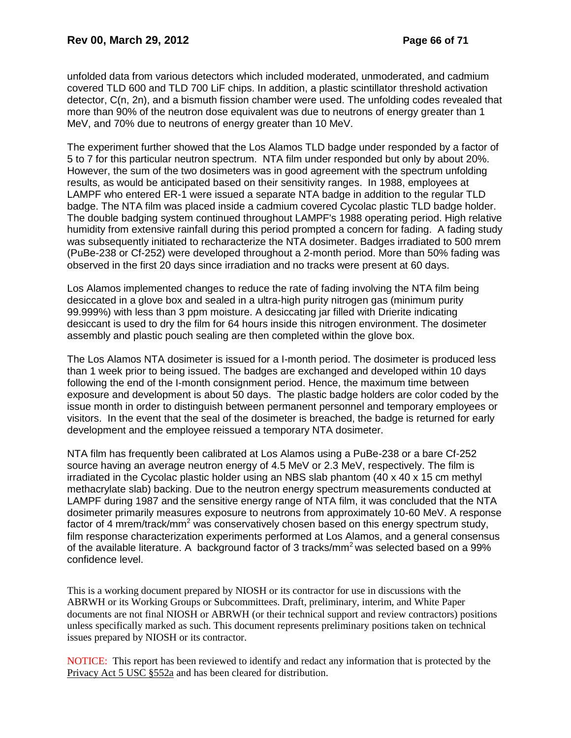unfolded data from various detectors which included moderated, unmoderated, and cadmium covered TLD 600 and TLD 700 LiF chips. In addition, a plastic scintillator threshold activation detector, C(n, 2n), and a bismuth fission chamber were used. The unfolding codes revealed that more than 90% of the neutron dose equivalent was due to neutrons of energy greater than 1 MeV, and 70% due to neutrons of energy greater than 10 MeV.

The experiment further showed that the Los Alamos TLD badge under responded by a factor of 5 to 7 for this particular neutron spectrum. NTA film under responded but only by about 20%. However, the sum of the two dosimeters was in good agreement with the spectrum unfolding results, as would be anticipated based on their sensitivity ranges. In 1988, employees at LAMPF who entered ER-1 were issued a separate NTA badge in addition to the regular TLD badge. The NTA film was placed inside a cadmium covered Cycolac plastic TLD badge holder. The double badging system continued throughout LAMPF's 1988 operating period. High relative humidity from extensive rainfall during this period prompted a concern for fading. A fading study was subsequently initiated to recharacterize the NTA dosimeter. Badges irradiated to 500 mrem (PuBe-238 or Cf-252) were developed throughout a 2-month period. More than 50% fading was observed in the first 20 days since irradiation and no tracks were present at 60 days.

Los Alamos implemented changes to reduce the rate of fading involving the NTA film being desiccated in a glove box and sealed in a ultra-high purity nitrogen gas (minimum purity 99.999%) with less than 3 ppm moisture. A desiccating jar filled with Drierite indicating desiccant is used to dry the film for 64 hours inside this nitrogen environment. The dosimeter assembly and plastic pouch sealing are then completed within the glove box.

The Los Alamos NTA dosimeter is issued for a I-month period. The dosimeter is produced less than 1 week prior to being issued. The badges are exchanged and developed within 10 days following the end of the I-month consignment period. Hence, the maximum time between exposure and development is about 50 days. The plastic badge holders are color coded by the issue month in order to distinguish between permanent personnel and temporary employees or visitors. In the event that the seal of the dosimeter is breached, the badge is returned for early development and the employee reissued a temporary NTA dosimeter.

NTA film has frequently been calibrated at Los Alamos using a PuBe-238 or a bare Cf-252 source having an average neutron energy of 4.5 MeV or 2.3 MeV, respectively. The film is irradiated in the Cycolac plastic holder using an NBS slab phantom (40 x 40 x 15 cm methyl methacrylate slab) backing. Due to the neutron energy spectrum measurements conducted at LAMPF during 1987 and the sensitive energy range of NTA film, it was concluded that the NTA dosimeter primarily measures exposure to neutrons from approximately 10-60 MeV. A response factor of 4 mrem/track/mm$^2$ was conservatively chosen based on this energy spectrum study, film response characterization experiments performed at Los Alamos, and a general consensus of the available literature. A background factor of 3 tracks/mm$^2$ was selected based on a 99% confidence level.

This is a working document prepared by NIOSH or its contractor for use in discussions with the ABRWH or its Working Groups or Subcommittees. Draft, preliminary, interim, and White Paper documents are not final NIOSH or ABRWH (or their technical support and review contractors) positions unless specifically marked as such. This document represents preliminary positions taken on technical issues prepared by NIOSH or its contractor.

NOTICE: This report has been reviewed to identify and redact any information that is protected by the Privacy Act 5 USC §552a and has been cleared for distribution.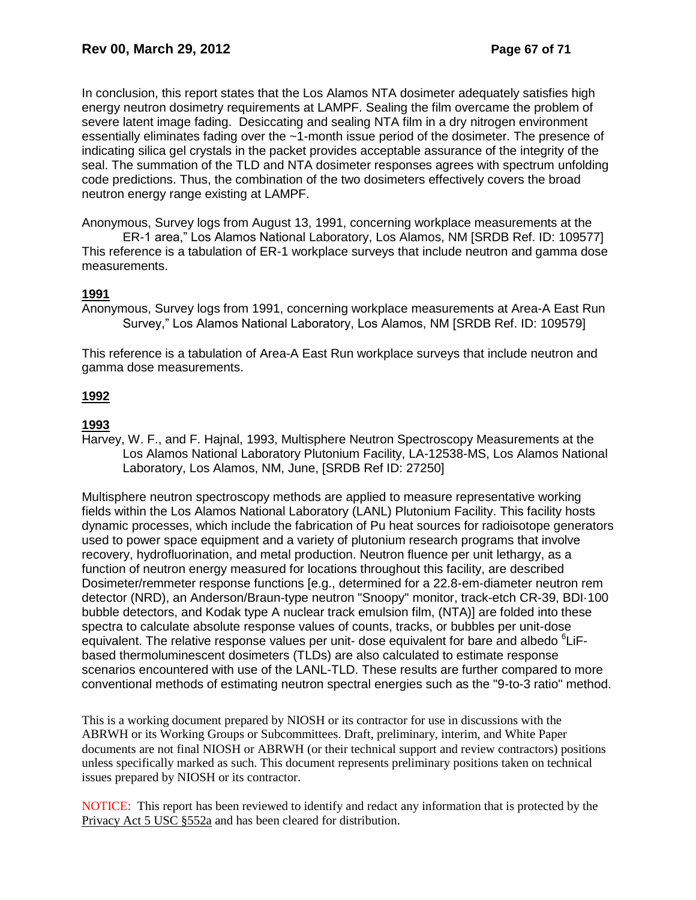In conclusion, this report states that the Los Alamos NTA dosimeter adequately satisfies high energy neutron dosimetry requirements at LAMPF. Sealing the film overcame the problem of severe latent image fading. Desiccating and sealing NTA film in a dry nitrogen environment essentially eliminates fading over the ~1-month issue period of the dosimeter. The presence of indicating silica gel crystals in the packet provides acceptable assurance of the integrity of the seal. The summation of the TLD and NTA dosimeter responses agrees with spectrum unfolding code predictions. Thus, the combination of the two dosimeters effectively covers the broad neutron energy range existing at LAMPF.

Anonymous, Survey logs from August 13, 1991, concerning workplace measurements at the ER-1 area," Los Alamos National Laboratory, Los Alamos, NM [SRDB Ref. ID: 109577]
This reference is a tabulation of ER-1 workplace surveys that include neutron and gamma dose measurements.

**1991**

Anonymous, Survey logs from 1991, concerning workplace measurements at Area-A East Run Survey," Los Alamos National Laboratory, Los Alamos, NM [SRDB Ref. ID: 109579]

This reference is a tabulation of Area-A East Run workplace surveys that include neutron and gamma dose measurements.

**1992**

**1993**

Harvey, W. F., and F. Hajnal, 1993, Multisphere Neutron Spectroscopy Measurements at the Los Alamos National Laboratory Plutonium Facility, LA-12538-MS, Los Alamos National Laboratory, Los Alamos, NM, June, [SRDB Ref ID: 27250]

Multisphere neutron spectroscopy methods are applied to measure representative working fields within the Los Alamos National Laboratory (LANL) Plutonium Facility. This facility hosts dynamic processes, which include the fabrication of Pu heat sources for radioisotope generators used to power space equipment and a variety of plutonium research programs that involve recovery, hydrofluorination, and metal production. Neutron fluence per unit lethargy, as a function of neutron energy measured for locations throughout this facility, are described Dosimeter/remmeter response functions [e.g., determined for a 22.8-em-diameter neutron rem detector (NRD), an Anderson/Braun-type neutron "Snoopy" monitor, track-etch CR-39, BDI·100 bubble detectors, and Kodak type A nuclear track emulsion film, (NTA)] are folded into these spectra to calculate absolute response values of counts, tracks, or bubbles per unit-dose equivalent. The relative response values per unit- dose equivalent for bare and albedo $^{6}$LiF-based thermoluminescent dosimeters (TLDs) are also calculated to estimate response scenarios encountered with use of the LANL-TLD. These results are further compared to more conventional methods of estimating neutron spectral energies such as the "9-to-3 ratio" method.

This is a working document prepared by NIOSH or its contractor for use in discussions with the ABRWH or its Working Groups or Subcommittees. Draft, preliminary, interim, and White Paper documents are not final NIOSH or ABRWH (or their technical support and review contractors) positions unless specifically marked as such. This document represents preliminary positions taken on technical issues prepared by NIOSH or its contractor.

NOTICE: This report has been reviewed to identify and redact any information that is protected by the Privacy Act 5 USC §552a and has been cleared for distribution.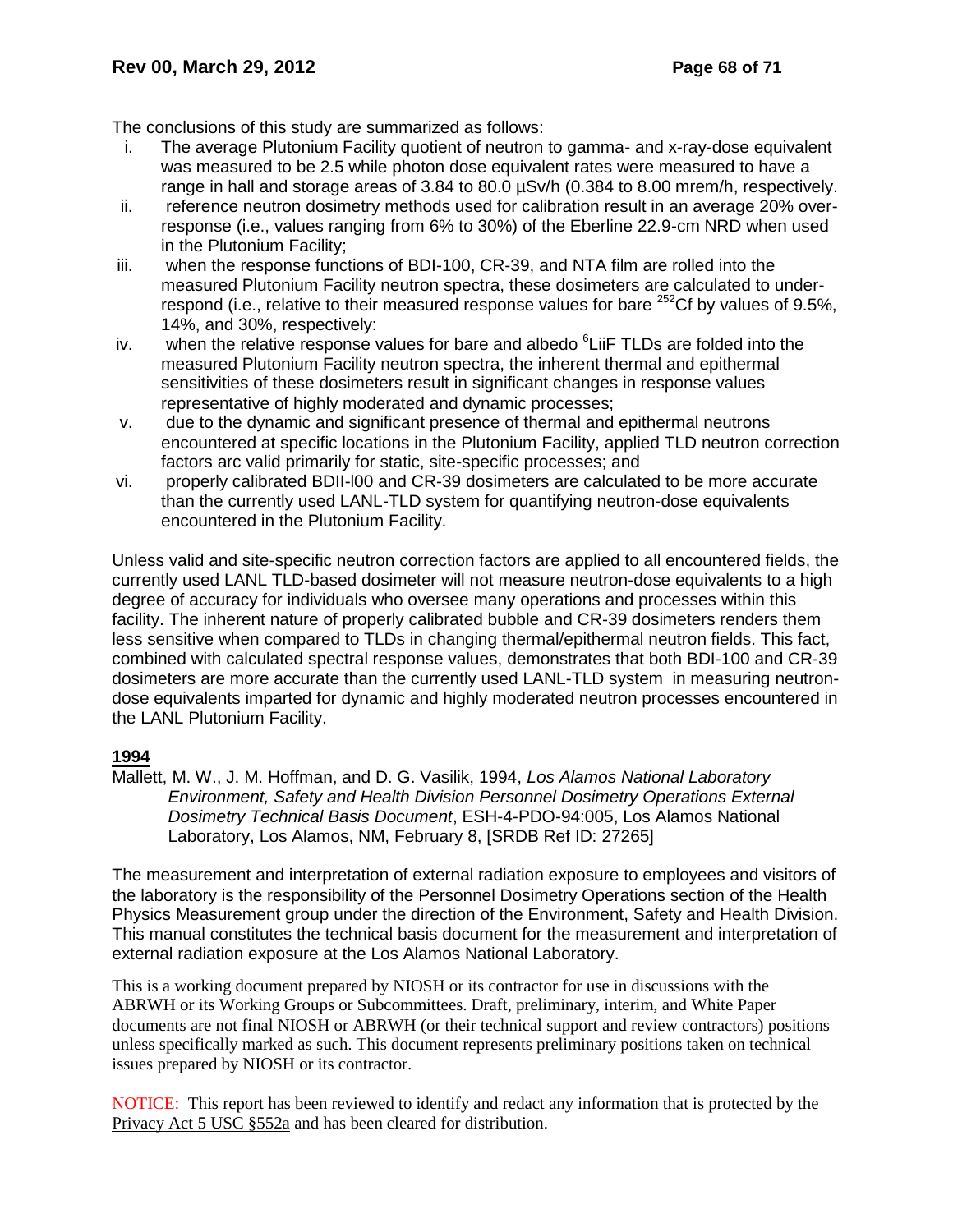The conclusions of this study are summarized as follows:

i. The average Plutonium Facility quotient of neutron to gamma- and x-ray-dose equivalent was measured to be 2.5 while photon dose equivalent rates were measured to have a range in hall and storage areas of 3.84 to 80.0 µSv/h (0.384 to 8.00 mrem/h, respectively.

ii. reference neutron dosimetry methods used for calibration result in an average 20% over-response (i.e., values ranging from 6% to 30%) of the Eberline 22.9-cm NRD when used in the Plutonium Facility;

iii. when the response functions of BDI-100, CR-39, and NTA film are rolled into the measured Plutonium Facility neutron spectra, these dosimeters are calculated to under-respond (i.e., relative to their measured response values for bare $^{252}$Cf by values of 9.5%, 14%, and 30%, respectively:

iv. when the relative response values for bare and albedo $^{6}$LiiF TLDs are folded into the measured Plutonium Facility neutron spectra, the inherent thermal and epithermal sensitivities of these dosimeters result in significant changes in response values representative of highly moderated and dynamic processes;

v. due to the dynamic and significant presence of thermal and epithermal neutrons encountered at specific locations in the Plutonium Facility, applied TLD neutron correction factors arc valid primarily for static, site-specific processes; and

vi. properly calibrated BDII-l00 and CR-39 dosimeters are calculated to be more accurate than the currently used LANL-TLD system for quantifying neutron-dose equivalents encountered in the Plutonium Facility.

Unless valid and site-specific neutron correction factors are applied to all encountered fields, the currently used LANL TLD-based dosimeter will not measure neutron-dose equivalents to a high degree of accuracy for individuals who oversee many operations and processes within this facility. The inherent nature of properly calibrated bubble and CR-39 dosimeters renders them less sensitive when compared to TLDs in changing thermal/epithermal neutron fields. This fact, combined with calculated spectral response values, demonstrates that both BDI-100 and CR-39 dosimeters are more accurate than the currently used LANL-TLD system in measuring neutron-dose equivalents imparted for dynamic and highly moderated neutron processes encountered in the LANL Plutonium Facility.

**1994**

Mallett, M. W., J. M. Hoffman, and D. G. Vasilik, 1994, *Los Alamos National Laboratory Environment, Safety and Health Division Personnel Dosimetry Operations External Dosimetry Technical Basis Document*, ESH-4-PDO-94:005, Los Alamos National Laboratory, Los Alamos, NM, February 8, [SRDB Ref ID: 27265]

The measurement and interpretation of external radiation exposure to employees and visitors of the laboratory is the responsibility of the Personnel Dosimetry Operations section of the Health Physics Measurement group under the direction of the Environment, Safety and Health Division. This manual constitutes the technical basis document for the measurement and interpretation of external radiation exposure at the Los Alamos National Laboratory.

This is a working document prepared by NIOSH or its contractor for use in discussions with the ABRWH or its Working Groups or Subcommittees. Draft, preliminary, interim, and White Paper documents are not final NIOSH or ABRWH (or their technical support and review contractors) positions unless specifically marked as such. This document represents preliminary positions taken on technical issues prepared by NIOSH or its contractor.

NOTICE: This report has been reviewed to identify and redact any information that is protected by the Privacy Act 5 USC §552a and has been cleared for distribution.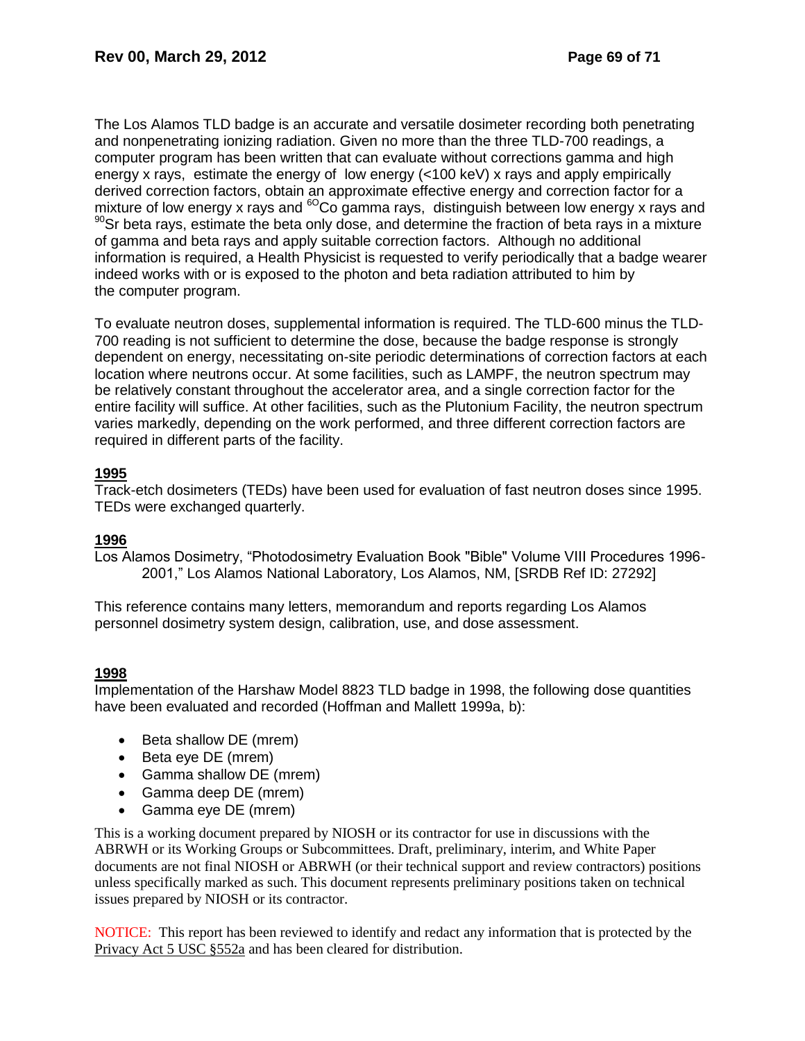The Los Alamos TLD badge is an accurate and versatile dosimeter recording both penetrating and nonpenetrating ionizing radiation. Given no more than the three TLD-700 readings, a computer program has been written that can evaluate without corrections gamma and high energy x rays, estimate the energy of low energy (<100 keV) x rays and apply empirically derived correction factors, obtain an approximate effective energy and correction factor for a mixture of low energy x rays and $^{60}Co$ gamma rays, distinguish between low energy x rays and $^{90}Sr$ beta rays, estimate the beta only dose, and determine the fraction of beta rays in a mixture of gamma and beta rays and apply suitable correction factors. Although no additional information is required, a Health Physicist is requested to verify periodically that a badge wearer indeed works with or is exposed to the photon and beta radiation attributed to him by the computer program.

To evaluate neutron doses, supplemental information is required. The TLD-600 minus the TLD-700 reading is not sufficient to determine the dose, because the badge response is strongly dependent on energy, necessitating on-site periodic determinations of correction factors at each location where neutrons occur. At some facilities, such as LAMPF, the neutron spectrum may be relatively constant throughout the accelerator area, and a single correction factor for the entire facility will suffice. At other facilities, such as the Plutonium Facility, the neutron spectrum varies markedly, depending on the work performed, and three different correction factors are required in different parts of the facility.

**1995**

Track-etch dosimeters (TEDs) have been used for evaluation of fast neutron doses since 1995. TEDs were exchanged quarterly.

**1996**

Los Alamos Dosimetry, "Photodosimetry Evaluation Book "Bible" Volume VIII Procedures 1996-2001," Los Alamos National Laboratory, Los Alamos, NM, [SRDB Ref ID: 27292]

This reference contains many letters, memorandum and reports regarding Los Alamos personnel dosimetry system design, calibration, use, and dose assessment.

**1998**

Implementation of the Harshaw Model 8823 TLD badge in 1998, the following dose quantities have been evaluated and recorded (Hoffman and Mallett 1999a, b):

- Beta shallow DE (mrem)
- Beta eye DE (mrem)
- Gamma shallow DE (mrem)
- Gamma deep DE (mrem)
- Gamma eye DE (mrem)

This is a working document prepared by NIOSH or its contractor for use in discussions with the ABRWH or its Working Groups or Subcommittees. Draft, preliminary, interim, and White Paper documents are not final NIOSH or ABRWH (or their technical support and review contractors) positions unless specifically marked as such. This document represents preliminary positions taken on technical issues prepared by NIOSH or its contractor.

NOTICE: This report has been reviewed to identify and redact any information that is protected by the Privacy Act 5 USC §552a and has been cleared for distribution.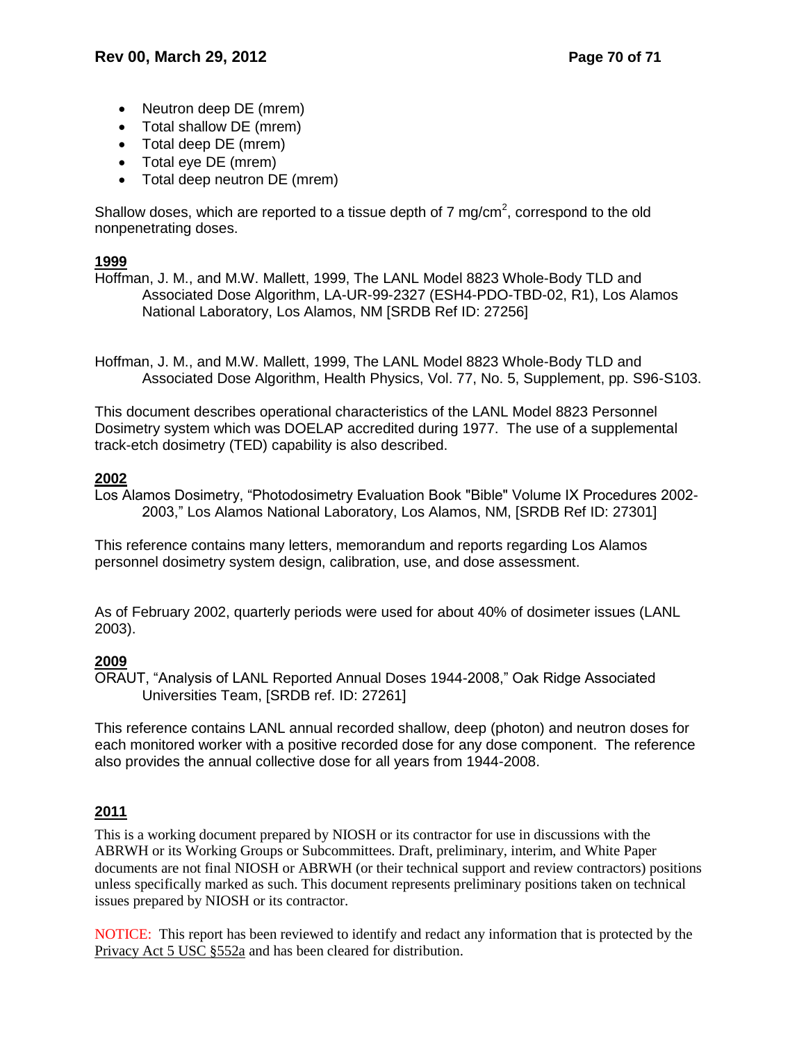- Neutron deep DE (mrem)
- Total shallow DE (mrem)
- Total deep DE (mrem)
- Total eye DE (mrem)
- Total deep neutron DE (mrem)

Shallow doses, which are reported to a tissue depth of 7 mg/cm$^2$, correspond to the old nonpenetrating doses.

**1999**

Hoffman, J. M., and M.W. Mallett, 1999, The LANL Model 8823 Whole-Body TLD and Associated Dose Algorithm, LA-UR-99-2327 (ESH4-PDO-TBD-02, R1), Los Alamos National Laboratory, Los Alamos, NM [SRDB Ref ID: 27256]

Hoffman, J. M., and M.W. Mallett, 1999, The LANL Model 8823 Whole-Body TLD and Associated Dose Algorithm, Health Physics, Vol. 77, No. 5, Supplement, pp. S96-S103.

This document describes operational characteristics of the LANL Model 8823 Personnel Dosimetry system which was DOELAP accredited during 1977. The use of a supplemental track-etch dosimetry (TED) capability is also described.

**2002**

Los Alamos Dosimetry, "Photodosimetry Evaluation Book "Bible" Volume IX Procedures 2002-2003," Los Alamos National Laboratory, Los Alamos, NM, [SRDB Ref ID: 27301]

This reference contains many letters, memorandum and reports regarding Los Alamos personnel dosimetry system design, calibration, use, and dose assessment.

As of February 2002, quarterly periods were used for about 40% of dosimeter issues (LANL 2003).

**2009**

ORAUT, "Analysis of LANL Reported Annual Doses 1944-2008," Oak Ridge Associated Universities Team, [SRDB ref. ID: 27261]

This reference contains LANL annual recorded shallow, deep (photon) and neutron doses for each monitored worker with a positive recorded dose for any dose component. The reference also provides the annual collective dose for all years from 1944-2008.

**2011**

This is a working document prepared by NIOSH or its contractor for use in discussions with the ABRWH or its Working Groups or Subcommittees. Draft, preliminary, interim, and White Paper documents are not final NIOSH or ABRWH (or their technical support and review contractors) positions unless specifically marked as such. This document represents preliminary positions taken on technical issues prepared by NIOSH or its contractor.

NOTICE: This report has been reviewed to identify and redact any information that is protected by the Privacy Act 5 USC §552a and has been cleared for distribution.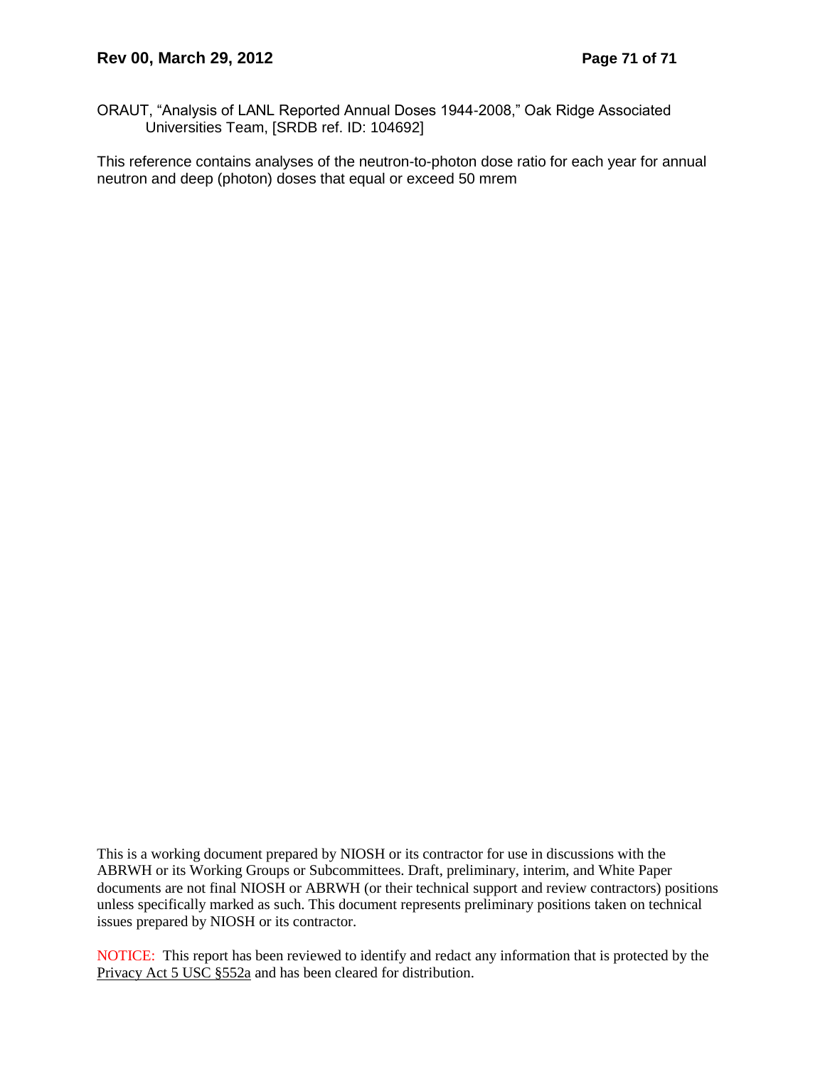ORAUT, "Analysis of LANL Reported Annual Doses 1944-2008," Oak Ridge Associated Universities Team, [SRDB ref. ID: 104692]

This reference contains analyses of the neutron-to-photon dose ratio for each year for annual neutron and deep (photon) doses that equal or exceed 50 mrem

This is a working document prepared by NIOSH or its contractor for use in discussions with the ABRWH or its Working Groups or Subcommittees. Draft, preliminary, interim, and White Paper documents are not final NIOSH or ABRWH (or their technical support and review contractors) positions unless specifically marked as such. This document represents preliminary positions taken on technical issues prepared by NIOSH or its contractor.

NOTICE: This report has been reviewed to identify and redact any information that is protected by the Privacy Act 5 USC §552a and has been cleared for distribution.